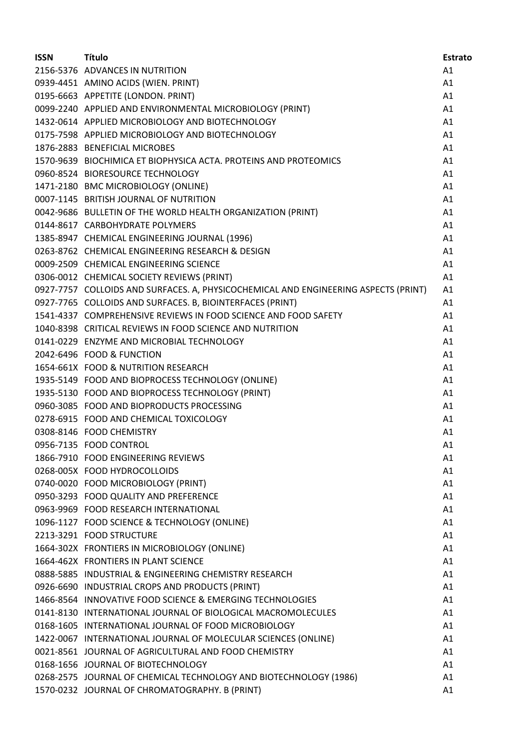| ISSN | Título | Estrato |
|---|---|---|
| 2156-5376 | ADVANCES IN NUTRITION | A1 |
| 0939-4451 | AMINO ACIDS (WIEN. PRINT) | A1 |
| 0195-6663 | APPETITE (LONDON. PRINT) | A1 |
| 0099-2240 | APPLIED AND ENVIRONMENTAL MICROBIOLOGY (PRINT) | A1 |
| 1432-0614 | APPLIED MICROBIOLOGY AND BIOTECHNOLOGY | A1 |
| 0175-7598 | APPLIED MICROBIOLOGY AND BIOTECHNOLOGY | A1 |
| 1876-2883 | BENEFICIAL MICROBES | A1 |
| 1570-9639 | BIOCHIMICA ET BIOPHYSICA ACTA. PROTEINS AND PROTEOMICS | A1 |
| 0960-8524 | BIORESOURCE TECHNOLOGY | A1 |
| 1471-2180 | BMC MICROBIOLOGY (ONLINE) | A1 |
| 0007-1145 | BRITISH JOURNAL OF NUTRITION | A1 |
| 0042-9686 | BULLETIN OF THE WORLD HEALTH ORGANIZATION (PRINT) | A1 |
| 0144-8617 | CARBOHYDRATE POLYMERS | A1 |
| 1385-8947 | CHEMICAL ENGINEERING JOURNAL (1996) | A1 |
| 0263-8762 | CHEMICAL ENGINEERING RESEARCH & DESIGN | A1 |
| 0009-2509 | CHEMICAL ENGINEERING SCIENCE | A1 |
| 0306-0012 | CHEMICAL SOCIETY REVIEWS (PRINT) | A1 |
| 0927-7757 | COLLOIDS AND SURFACES. A, PHYSICOCHEMICAL AND ENGINEERING ASPECTS (PRINT) | A1 |
| 0927-7765 | COLLOIDS AND SURFACES. B, BIOINTERFACES (PRINT) | A1 |
| 1541-4337 | COMPREHENSIVE REVIEWS IN FOOD SCIENCE AND FOOD SAFETY | A1 |
| 1040-8398 | CRITICAL REVIEWS IN FOOD SCIENCE AND NUTRITION | A1 |
| 0141-0229 | ENZYME AND MICROBIAL TECHNOLOGY | A1 |
| 2042-6496 | FOOD & FUNCTION | A1 |
| 1654-661X | FOOD & NUTRITION RESEARCH | A1 |
| 1935-5149 | FOOD AND BIOPROCESS TECHNOLOGY (ONLINE) | A1 |
| 1935-5130 | FOOD AND BIOPROCESS TECHNOLOGY (PRINT) | A1 |
| 0960-3085 | FOOD AND BIOPRODUCTS PROCESSING | A1 |
| 0278-6915 | FOOD AND CHEMICAL TOXICOLOGY | A1 |
| 0308-8146 | FOOD CHEMISTRY | A1 |
| 0956-7135 | FOOD CONTROL | A1 |
| 1866-7910 | FOOD ENGINEERING REVIEWS | A1 |
| 0268-005X | FOOD HYDROCOLLOIDS | A1 |
| 0740-0020 | FOOD MICROBIOLOGY (PRINT) | A1 |
| 0950-3293 | FOOD QUALITY AND PREFERENCE | A1 |
| 0963-9969 | FOOD RESEARCH INTERNATIONAL | A1 |
| 1096-1127 | FOOD SCIENCE & TECHNOLOGY (ONLINE) | A1 |
| 2213-3291 | FOOD STRUCTURE | A1 |
| 1664-302X | FRONTIERS IN MICROBIOLOGY (ONLINE) | A1 |
| 1664-462X | FRONTIERS IN PLANT SCIENCE | A1 |
| 0888-5885 | INDUSTRIAL & ENGINEERING CHEMISTRY RESEARCH | A1 |
| 0926-6690 | INDUSTRIAL CROPS AND PRODUCTS (PRINT) | A1 |
| 1466-8564 | INNOVATIVE FOOD SCIENCE & EMERGING TECHNOLOGIES | A1 |
| 0141-8130 | INTERNATIONAL JOURNAL OF BIOLOGICAL MACROMOLECULES | A1 |
| 0168-1605 | INTERNATIONAL JOURNAL OF FOOD MICROBIOLOGY | A1 |
| 1422-0067 | INTERNATIONAL JOURNAL OF MOLECULAR SCIENCES (ONLINE) | A1 |
| 0021-8561 | JOURNAL OF AGRICULTURAL AND FOOD CHEMISTRY | A1 |
| 0168-1656 | JOURNAL OF BIOTECHNOLOGY | A1 |
| 0268-2575 | JOURNAL OF CHEMICAL TECHNOLOGY AND BIOTECHNOLOGY (1986) | A1 |
| 1570-0232 | JOURNAL OF CHROMATOGRAPHY. B (PRINT) | A1 |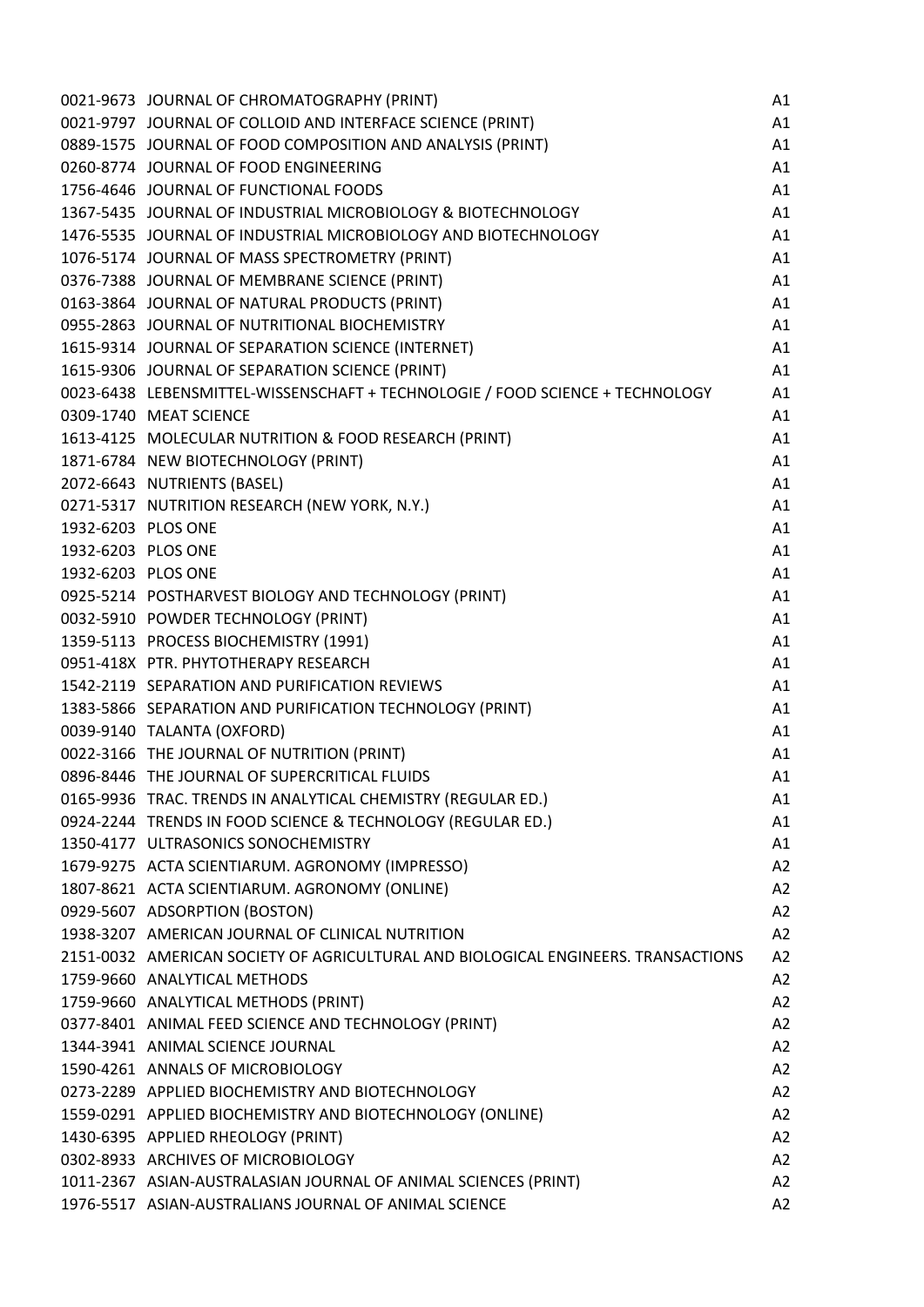| | | |
|---|---|---|
| 0021-9673 | JOURNAL OF CHROMATOGRAPHY (PRINT) | A1 |
| 0021-9797 | JOURNAL OF COLLOID AND INTERFACE SCIENCE (PRINT) | A1 |
| 0889-1575 | JOURNAL OF FOOD COMPOSITION AND ANALYSIS (PRINT) | A1 |
| 0260-8774 | JOURNAL OF FOOD ENGINEERING | A1 |
| 1756-4646 | JOURNAL OF FUNCTIONAL FOODS | A1 |
| 1367-5435 | JOURNAL OF INDUSTRIAL MICROBIOLOGY & BIOTECHNOLOGY | A1 |
| 1476-5535 | JOURNAL OF INDUSTRIAL MICROBIOLOGY AND BIOTECHNOLOGY | A1 |
| 1076-5174 | JOURNAL OF MASS SPECTROMETRY (PRINT) | A1 |
| 0376-7388 | JOURNAL OF MEMBRANE SCIENCE (PRINT) | A1 |
| 0163-3864 | JOURNAL OF NATURAL PRODUCTS (PRINT) | A1 |
| 0955-2863 | JOURNAL OF NUTRITIONAL BIOCHEMISTRY | A1 |
| 1615-9314 | JOURNAL OF SEPARATION SCIENCE (INTERNET) | A1 |
| 1615-9306 | JOURNAL OF SEPARATION SCIENCE (PRINT) | A1 |
| 0023-6438 | LEBENSMITTEL-WISSENSCHAFT + TECHNOLOGIE / FOOD SCIENCE + TECHNOLOGY | A1 |
| 0309-1740 | MEAT SCIENCE | A1 |
| 1613-4125 | MOLECULAR NUTRITION & FOOD RESEARCH (PRINT) | A1 |
| 1871-6784 | NEW BIOTECHNOLOGY (PRINT) | A1 |
| 2072-6643 | NUTRIENTS (BASEL) | A1 |
| 0271-5317 | NUTRITION RESEARCH (NEW YORK, N.Y.) | A1 |
| 1932-6203 | PLOS ONE | A1 |
| 1932-6203 | PLOS ONE | A1 |
| 1932-6203 | PLOS ONE | A1 |
| 0925-5214 | POSTHARVEST BIOLOGY AND TECHNOLOGY (PRINT) | A1 |
| 0032-5910 | POWDER TECHNOLOGY (PRINT) | A1 |
| 1359-5113 | PROCESS BIOCHEMISTRY (1991) | A1 |
| 0951-418X | PTR. PHYTOTHERAPY RESEARCH | A1 |
| 1542-2119 | SEPARATION AND PURIFICATION REVIEWS | A1 |
| 1383-5866 | SEPARATION AND PURIFICATION TECHNOLOGY (PRINT) | A1 |
| 0039-9140 | TALANTA (OXFORD) | A1 |
| 0022-3166 | THE JOURNAL OF NUTRITION (PRINT) | A1 |
| 0896-8446 | THE JOURNAL OF SUPERCRITICAL FLUIDS | A1 |
| 0165-9936 | TRAC. TRENDS IN ANALYTICAL CHEMISTRY (REGULAR ED.) | A1 |
| 0924-2244 | TRENDS IN FOOD SCIENCE & TECHNOLOGY (REGULAR ED.) | A1 |
| 1350-4177 | ULTRASONICS SONOCHEMISTRY | A1 |
| 1679-9275 | ACTA SCIENTIARUM. AGRONOMY (IMPRESSO) | A2 |
| 1807-8621 | ACTA SCIENTIARUM. AGRONOMY (ONLINE) | A2 |
| 0929-5607 | ADSORPTION (BOSTON) | A2 |
| 1938-3207 | AMERICAN JOURNAL OF CLINICAL NUTRITION | A2 |
| 2151-0032 | AMERICAN SOCIETY OF AGRICULTURAL AND BIOLOGICAL ENGINEERS. TRANSACTIONS | A2 |
| 1759-9660 | ANALYTICAL METHODS | A2 |
| 1759-9660 | ANALYTICAL METHODS (PRINT) | A2 |
| 0377-8401 | ANIMAL FEED SCIENCE AND TECHNOLOGY (PRINT) | A2 |
| 1344-3941 | ANIMAL SCIENCE JOURNAL | A2 |
| 1590-4261 | ANNALS OF MICROBIOLOGY | A2 |
| 0273-2289 | APPLIED BIOCHEMISTRY AND BIOTECHNOLOGY | A2 |
| 1559-0291 | APPLIED BIOCHEMISTRY AND BIOTECHNOLOGY (ONLINE) | A2 |
| 1430-6395 | APPLIED RHEOLOGY (PRINT) | A2 |
| 0302-8933 | ARCHIVES OF MICROBIOLOGY | A2 |
| 1011-2367 | ASIAN-AUSTRALASIAN JOURNAL OF ANIMAL SCIENCES (PRINT) | A2 |
| 1976-5517 | ASIAN-AUSTRALIANS JOURNAL OF ANIMAL SCIENCE | A2 |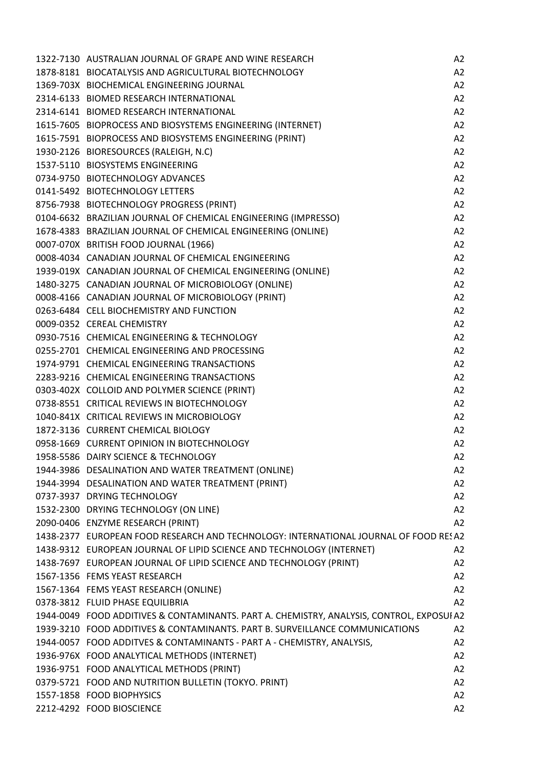| | | |
|---|---|---|
| 1322-7130 | AUSTRALIAN JOURNAL OF GRAPE AND WINE RESEARCH | A2 |
| 1878-8181 | BIOCATALYSIS AND AGRICULTURAL BIOTECHNOLOGY | A2 |
| 1369-703X | BIOCHEMICAL ENGINEERING JOURNAL | A2 |
| 2314-6133 | BIOMED RESEARCH INTERNATIONAL | A2 |
| 2314-6141 | BIOMED RESEARCH INTERNATIONAL | A2 |
| 1615-7605 | BIOPROCESS AND BIOSYSTEMS ENGINEERING (INTERNET) | A2 |
| 1615-7591 | BIOPROCESS AND BIOSYSTEMS ENGINEERING (PRINT) | A2 |
| 1930-2126 | BIORESOURCES (RALEIGH, N.C) | A2 |
| 1537-5110 | BIOSYSTEMS ENGINEERING | A2 |
| 0734-9750 | BIOTECHNOLOGY ADVANCES | A2 |
| 0141-5492 | BIOTECHNOLOGY LETTERS | A2 |
| 8756-7938 | BIOTECHNOLOGY PROGRESS (PRINT) | A2 |
| 0104-6632 | BRAZILIAN JOURNAL OF CHEMICAL ENGINEERING (IMPRESSO) | A2 |
| 1678-4383 | BRAZILIAN JOURNAL OF CHEMICAL ENGINEERING (ONLINE) | A2 |
| 0007-070X | BRITISH FOOD JOURNAL (1966) | A2 |
| 0008-4034 | CANADIAN JOURNAL OF CHEMICAL ENGINEERING | A2 |
| 1939-019X | CANADIAN JOURNAL OF CHEMICAL ENGINEERING (ONLINE) | A2 |
| 1480-3275 | CANADIAN JOURNAL OF MICROBIOLOGY (ONLINE) | A2 |
| 0008-4166 | CANADIAN JOURNAL OF MICROBIOLOGY (PRINT) | A2 |
| 0263-6484 | CELL BIOCHEMISTRY AND FUNCTION | A2 |
| 0009-0352 | CEREAL CHEMISTRY | A2 |
| 0930-7516 | CHEMICAL ENGINEERING & TECHNOLOGY | A2 |
| 0255-2701 | CHEMICAL ENGINEERING AND PROCESSING | A2 |
| 1974-9791 | CHEMICAL ENGINEERING TRANSACTIONS | A2 |
| 2283-9216 | CHEMICAL ENGINEERING TRANSACTIONS | A2 |
| 0303-402X | COLLOID AND POLYMER SCIENCE (PRINT) | A2 |
| 0738-8551 | CRITICAL REVIEWS IN BIOTECHNOLOGY | A2 |
| 1040-841X | CRITICAL REVIEWS IN MICROBIOLOGY | A2 |
| 1872-3136 | CURRENT CHEMICAL BIOLOGY | A2 |
| 0958-1669 | CURRENT OPINION IN BIOTECHNOLOGY | A2 |
| 1958-5586 | DAIRY SCIENCE & TECHNOLOGY | A2 |
| 1944-3986 | DESALINATION AND WATER TREATMENT (ONLINE) | A2 |
| 1944-3994 | DESALINATION AND WATER TREATMENT (PRINT) | A2 |
| 0737-3937 | DRYING TECHNOLOGY | A2 |
| 1532-2300 | DRYING TECHNOLOGY (ON LINE) | A2 |
| 2090-0406 | ENZYME RESEARCH (PRINT) | A2 |
| 1438-2377 | EUROPEAN FOOD RESEARCH AND TECHNOLOGY: INTERNATIONAL JOURNAL OF FOOD RES | A2 |
| 1438-9312 | EUROPEAN JOURNAL OF LIPID SCIENCE AND TECHNOLOGY (INTERNET) | A2 |
| 1438-7697 | EUROPEAN JOURNAL OF LIPID SCIENCE AND TECHNOLOGY (PRINT) | A2 |
| 1567-1356 | FEMS YEAST RESEARCH | A2 |
| 1567-1364 | FEMS YEAST RESEARCH (ONLINE) | A2 |
| 0378-3812 | FLUID PHASE EQUILIBRIA | A2 |
| 1944-0049 | FOOD ADDITIVES & CONTAMINANTS. PART A. CHEMISTRY, ANALYSIS, CONTROL, EXPOSUI | A2 |
| 1939-3210 | FOOD ADDITIVES & CONTAMINANTS. PART B. SURVEILLANCE COMMUNICATIONS | A2 |
| 1944-0057 | FOOD ADDITVES & CONTAMINANTS - PART A - CHEMISTRY, ANALYSIS, | A2 |
| 1936-976X | FOOD ANALYTICAL METHODS (INTERNET) | A2 |
| 1936-9751 | FOOD ANALYTICAL METHODS (PRINT) | A2 |
| 0379-5721 | FOOD AND NUTRITION BULLETIN (TOKYO. PRINT) | A2 |
| 1557-1858 | FOOD BIOPHYSICS | A2 |
| 2212-4292 | FOOD BIOSCIENCE | A2 |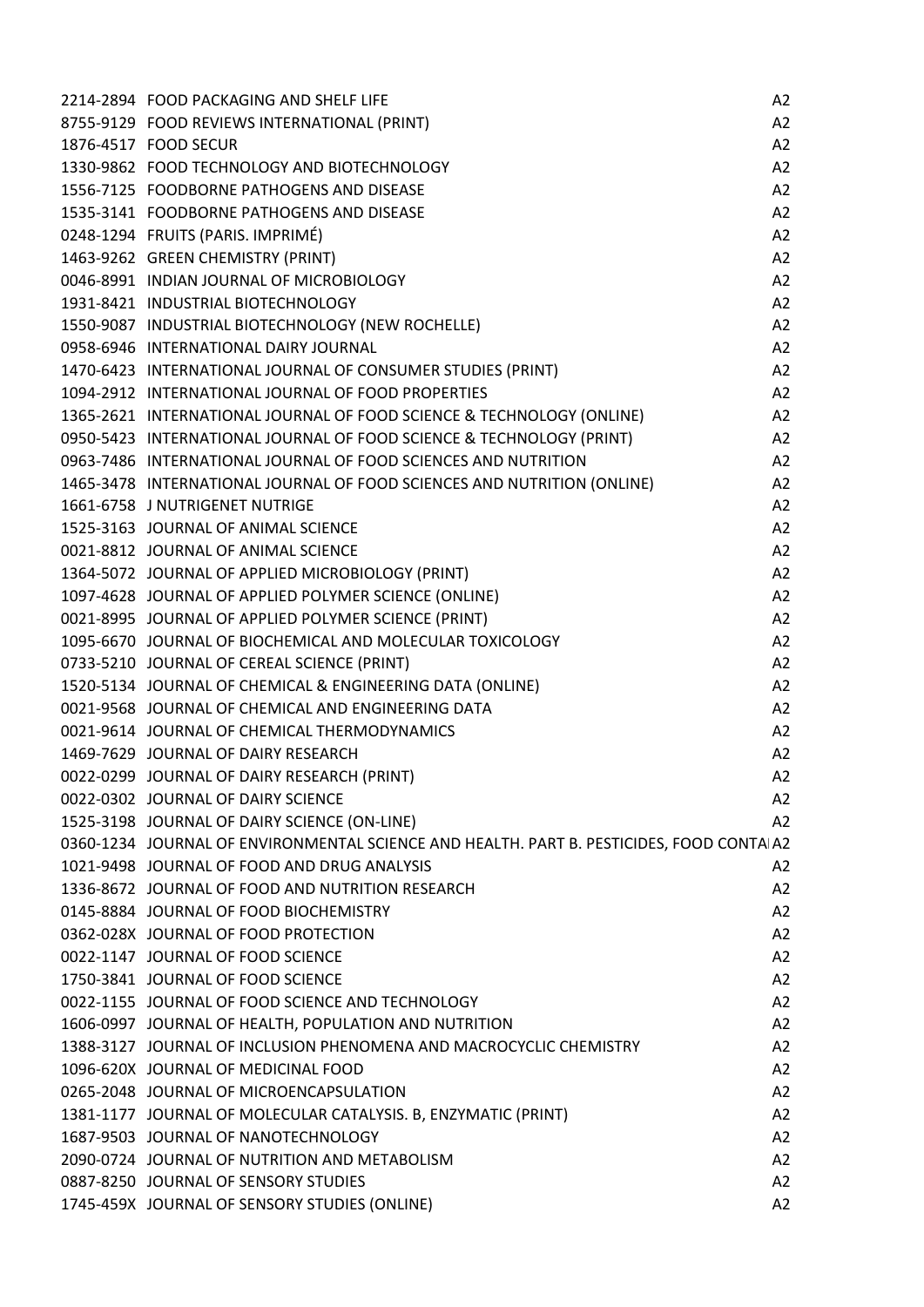| | | |
|---|---|---|
| 2214-2894 | FOOD PACKAGING AND SHELF LIFE | A2 |
| 8755-9129 | FOOD REVIEWS INTERNATIONAL (PRINT) | A2 |
| 1876-4517 | FOOD SECUR | A2 |
| 1330-9862 | FOOD TECHNOLOGY AND BIOTECHNOLOGY | A2 |
| 1556-7125 | FOODBORNE PATHOGENS AND DISEASE | A2 |
| 1535-3141 | FOODBORNE PATHOGENS AND DISEASE | A2 |
| 0248-1294 | FRUITS (PARIS. IMPRIMÉ) | A2 |
| 1463-9262 | GREEN CHEMISTRY (PRINT) | A2 |
| 0046-8991 | INDIAN JOURNAL OF MICROBIOLOGY | A2 |
| 1931-8421 | INDUSTRIAL BIOTECHNOLOGY | A2 |
| 1550-9087 | INDUSTRIAL BIOTECHNOLOGY (NEW ROCHELLE) | A2 |
| 0958-6946 | INTERNATIONAL DAIRY JOURNAL | A2 |
| 1470-6423 | INTERNATIONAL JOURNAL OF CONSUMER STUDIES (PRINT) | A2 |
| 1094-2912 | INTERNATIONAL JOURNAL OF FOOD PROPERTIES | A2 |
| 1365-2621 | INTERNATIONAL JOURNAL OF FOOD SCIENCE & TECHNOLOGY (ONLINE) | A2 |
| 0950-5423 | INTERNATIONAL JOURNAL OF FOOD SCIENCE & TECHNOLOGY (PRINT) | A2 |
| 0963-7486 | INTERNATIONAL JOURNAL OF FOOD SCIENCES AND NUTRITION | A2 |
| 1465-3478 | INTERNATIONAL JOURNAL OF FOOD SCIENCES AND NUTRITION (ONLINE) | A2 |
| 1661-6758 | J NUTRIGENET NUTRIGE | A2 |
| 1525-3163 | JOURNAL OF ANIMAL SCIENCE | A2 |
| 0021-8812 | JOURNAL OF ANIMAL SCIENCE | A2 |
| 1364-5072 | JOURNAL OF APPLIED MICROBIOLOGY (PRINT) | A2 |
| 1097-4628 | JOURNAL OF APPLIED POLYMER SCIENCE (ONLINE) | A2 |
| 0021-8995 | JOURNAL OF APPLIED POLYMER SCIENCE (PRINT) | A2 |
| 1095-6670 | JOURNAL OF BIOCHEMICAL AND MOLECULAR TOXICOLOGY | A2 |
| 0733-5210 | JOURNAL OF CEREAL SCIENCE (PRINT) | A2 |
| 1520-5134 | JOURNAL OF CHEMICAL & ENGINEERING DATA (ONLINE) | A2 |
| 0021-9568 | JOURNAL OF CHEMICAL AND ENGINEERING DATA | A2 |
| 0021-9614 | JOURNAL OF CHEMICAL THERMODYNAMICS | A2 |
| 1469-7629 | JOURNAL OF DAIRY RESEARCH | A2 |
| 0022-0299 | JOURNAL OF DAIRY RESEARCH (PRINT) | A2 |
| 0022-0302 | JOURNAL OF DAIRY SCIENCE | A2 |
| 1525-3198 | JOURNAL OF DAIRY SCIENCE (ON-LINE) | A2 |
| 0360-1234 | JOURNAL OF ENVIRONMENTAL SCIENCE AND HEALTH. PART B. PESTICIDES, FOOD CONTA | A2 |
| 1021-9498 | JOURNAL OF FOOD AND DRUG ANALYSIS | A2 |
| 1336-8672 | JOURNAL OF FOOD AND NUTRITION RESEARCH | A2 |
| 0145-8884 | JOURNAL OF FOOD BIOCHEMISTRY | A2 |
| 0362-028X | JOURNAL OF FOOD PROTECTION | A2 |
| 0022-1147 | JOURNAL OF FOOD SCIENCE | A2 |
| 1750-3841 | JOURNAL OF FOOD SCIENCE | A2 |
| 0022-1155 | JOURNAL OF FOOD SCIENCE AND TECHNOLOGY | A2 |
| 1606-0997 | JOURNAL OF HEALTH, POPULATION AND NUTRITION | A2 |
| 1388-3127 | JOURNAL OF INCLUSION PHENOMENA AND MACROCYCLIC CHEMISTRY | A2 |
| 1096-620X | JOURNAL OF MEDICINAL FOOD | A2 |
| 0265-2048 | JOURNAL OF MICROENCAPSULATION | A2 |
| 1381-1177 | JOURNAL OF MOLECULAR CATALYSIS. B, ENZYMATIC (PRINT) | A2 |
| 1687-9503 | JOURNAL OF NANOTECHNOLOGY | A2 |
| 2090-0724 | JOURNAL OF NUTRITION AND METABOLISM | A2 |
| 0887-8250 | JOURNAL OF SENSORY STUDIES | A2 |
| 1745-459X | JOURNAL OF SENSORY STUDIES (ONLINE) | A2 |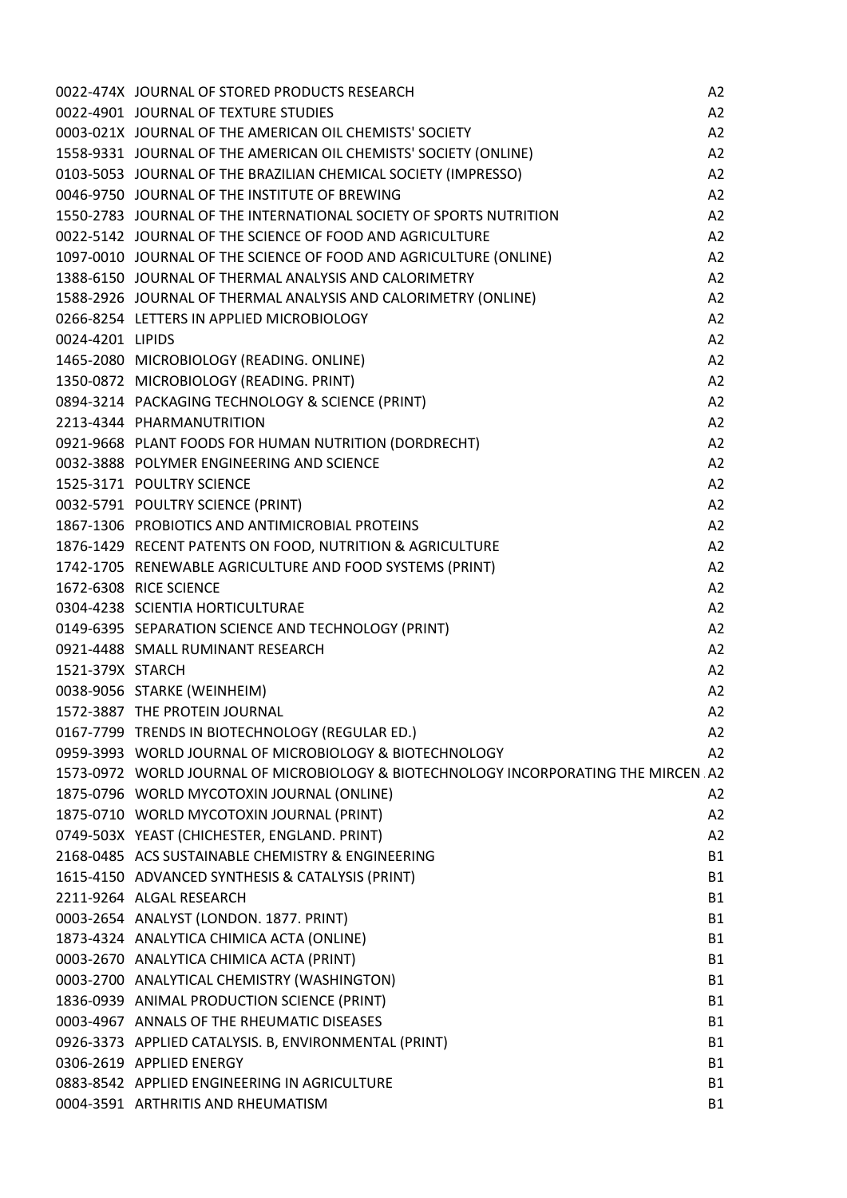| | | |
|---|---|---|
| 0022-474X | JOURNAL OF STORED PRODUCTS RESEARCH | A2 |
| 0022-4901 | JOURNAL OF TEXTURE STUDIES | A2 |
| 0003-021X | JOURNAL OF THE AMERICAN OIL CHEMISTS' SOCIETY | A2 |
| 1558-9331 | JOURNAL OF THE AMERICAN OIL CHEMISTS' SOCIETY (ONLINE) | A2 |
| 0103-5053 | JOURNAL OF THE BRAZILIAN CHEMICAL SOCIETY (IMPRESSO) | A2 |
| 0046-9750 | JOURNAL OF THE INSTITUTE OF BREWING | A2 |
| 1550-2783 | JOURNAL OF THE INTERNATIONAL SOCIETY OF SPORTS NUTRITION | A2 |
| 0022-5142 | JOURNAL OF THE SCIENCE OF FOOD AND AGRICULTURE | A2 |
| 1097-0010 | JOURNAL OF THE SCIENCE OF FOOD AND AGRICULTURE (ONLINE) | A2 |
| 1388-6150 | JOURNAL OF THERMAL ANALYSIS AND CALORIMETRY | A2 |
| 1588-2926 | JOURNAL OF THERMAL ANALYSIS AND CALORIMETRY (ONLINE) | A2 |
| 0266-8254 | LETTERS IN APPLIED MICROBIOLOGY | A2 |
| 0024-4201 | LIPIDS | A2 |
| 1465-2080 | MICROBIOLOGY (READING. ONLINE) | A2 |
| 1350-0872 | MICROBIOLOGY (READING. PRINT) | A2 |
| 0894-3214 | PACKAGING TECHNOLOGY & SCIENCE (PRINT) | A2 |
| 2213-4344 | PHARMANUTRITION | A2 |
| 0921-9668 | PLANT FOODS FOR HUMAN NUTRITION (DORDRECHT) | A2 |
| 0032-3888 | POLYMER ENGINEERING AND SCIENCE | A2 |
| 1525-3171 | POULTRY SCIENCE | A2 |
| 0032-5791 | POULTRY SCIENCE (PRINT) | A2 |
| 1867-1306 | PROBIOTICS AND ANTIMICROBIAL PROTEINS | A2 |
| 1876-1429 | RECENT PATENTS ON FOOD, NUTRITION & AGRICULTURE | A2 |
| 1742-1705 | RENEWABLE AGRICULTURE AND FOOD SYSTEMS (PRINT) | A2 |
| 1672-6308 | RICE SCIENCE | A2 |
| 0304-4238 | SCIENTIA HORTICULTURAE | A2 |
| 0149-6395 | SEPARATION SCIENCE AND TECHNOLOGY (PRINT) | A2 |
| 0921-4488 | SMALL RUMINANT RESEARCH | A2 |
| 1521-379X | STARCH | A2 |
| 0038-9056 | STARKE (WEINHEIM) | A2 |
| 1572-3887 | THE PROTEIN JOURNAL | A2 |
| 0167-7799 | TRENDS IN BIOTECHNOLOGY (REGULAR ED.) | A2 |
| 0959-3993 | WORLD JOURNAL OF MICROBIOLOGY & BIOTECHNOLOGY | A2 |
| 1573-0972 | WORLD JOURNAL OF MICROBIOLOGY & BIOTECHNOLOGY INCORPORATING THE MIRCEN | A2 |
| 1875-0796 | WORLD MYCOTOXIN JOURNAL (ONLINE) | A2 |
| 1875-0710 | WORLD MYCOTOXIN JOURNAL (PRINT) | A2 |
| 0749-503X | YEAST (CHICHESTER, ENGLAND. PRINT) | A2 |
| 2168-0485 | ACS SUSTAINABLE CHEMISTRY & ENGINEERING | B1 |
| 1615-4150 | ADVANCED SYNTHESIS & CATALYSIS (PRINT) | B1 |
| 2211-9264 | ALGAL RESEARCH | B1 |
| 0003-2654 | ANALYST (LONDON. 1877. PRINT) | B1 |
| 1873-4324 | ANALYTICA CHIMICA ACTA (ONLINE) | B1 |
| 0003-2670 | ANALYTICA CHIMICA ACTA (PRINT) | B1 |
| 0003-2700 | ANALYTICAL CHEMISTRY (WASHINGTON) | B1 |
| 1836-0939 | ANIMAL PRODUCTION SCIENCE (PRINT) | B1 |
| 0003-4967 | ANNALS OF THE RHEUMATIC DISEASES | B1 |
| 0926-3373 | APPLIED CATALYSIS. B, ENVIRONMENTAL (PRINT) | B1 |
| 0306-2619 | APPLIED ENERGY | B1 |
| 0883-8542 | APPLIED ENGINEERING IN AGRICULTURE | B1 |
| 0004-3591 | ARTHRITIS AND RHEUMATISM | B1 |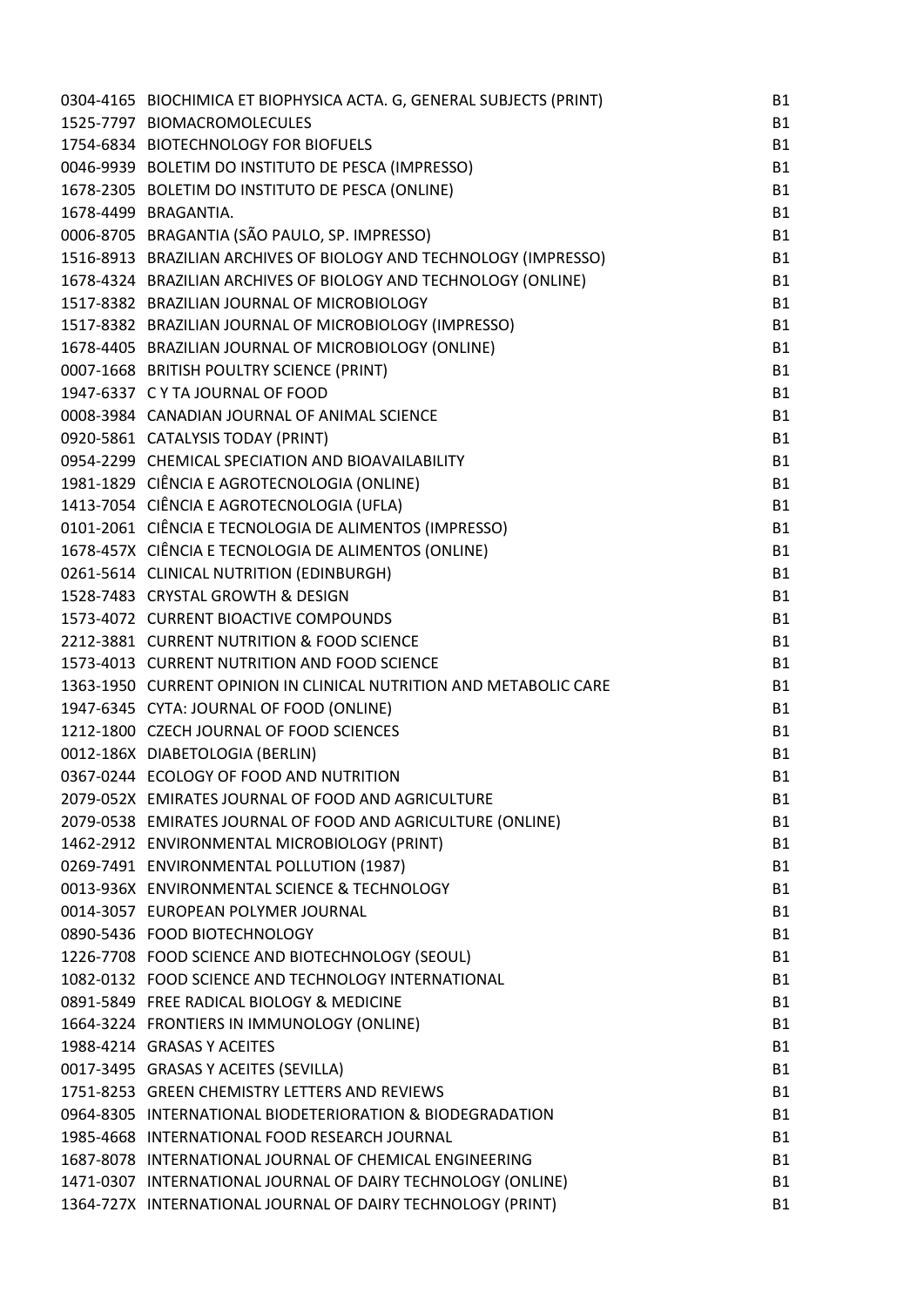| | | |
|---|---|---|
| 0304-4165 | BIOCHIMICA ET BIOPHYSICA ACTA. G, GENERAL SUBJECTS (PRINT) | B1 |
| 1525-7797 | BIOMACROMOLECULES | B1 |
| 1754-6834 | BIOTECHNOLOGY FOR BIOFUELS | B1 |
| 0046-9939 | BOLETIM DO INSTITUTO DE PESCA (IMPRESSO) | B1 |
| 1678-2305 | BOLETIM DO INSTITUTO DE PESCA (ONLINE) | B1 |
| 1678-4499 | BRAGANTIA. | B1 |
| 0006-8705 | BRAGANTIA (SÃO PAULO, SP. IMPRESSO) | B1 |
| 1516-8913 | BRAZILIAN ARCHIVES OF BIOLOGY AND TECHNOLOGY (IMPRESSO) | B1 |
| 1678-4324 | BRAZILIAN ARCHIVES OF BIOLOGY AND TECHNOLOGY (ONLINE) | B1 |
| 1517-8382 | BRAZILIAN JOURNAL OF MICROBIOLOGY | B1 |
| 1517-8382 | BRAZILIAN JOURNAL OF MICROBIOLOGY (IMPRESSO) | B1 |
| 1678-4405 | BRAZILIAN JOURNAL OF MICROBIOLOGY (ONLINE) | B1 |
| 0007-1668 | BRITISH POULTRY SCIENCE (PRINT) | B1 |
| 1947-6337 | C Y TA JOURNAL OF FOOD | B1 |
| 0008-3984 | CANADIAN JOURNAL OF ANIMAL SCIENCE | B1 |
| 0920-5861 | CATALYSIS TODAY (PRINT) | B1 |
| 0954-2299 | CHEMICAL SPECIATION AND BIOAVAILABILITY | B1 |
| 1981-1829 | CIÊNCIA E AGROTECNOLOGIA (ONLINE) | B1 |
| 1413-7054 | CIÊNCIA E AGROTECNOLOGIA (UFLA) | B1 |
| 0101-2061 | CIÊNCIA E TECNOLOGIA DE ALIMENTOS (IMPRESSO) | B1 |
| 1678-457X | CIÊNCIA E TECNOLOGIA DE ALIMENTOS (ONLINE) | B1 |
| 0261-5614 | CLINICAL NUTRITION (EDINBURGH) | B1 |
| 1528-7483 | CRYSTAL GROWTH & DESIGN | B1 |
| 1573-4072 | CURRENT BIOACTIVE COMPOUNDS | B1 |
| 2212-3881 | CURRENT NUTRITION & FOOD SCIENCE | B1 |
| 1573-4013 | CURRENT NUTRITION AND FOOD SCIENCE | B1 |
| 1363-1950 | CURRENT OPINION IN CLINICAL NUTRITION AND METABOLIC CARE | B1 |
| 1947-6345 | CYTA: JOURNAL OF FOOD (ONLINE) | B1 |
| 1212-1800 | CZECH JOURNAL OF FOOD SCIENCES | B1 |
| 0012-186X | DIABETOLOGIA (BERLIN) | B1 |
| 0367-0244 | ECOLOGY OF FOOD AND NUTRITION | B1 |
| 2079-052X | EMIRATES JOURNAL OF FOOD AND AGRICULTURE | B1 |
| 2079-0538 | EMIRATES JOURNAL OF FOOD AND AGRICULTURE (ONLINE) | B1 |
| 1462-2912 | ENVIRONMENTAL MICROBIOLOGY (PRINT) | B1 |
| 0269-7491 | ENVIRONMENTAL POLLUTION (1987) | B1 |
| 0013-936X | ENVIRONMENTAL SCIENCE & TECHNOLOGY | B1 |
| 0014-3057 | EUROPEAN POLYMER JOURNAL | B1 |
| 0890-5436 | FOOD BIOTECHNOLOGY | B1 |
| 1226-7708 | FOOD SCIENCE AND BIOTECHNOLOGY (SEOUL) | B1 |
| 1082-0132 | FOOD SCIENCE AND TECHNOLOGY INTERNATIONAL | B1 |
| 0891-5849 | FREE RADICAL BIOLOGY & MEDICINE | B1 |
| 1664-3224 | FRONTIERS IN IMMUNOLOGY (ONLINE) | B1 |
| 1988-4214 | GRASAS Y ACEITES | B1 |
| 0017-3495 | GRASAS Y ACEITES (SEVILLA) | B1 |
| 1751-8253 | GREEN CHEMISTRY LETTERS AND REVIEWS | B1 |
| 0964-8305 | INTERNATIONAL BIODETERIORATION & BIODEGRADATION | B1 |
| 1985-4668 | INTERNATIONAL FOOD RESEARCH JOURNAL | B1 |
| 1687-8078 | INTERNATIONAL JOURNAL OF CHEMICAL ENGINEERING | B1 |
| 1471-0307 | INTERNATIONAL JOURNAL OF DAIRY TECHNOLOGY (ONLINE) | B1 |
| 1364-727X | INTERNATIONAL JOURNAL OF DAIRY TECHNOLOGY (PRINT) | B1 |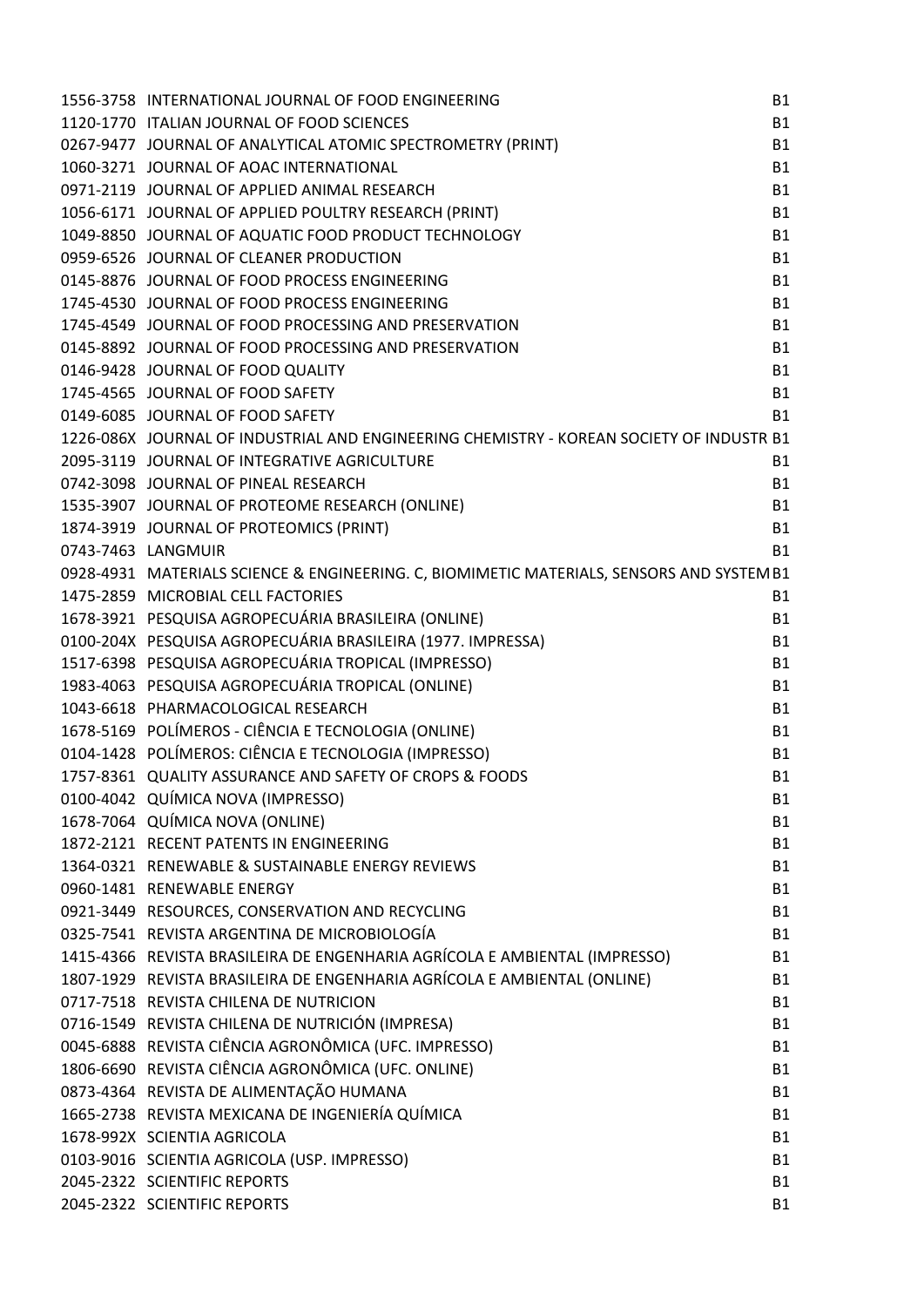| | | |
|---|---|---|
| 1556-3758 | INTERNATIONAL JOURNAL OF FOOD ENGINEERING | B1 |
| 1120-1770 | ITALIAN JOURNAL OF FOOD SCIENCES | B1 |
| 0267-9477 | JOURNAL OF ANALYTICAL ATOMIC SPECTROMETRY (PRINT) | B1 |
| 1060-3271 | JOURNAL OF AOAC INTERNATIONAL | B1 |
| 0971-2119 | JOURNAL OF APPLIED ANIMAL RESEARCH | B1 |
| 1056-6171 | JOURNAL OF APPLIED POULTRY RESEARCH (PRINT) | B1 |
| 1049-8850 | JOURNAL OF AQUATIC FOOD PRODUCT TECHNOLOGY | B1 |
| 0959-6526 | JOURNAL OF CLEANER PRODUCTION | B1 |
| 0145-8876 | JOURNAL OF FOOD PROCESS ENGINEERING | B1 |
| 1745-4530 | JOURNAL OF FOOD PROCESS ENGINEERING | B1 |
| 1745-4549 | JOURNAL OF FOOD PROCESSING AND PRESERVATION | B1 |
| 0145-8892 | JOURNAL OF FOOD PROCESSING AND PRESERVATION | B1 |
| 0146-9428 | JOURNAL OF FOOD QUALITY | B1 |
| 1745-4565 | JOURNAL OF FOOD SAFETY | B1 |
| 0149-6085 | JOURNAL OF FOOD SAFETY | B1 |
| 1226-086X | JOURNAL OF INDUSTRIAL AND ENGINEERING CHEMISTRY - KOREAN SOCIETY OF INDUSTR | B1 |
| 2095-3119 | JOURNAL OF INTEGRATIVE AGRICULTURE | B1 |
| 0742-3098 | JOURNAL OF PINEAL RESEARCH | B1 |
| 1535-3907 | JOURNAL OF PROTEOME RESEARCH (ONLINE) | B1 |
| 1874-3919 | JOURNAL OF PROTEOMICS (PRINT) | B1 |
| 0743-7463 | LANGMUIR | B1 |
| 0928-4931 | MATERIALS SCIENCE & ENGINEERING. C, BIOMIMETIC MATERIALS, SENSORS AND SYSTEM | B1 |
| 1475-2859 | MICROBIAL CELL FACTORIES | B1 |
| 1678-3921 | PESQUISA AGROPECUÁRIA BRASILEIRA (ONLINE) | B1 |
| 0100-204X | PESQUISA AGROPECUÁRIA BRASILEIRA (1977. IMPRESSA) | B1 |
| 1517-6398 | PESQUISA AGROPECUÁRIA TROPICAL (IMPRESSO) | B1 |
| 1983-4063 | PESQUISA AGROPECUÁRIA TROPICAL (ONLINE) | B1 |
| 1043-6618 | PHARMACOLOGICAL RESEARCH | B1 |
| 1678-5169 | POLÍMEROS - CIÊNCIA E TECNOLOGIA (ONLINE) | B1 |
| 0104-1428 | POLÍMEROS: CIÊNCIA E TECNOLOGIA (IMPRESSO) | B1 |
| 1757-8361 | QUALITY ASSURANCE AND SAFETY OF CROPS & FOODS | B1 |
| 0100-4042 | QUÍMICA NOVA (IMPRESSO) | B1 |
| 1678-7064 | QUÍMICA NOVA (ONLINE) | B1 |
| 1872-2121 | RECENT PATENTS IN ENGINEERING | B1 |
| 1364-0321 | RENEWABLE & SUSTAINABLE ENERGY REVIEWS | B1 |
| 0960-1481 | RENEWABLE ENERGY | B1 |
| 0921-3449 | RESOURCES, CONSERVATION AND RECYCLING | B1 |
| 0325-7541 | REVISTA ARGENTINA DE MICROBIOLOGÍA | B1 |
| 1415-4366 | REVISTA BRASILEIRA DE ENGENHARIA AGRÍCOLA E AMBIENTAL (IMPRESSO) | B1 |
| 1807-1929 | REVISTA BRASILEIRA DE ENGENHARIA AGRÍCOLA E AMBIENTAL (ONLINE) | B1 |
| 0717-7518 | REVISTA CHILENA DE NUTRICION | B1 |
| 0716-1549 | REVISTA CHILENA DE NUTRICIÓN (IMPRESA) | B1 |
| 0045-6888 | REVISTA CIÊNCIA AGRONÔMICA (UFC. IMPRESSO) | B1 |
| 1806-6690 | REVISTA CIÊNCIA AGRONÔMICA (UFC. ONLINE) | B1 |
| 0873-4364 | REVISTA DE ALIMENTAÇÃO HUMANA | B1 |
| 1665-2738 | REVISTA MEXICANA DE INGENIERÍA QUÍMICA | B1 |
| 1678-992X | SCIENTIA AGRICOLA | B1 |
| 0103-9016 | SCIENTIA AGRICOLA (USP. IMPRESSO) | B1 |
| 2045-2322 | SCIENTIFIC REPORTS | B1 |
| 2045-2322 | SCIENTIFIC REPORTS | B1 |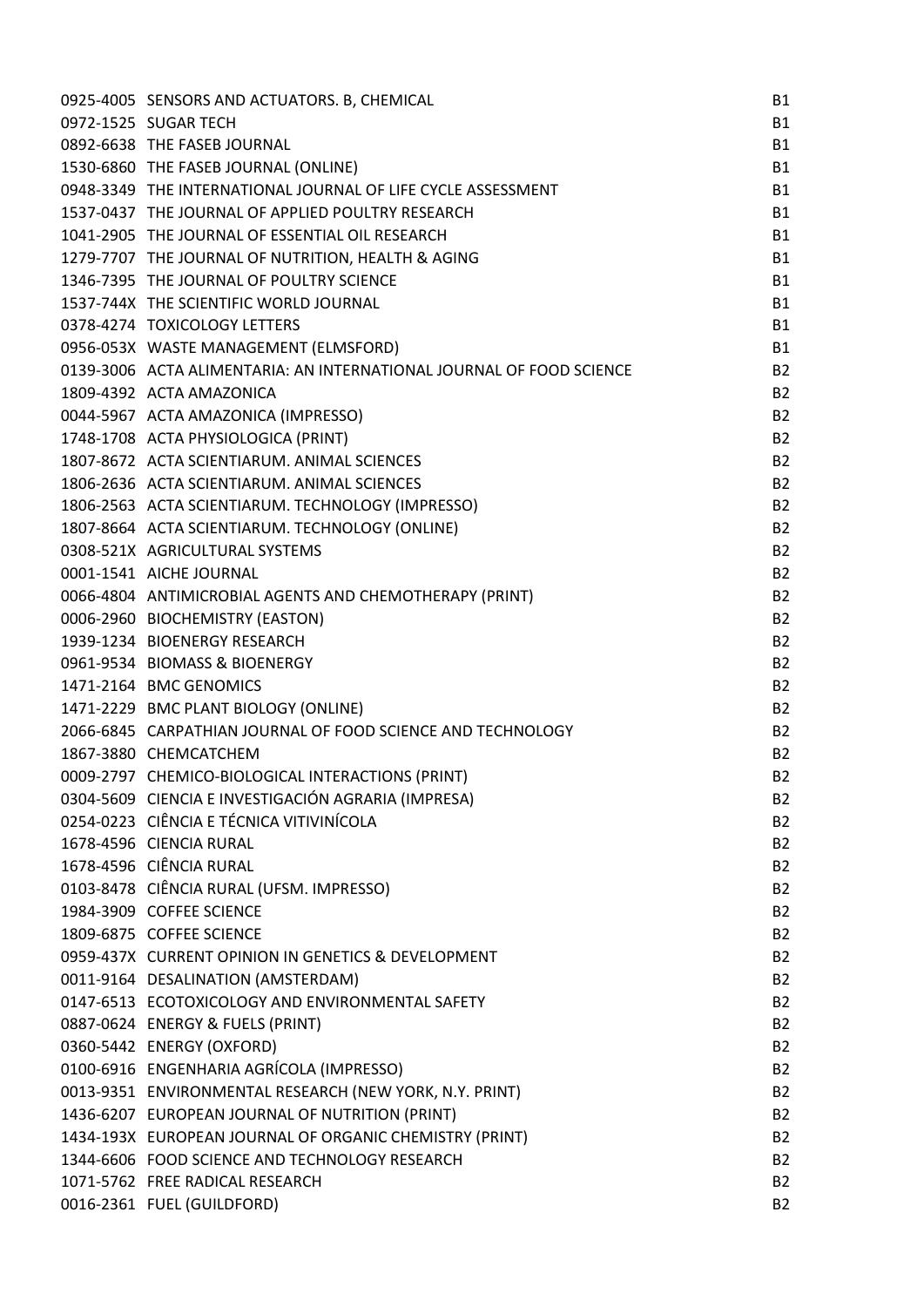| | | |
|---|---|---|
| 0925-4005 | SENSORS AND ACTUATORS. B, CHEMICAL | B1 |
| 0972-1525 | SUGAR TECH | B1 |
| 0892-6638 | THE FASEB JOURNAL | B1 |
| 1530-6860 | THE FASEB JOURNAL (ONLINE) | B1 |
| 0948-3349 | THE INTERNATIONAL JOURNAL OF LIFE CYCLE ASSESSMENT | B1 |
| 1537-0437 | THE JOURNAL OF APPLIED POULTRY RESEARCH | B1 |
| 1041-2905 | THE JOURNAL OF ESSENTIAL OIL RESEARCH | B1 |
| 1279-7707 | THE JOURNAL OF NUTRITION, HEALTH & AGING | B1 |
| 1346-7395 | THE JOURNAL OF POULTRY SCIENCE | B1 |
| 1537-744X | THE SCIENTIFIC WORLD JOURNAL | B1 |
| 0378-4274 | TOXICOLOGY LETTERS | B1 |
| 0956-053X | WASTE MANAGEMENT (ELMSFORD) | B1 |
| 0139-3006 | ACTA ALIMENTARIA: AN INTERNATIONAL JOURNAL OF FOOD SCIENCE | B2 |
| 1809-4392 | ACTA AMAZONICA | B2 |
| 0044-5967 | ACTA AMAZONICA (IMPRESSO) | B2 |
| 1748-1708 | ACTA PHYSIOLOGICA (PRINT) | B2 |
| 1807-8672 | ACTA SCIENTIARUM. ANIMAL SCIENCES | B2 |
| 1806-2636 | ACTA SCIENTIARUM. ANIMAL SCIENCES | B2 |
| 1806-2563 | ACTA SCIENTIARUM. TECHNOLOGY (IMPRESSO) | B2 |
| 1807-8664 | ACTA SCIENTIARUM. TECHNOLOGY (ONLINE) | B2 |
| 0308-521X | AGRICULTURAL SYSTEMS | B2 |
| 0001-1541 | AICHE JOURNAL | B2 |
| 0066-4804 | ANTIMICROBIAL AGENTS AND CHEMOTHERAPY (PRINT) | B2 |
| 0006-2960 | BIOCHEMISTRY (EASTON) | B2 |
| 1939-1234 | BIOENERGY RESEARCH | B2 |
| 0961-9534 | BIOMASS & BIOENERGY | B2 |
| 1471-2164 | BMC GENOMICS | B2 |
| 1471-2229 | BMC PLANT BIOLOGY (ONLINE) | B2 |
| 2066-6845 | CARPATHIAN JOURNAL OF FOOD SCIENCE AND TECHNOLOGY | B2 |
| 1867-3880 | CHEMCATCHEM | B2 |
| 0009-2797 | CHEMICO-BIOLOGICAL INTERACTIONS (PRINT) | B2 |
| 0304-5609 | CIENCIA E INVESTIGACIÓN AGRARIA (IMPRESA) | B2 |
| 0254-0223 | CIÊNCIA E TÉCNICA VITIVINÍCOLA | B2 |
| 1678-4596 | CIENCIA RURAL | B2 |
| 1678-4596 | CIÊNCIA RURAL | B2 |
| 0103-8478 | CIÊNCIA RURAL (UFSM. IMPRESSO) | B2 |
| 1984-3909 | COFFEE SCIENCE | B2 |
| 1809-6875 | COFFEE SCIENCE | B2 |
| 0959-437X | CURRENT OPINION IN GENETICS & DEVELOPMENT | B2 |
| 0011-9164 | DESALINATION (AMSTERDAM) | B2 |
| 0147-6513 | ECOTOXICOLOGY AND ENVIRONMENTAL SAFETY | B2 |
| 0887-0624 | ENERGY & FUELS (PRINT) | B2 |
| 0360-5442 | ENERGY (OXFORD) | B2 |
| 0100-6916 | ENGENHARIA AGRÍCOLA (IMPRESSO) | B2 |
| 0013-9351 | ENVIRONMENTAL RESEARCH (NEW YORK, N.Y. PRINT) | B2 |
| 1436-6207 | EUROPEAN JOURNAL OF NUTRITION (PRINT) | B2 |
| 1434-193X | EUROPEAN JOURNAL OF ORGANIC CHEMISTRY (PRINT) | B2 |
| 1344-6606 | FOOD SCIENCE AND TECHNOLOGY RESEARCH | B2 |
| 1071-5762 | FREE RADICAL RESEARCH | B2 |
| 0016-2361 | FUEL (GUILDFORD) | B2 |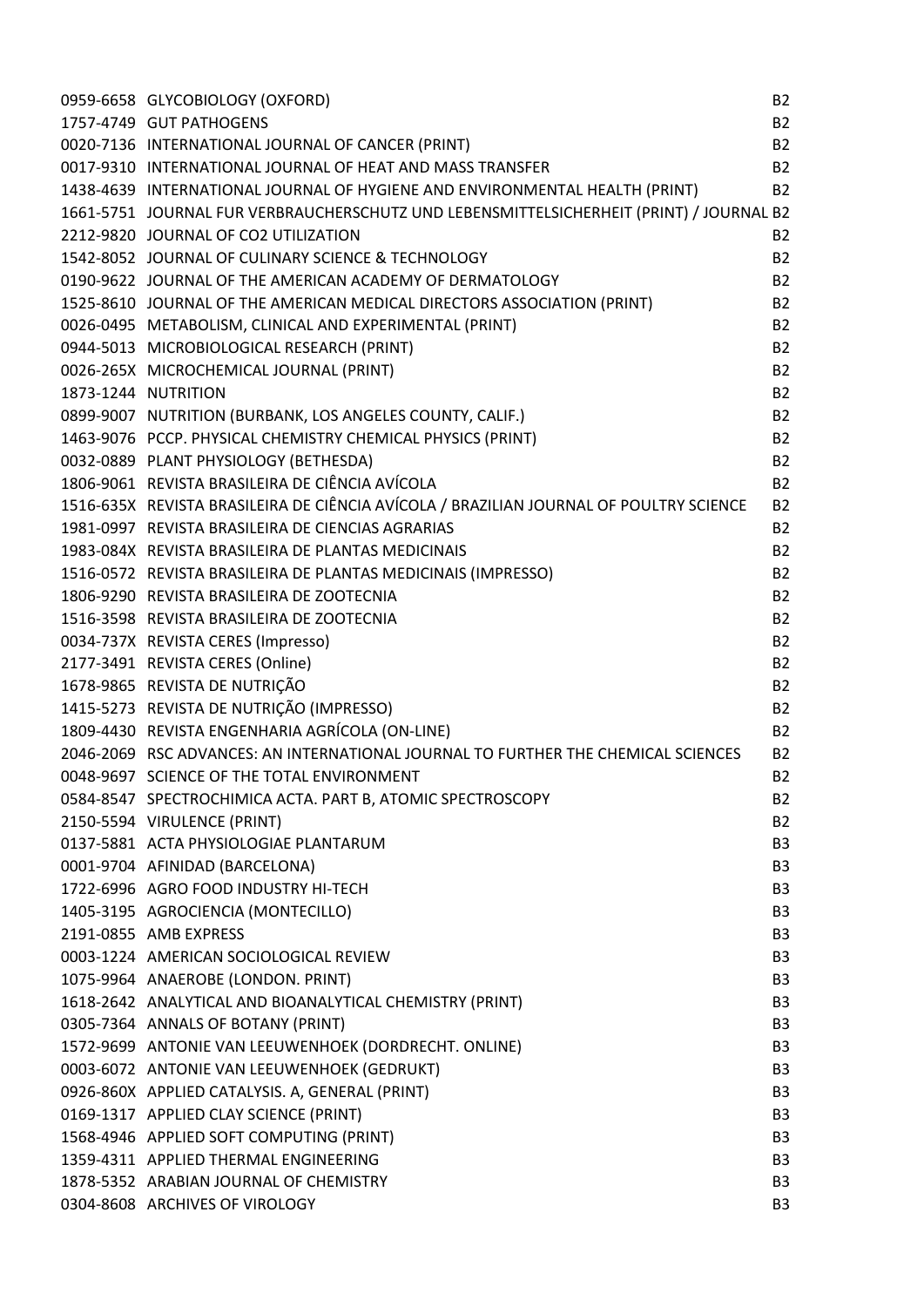| | | |
|---|---|---|
| 0959-6658 | GLYCOBIOLOGY (OXFORD) | B2 |
| 1757-4749 | GUT PATHOGENS | B2 |
| 0020-7136 | INTERNATIONAL JOURNAL OF CANCER (PRINT) | B2 |
| 0017-9310 | INTERNATIONAL JOURNAL OF HEAT AND MASS TRANSFER | B2 |
| 1438-4639 | INTERNATIONAL JOURNAL OF HYGIENE AND ENVIRONMENTAL HEALTH (PRINT) | B2 |
| 1661-5751 | JOURNAL FUR VERBRAUCHERSCHUTZ UND LEBENSMITTELSICHERHEIT (PRINT) / JOURNAL | B2 |
| 2212-9820 | JOURNAL OF CO2 UTILIZATION | B2 |
| 1542-8052 | JOURNAL OF CULINARY SCIENCE & TECHNOLOGY | B2 |
| 0190-9622 | JOURNAL OF THE AMERICAN ACADEMY OF DERMATOLOGY | B2 |
| 1525-8610 | JOURNAL OF THE AMERICAN MEDICAL DIRECTORS ASSOCIATION (PRINT) | B2 |
| 0026-0495 | METABOLISM, CLINICAL AND EXPERIMENTAL (PRINT) | B2 |
| 0944-5013 | MICROBIOLOGICAL RESEARCH (PRINT) | B2 |
| 0026-265X | MICROCHEMICAL JOURNAL (PRINT) | B2 |
| 1873-1244 | NUTRITION | B2 |
| 0899-9007 | NUTRITION (BURBANK, LOS ANGELES COUNTY, CALIF.) | B2 |
| 1463-9076 | PCCP. PHYSICAL CHEMISTRY CHEMICAL PHYSICS (PRINT) | B2 |
| 0032-0889 | PLANT PHYSIOLOGY (BETHESDA) | B2 |
| 1806-9061 | REVISTA BRASILEIRA DE CIÊNCIA AVÍCOLA | B2 |
| 1516-635X | REVISTA BRASILEIRA DE CIÊNCIA AVÍCOLA / BRAZILIAN JOURNAL OF POULTRY SCIENCE | B2 |
| 1981-0997 | REVISTA BRASILEIRA DE CIENCIAS AGRARIAS | B2 |
| 1983-084X | REVISTA BRASILEIRA DE PLANTAS MEDICINAIS | B2 |
| 1516-0572 | REVISTA BRASILEIRA DE PLANTAS MEDICINAIS (IMPRESSO) | B2 |
| 1806-9290 | REVISTA BRASILEIRA DE ZOOTECNIA | B2 |
| 1516-3598 | REVISTA BRASILEIRA DE ZOOTECNIA | B2 |
| 0034-737X | REVISTA CERES (Impresso) | B2 |
| 2177-3491 | REVISTA CERES (Online) | B2 |
| 1678-9865 | REVISTA DE NUTRIÇÃO | B2 |
| 1415-5273 | REVISTA DE NUTRIÇÃO (IMPRESSO) | B2 |
| 1809-4430 | REVISTA ENGENHARIA AGRÍCOLA (ON-LINE) | B2 |
| 2046-2069 | RSC ADVANCES: AN INTERNATIONAL JOURNAL TO FURTHER THE CHEMICAL SCIENCES | B2 |
| 0048-9697 | SCIENCE OF THE TOTAL ENVIRONMENT | B2 |
| 0584-8547 | SPECTROCHIMICA ACTA. PART B, ATOMIC SPECTROSCOPY | B2 |
| 2150-5594 | VIRULENCE (PRINT) | B2 |
| 0137-5881 | ACTA PHYSIOLOGIAE PLANTARUM | B3 |
| 0001-9704 | AFINIDAD (BARCELONA) | B3 |
| 1722-6996 | AGRO FOOD INDUSTRY HI-TECH | B3 |
| 1405-3195 | AGROCIENCIA (MONTECILLO) | B3 |
| 2191-0855 | AMB EXPRESS | B3 |
| 0003-1224 | AMERICAN SOCIOLOGICAL REVIEW | B3 |
| 1075-9964 | ANAEROBE (LONDON. PRINT) | B3 |
| 1618-2642 | ANALYTICAL AND BIOANALYTICAL CHEMISTRY (PRINT) | B3 |
| 0305-7364 | ANNALS OF BOTANY (PRINT) | B3 |
| 1572-9699 | ANTONIE VAN LEEUWENHOEK (DORDRECHT. ONLINE) | B3 |
| 0003-6072 | ANTONIE VAN LEEUWENHOEK (GEDRUKT) | B3 |
| 0926-860X | APPLIED CATALYSIS. A, GENERAL (PRINT) | B3 |
| 0169-1317 | APPLIED CLAY SCIENCE (PRINT) | B3 |
| 1568-4946 | APPLIED SOFT COMPUTING (PRINT) | B3 |
| 1359-4311 | APPLIED THERMAL ENGINEERING | B3 |
| 1878-5352 | ARABIAN JOURNAL OF CHEMISTRY | B3 |
| 0304-8608 | ARCHIVES OF VIROLOGY | B3 |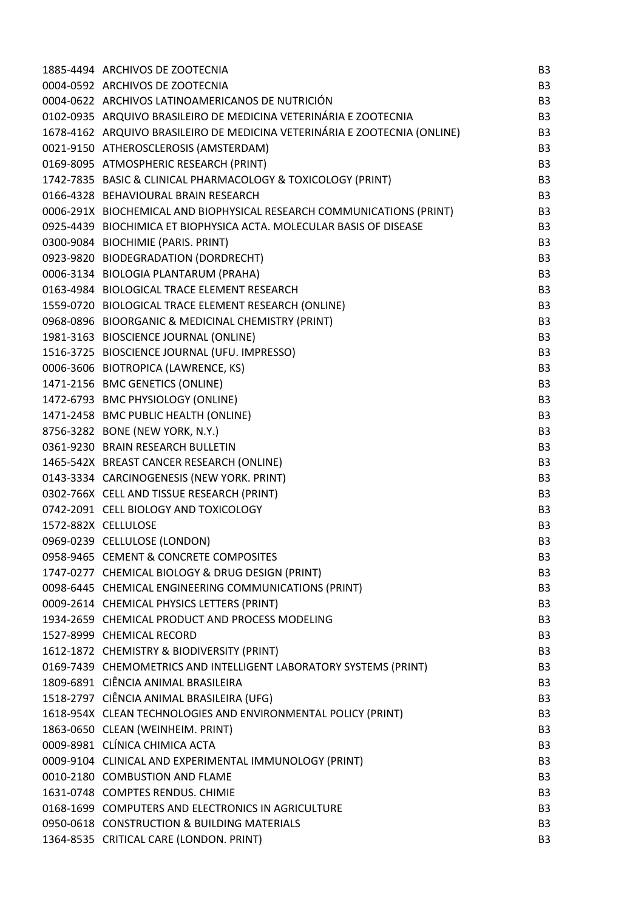| | | |
|---|---|---|
| 1885-4494 | ARCHIVOS DE ZOOTECNIA | B3 |
| 0004-0592 | ARCHIVOS DE ZOOTECNIA | B3 |
| 0004-0622 | ARCHIVOS LATINOAMERICANOS DE NUTRICIÓN | B3 |
| 0102-0935 | ARQUIVO BRASILEIRO DE MEDICINA VETERINÁRIA E ZOOTECNIA | B3 |
| 1678-4162 | ARQUIVO BRASILEIRO DE MEDICINA VETERINÁRIA E ZOOTECNIA (ONLINE) | B3 |
| 0021-9150 | ATHEROSCLEROSIS (AMSTERDAM) | B3 |
| 0169-8095 | ATMOSPHERIC RESEARCH (PRINT) | B3 |
| 1742-7835 | BASIC & CLINICAL PHARMACOLOGY & TOXICOLOGY (PRINT) | B3 |
| 0166-4328 | BEHAVIOURAL BRAIN RESEARCH | B3 |
| 0006-291X | BIOCHEMICAL AND BIOPHYSICAL RESEARCH COMMUNICATIONS (PRINT) | B3 |
| 0925-4439 | BIOCHIMICA ET BIOPHYSICA ACTA. MOLECULAR BASIS OF DISEASE | B3 |
| 0300-9084 | BIOCHIMIE (PARIS. PRINT) | B3 |
| 0923-9820 | BIODEGRADATION (DORDRECHT) | B3 |
| 0006-3134 | BIOLOGIA PLANTARUM (PRAHA) | B3 |
| 0163-4984 | BIOLOGICAL TRACE ELEMENT RESEARCH | B3 |
| 1559-0720 | BIOLOGICAL TRACE ELEMENT RESEARCH (ONLINE) | B3 |
| 0968-0896 | BIOORGANIC & MEDICINAL CHEMISTRY (PRINT) | B3 |
| 1981-3163 | BIOSCIENCE JOURNAL (ONLINE) | B3 |
| 1516-3725 | BIOSCIENCE JOURNAL (UFU. IMPRESSO) | B3 |
| 0006-3606 | BIOTROPICA (LAWRENCE, KS) | B3 |
| 1471-2156 | BMC GENETICS (ONLINE) | B3 |
| 1472-6793 | BMC PHYSIOLOGY (ONLINE) | B3 |
| 1471-2458 | BMC PUBLIC HEALTH (ONLINE) | B3 |
| 8756-3282 | BONE (NEW YORK, N.Y.) | B3 |
| 0361-9230 | BRAIN RESEARCH BULLETIN | B3 |
| 1465-542X | BREAST CANCER RESEARCH (ONLINE) | B3 |
| 0143-3334 | CARCINOGENESIS (NEW YORK. PRINT) | B3 |
| 0302-766X | CELL AND TISSUE RESEARCH (PRINT) | B3 |
| 0742-2091 | CELL BIOLOGY AND TOXICOLOGY | B3 |
| 1572-882X | CELLULOSE | B3 |
| 0969-0239 | CELLULOSE (LONDON) | B3 |
| 0958-9465 | CEMENT & CONCRETE COMPOSITES | B3 |
| 1747-0277 | CHEMICAL BIOLOGY & DRUG DESIGN (PRINT) | B3 |
| 0098-6445 | CHEMICAL ENGINEERING COMMUNICATIONS (PRINT) | B3 |
| 0009-2614 | CHEMICAL PHYSICS LETTERS (PRINT) | B3 |
| 1934-2659 | CHEMICAL PRODUCT AND PROCESS MODELING | B3 |
| 1527-8999 | CHEMICAL RECORD | B3 |
| 1612-1872 | CHEMISTRY & BIODIVERSITY (PRINT) | B3 |
| 0169-7439 | CHEMOMETRICS AND INTELLIGENT LABORATORY SYSTEMS (PRINT) | B3 |
| 1809-6891 | CIÊNCIA ANIMAL BRASILEIRA | B3 |
| 1518-2797 | CIÊNCIA ANIMAL BRASILEIRA (UFG) | B3 |
| 1618-954X | CLEAN TECHNOLOGIES AND ENVIRONMENTAL POLICY (PRINT) | B3 |
| 1863-0650 | CLEAN (WEINHEIM. PRINT) | B3 |
| 0009-8981 | CLÍNICA CHIMICA ACTA | B3 |
| 0009-9104 | CLINICAL AND EXPERIMENTAL IMMUNOLOGY (PRINT) | B3 |
| 0010-2180 | COMBUSTION AND FLAME | B3 |
| 1631-0748 | COMPTES RENDUS. CHIMIE | B3 |
| 0168-1699 | COMPUTERS AND ELECTRONICS IN AGRICULTURE | B3 |
| 0950-0618 | CONSTRUCTION & BUILDING MATERIALS | B3 |
| 1364-8535 | CRITICAL CARE (LONDON. PRINT) | B3 |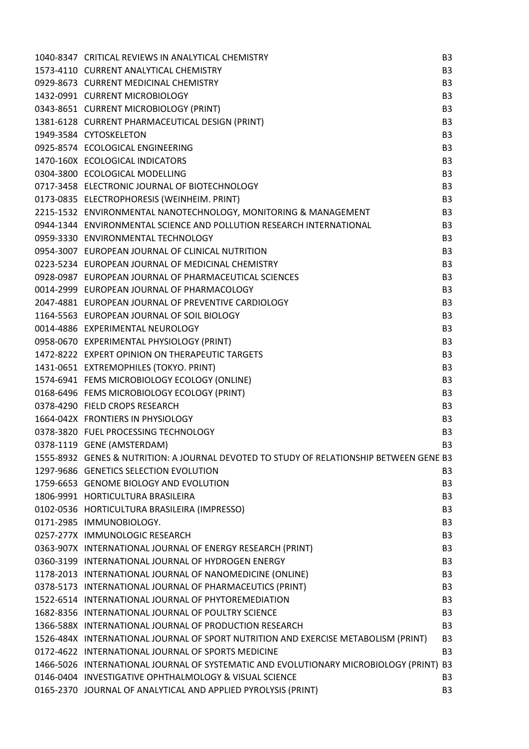| | | |
|---|---|---|
| 1040-8347 | CRITICAL REVIEWS IN ANALYTICAL CHEMISTRY | B3 |
| 1573-4110 | CURRENT ANALYTICAL CHEMISTRY | B3 |
| 0929-8673 | CURRENT MEDICINAL CHEMISTRY | B3 |
| 1432-0991 | CURRENT MICROBIOLOGY | B3 |
| 0343-8651 | CURRENT MICROBIOLOGY (PRINT) | B3 |
| 1381-6128 | CURRENT PHARMACEUTICAL DESIGN (PRINT) | B3 |
| 1949-3584 | CYTOSKELETON | B3 |
| 0925-8574 | ECOLOGICAL ENGINEERING | B3 |
| 1470-160X | ECOLOGICAL INDICATORS | B3 |
| 0304-3800 | ECOLOGICAL MODELLING | B3 |
| 0717-3458 | ELECTRONIC JOURNAL OF BIOTECHNOLOGY | B3 |
| 0173-0835 | ELECTROPHORESIS (WEINHEIM. PRINT) | B3 |
| 2215-1532 | ENVIRONMENTAL NANOTECHNOLOGY, MONITORING & MANAGEMENT | B3 |
| 0944-1344 | ENVIRONMENTAL SCIENCE AND POLLUTION RESEARCH INTERNATIONAL | B3 |
| 0959-3330 | ENVIRONMENTAL TECHNOLOGY | B3 |
| 0954-3007 | EUROPEAN JOURNAL OF CLINICAL NUTRITION | B3 |
| 0223-5234 | EUROPEAN JOURNAL OF MEDICINAL CHEMISTRY | B3 |
| 0928-0987 | EUROPEAN JOURNAL OF PHARMACEUTICAL SCIENCES | B3 |
| 0014-2999 | EUROPEAN JOURNAL OF PHARMACOLOGY | B3 |
| 2047-4881 | EUROPEAN JOURNAL OF PREVENTIVE CARDIOLOGY | B3 |
| 1164-5563 | EUROPEAN JOURNAL OF SOIL BIOLOGY | B3 |
| 0014-4886 | EXPERIMENTAL NEUROLOGY | B3 |
| 0958-0670 | EXPERIMENTAL PHYSIOLOGY (PRINT) | B3 |
| 1472-8222 | EXPERT OPINION ON THERAPEUTIC TARGETS | B3 |
| 1431-0651 | EXTREMOPHILES (TOKYO. PRINT) | B3 |
| 1574-6941 | FEMS MICROBIOLOGY ECOLOGY (ONLINE) | B3 |
| 0168-6496 | FEMS MICROBIOLOGY ECOLOGY (PRINT) | B3 |
| 0378-4290 | FIELD CROPS RESEARCH | B3 |
| 1664-042X | FRONTIERS IN PHYSIOLOGY | B3 |
| 0378-3820 | FUEL PROCESSING TECHNOLOGY | B3 |
| 0378-1119 | GENE (AMSTERDAM) | B3 |
| 1555-8932 | GENES & NUTRITION: A JOURNAL DEVOTED TO STUDY OF RELATIONSHIP BETWEEN GENE | B3 |
| 1297-9686 | GENETICS SELECTION EVOLUTION | B3 |
| 1759-6653 | GENOME BIOLOGY AND EVOLUTION | B3 |
| 1806-9991 | HORTICULTURA BRASILEIRA | B3 |
| 0102-0536 | HORTICULTURA BRASILEIRA (IMPRESSO) | B3 |
| 0171-2985 | IMMUNOBIOLOGY. | B3 |
| 0257-277X | IMMUNOLOGIC RESEARCH | B3 |
| 0363-907X | INTERNATIONAL JOURNAL OF ENERGY RESEARCH (PRINT) | B3 |
| 0360-3199 | INTERNATIONAL JOURNAL OF HYDROGEN ENERGY | B3 |
| 1178-2013 | INTERNATIONAL JOURNAL OF NANOMEDICINE (ONLINE) | B3 |
| 0378-5173 | INTERNATIONAL JOURNAL OF PHARMACEUTICS (PRINT) | B3 |
| 1522-6514 | INTERNATIONAL JOURNAL OF PHYTOREMEDIATION | B3 |
| 1682-8356 | INTERNATIONAL JOURNAL OF POULTRY SCIENCE | B3 |
| 1366-588X | INTERNATIONAL JOURNAL OF PRODUCTION RESEARCH | B3 |
| 1526-484X | INTERNATIONAL JOURNAL OF SPORT NUTRITION AND EXERCISE METABOLISM (PRINT) | B3 |
| 0172-4622 | INTERNATIONAL JOURNAL OF SPORTS MEDICINE | B3 |
| 1466-5026 | INTERNATIONAL JOURNAL OF SYSTEMATIC AND EVOLUTIONARY MICROBIOLOGY (PRINT) | B3 |
| 0146-0404 | INVESTIGATIVE OPHTHALMOLOGY & VISUAL SCIENCE | B3 |
| 0165-2370 | JOURNAL OF ANALYTICAL AND APPLIED PYROLYSIS (PRINT) | B3 |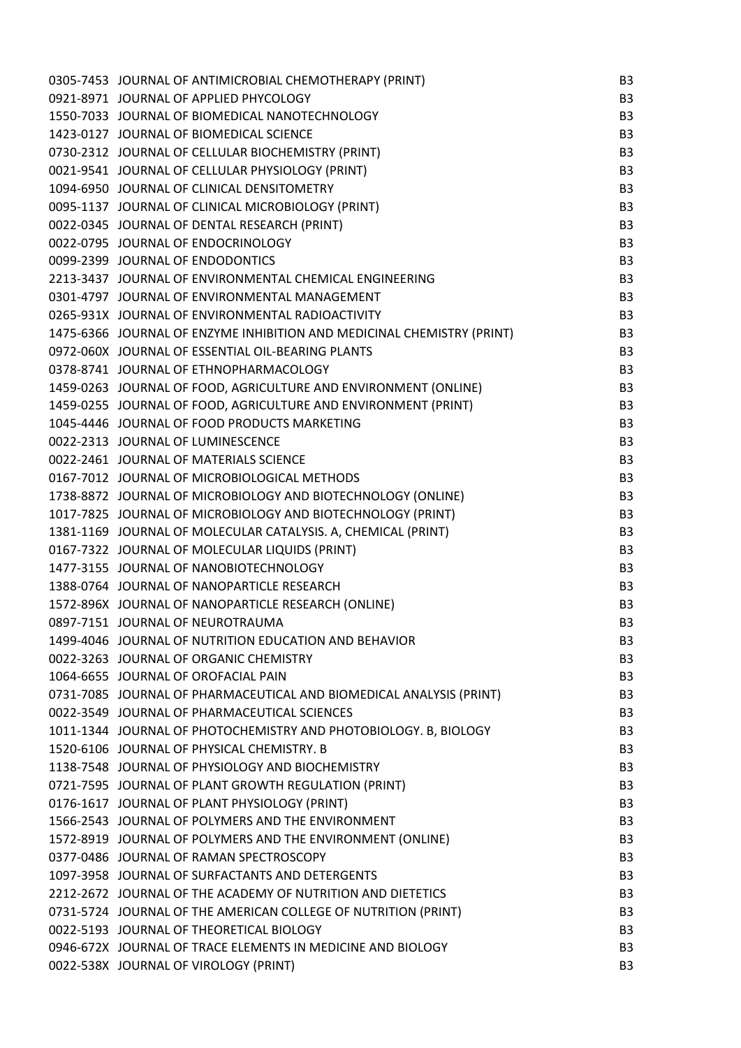| | | |
|---|---|---|
| 0305-7453 | JOURNAL OF ANTIMICROBIAL CHEMOTHERAPY (PRINT) | B3 |
| 0921-8971 | JOURNAL OF APPLIED PHYCOLOGY | B3 |
| 1550-7033 | JOURNAL OF BIOMEDICAL NANOTECHNOLOGY | B3 |
| 1423-0127 | JOURNAL OF BIOMEDICAL SCIENCE | B3 |
| 0730-2312 | JOURNAL OF CELLULAR BIOCHEMISTRY (PRINT) | B3 |
| 0021-9541 | JOURNAL OF CELLULAR PHYSIOLOGY (PRINT) | B3 |
| 1094-6950 | JOURNAL OF CLINICAL DENSITOMETRY | B3 |
| 0095-1137 | JOURNAL OF CLINICAL MICROBIOLOGY (PRINT) | B3 |
| 0022-0345 | JOURNAL OF DENTAL RESEARCH (PRINT) | B3 |
| 0022-0795 | JOURNAL OF ENDOCRINOLOGY | B3 |
| 0099-2399 | JOURNAL OF ENDODONTICS | B3 |
| 2213-3437 | JOURNAL OF ENVIRONMENTAL CHEMICAL ENGINEERING | B3 |
| 0301-4797 | JOURNAL OF ENVIRONMENTAL MANAGEMENT | B3 |
| 0265-931X | JOURNAL OF ENVIRONMENTAL RADIOACTIVITY | B3 |
| 1475-6366 | JOURNAL OF ENZYME INHIBITION AND MEDICINAL CHEMISTRY (PRINT) | B3 |
| 0972-060X | JOURNAL OF ESSENTIAL OIL-BEARING PLANTS | B3 |
| 0378-8741 | JOURNAL OF ETHNOPHARMACOLOGY | B3 |
| 1459-0263 | JOURNAL OF FOOD, AGRICULTURE AND ENVIRONMENT (ONLINE) | B3 |
| 1459-0255 | JOURNAL OF FOOD, AGRICULTURE AND ENVIRONMENT (PRINT) | B3 |
| 1045-4446 | JOURNAL OF FOOD PRODUCTS MARKETING | B3 |
| 0022-2313 | JOURNAL OF LUMINESCENCE | B3 |
| 0022-2461 | JOURNAL OF MATERIALS SCIENCE | B3 |
| 0167-7012 | JOURNAL OF MICROBIOLOGICAL METHODS | B3 |
| 1738-8872 | JOURNAL OF MICROBIOLOGY AND BIOTECHNOLOGY (ONLINE) | B3 |
| 1017-7825 | JOURNAL OF MICROBIOLOGY AND BIOTECHNOLOGY (PRINT) | B3 |
| 1381-1169 | JOURNAL OF MOLECULAR CATALYSIS. A, CHEMICAL (PRINT) | B3 |
| 0167-7322 | JOURNAL OF MOLECULAR LIQUIDS (PRINT) | B3 |
| 1477-3155 | JOURNAL OF NANOBIOTECHNOLOGY | B3 |
| 1388-0764 | JOURNAL OF NANOPARTICLE RESEARCH | B3 |
| 1572-896X | JOURNAL OF NANOPARTICLE RESEARCH (ONLINE) | B3 |
| 0897-7151 | JOURNAL OF NEUROTRAUMA | B3 |
| 1499-4046 | JOURNAL OF NUTRITION EDUCATION AND BEHAVIOR | B3 |
| 0022-3263 | JOURNAL OF ORGANIC CHEMISTRY | B3 |
| 1064-6655 | JOURNAL OF OROFACIAL PAIN | B3 |
| 0731-7085 | JOURNAL OF PHARMACEUTICAL AND BIOMEDICAL ANALYSIS (PRINT) | B3 |
| 0022-3549 | JOURNAL OF PHARMACEUTICAL SCIENCES | B3 |
| 1011-1344 | JOURNAL OF PHOTOCHEMISTRY AND PHOTOBIOLOGY. B, BIOLOGY | B3 |
| 1520-6106 | JOURNAL OF PHYSICAL CHEMISTRY. B | B3 |
| 1138-7548 | JOURNAL OF PHYSIOLOGY AND BIOCHEMISTRY | B3 |
| 0721-7595 | JOURNAL OF PLANT GROWTH REGULATION (PRINT) | B3 |
| 0176-1617 | JOURNAL OF PLANT PHYSIOLOGY (PRINT) | B3 |
| 1566-2543 | JOURNAL OF POLYMERS AND THE ENVIRONMENT | B3 |
| 1572-8919 | JOURNAL OF POLYMERS AND THE ENVIRONMENT (ONLINE) | B3 |
| 0377-0486 | JOURNAL OF RAMAN SPECTROSCOPY | B3 |
| 1097-3958 | JOURNAL OF SURFACTANTS AND DETERGENTS | B3 |
| 2212-2672 | JOURNAL OF THE ACADEMY OF NUTRITION AND DIETETICS | B3 |
| 0731-5724 | JOURNAL OF THE AMERICAN COLLEGE OF NUTRITION (PRINT) | B3 |
| 0022-5193 | JOURNAL OF THEORETICAL BIOLOGY | B3 |
| 0946-672X | JOURNAL OF TRACE ELEMENTS IN MEDICINE AND BIOLOGY | B3 |
| 0022-538X | JOURNAL OF VIROLOGY (PRINT) | B3 |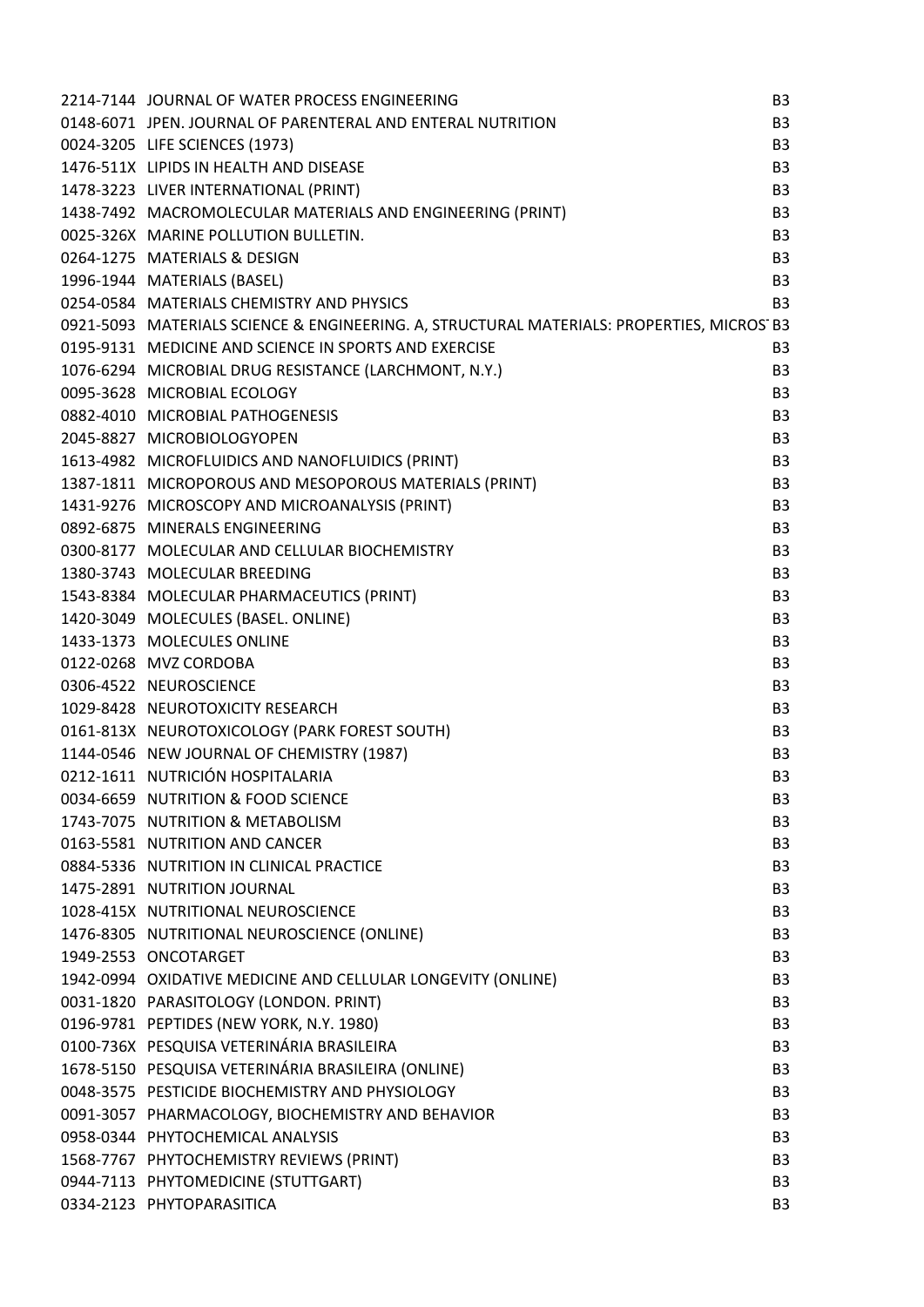| | | |
|---|---|---|
| 2214-7144 | JOURNAL OF WATER PROCESS ENGINEERING | B3 |
| 0148-6071 | JPEN. JOURNAL OF PARENTERAL AND ENTERAL NUTRITION | B3 |
| 0024-3205 | LIFE SCIENCES (1973) | B3 |
| 1476-511X | LIPIDS IN HEALTH AND DISEASE | B3 |
| 1478-3223 | LIVER INTERNATIONAL (PRINT) | B3 |
| 1438-7492 | MACROMOLECULAR MATERIALS AND ENGINEERING (PRINT) | B3 |
| 0025-326X | MARINE POLLUTION BULLETIN. | B3 |
| 0264-1275 | MATERIALS & DESIGN | B3 |
| 1996-1944 | MATERIALS (BASEL) | B3 |
| 0254-0584 | MATERIALS CHEMISTRY AND PHYSICS | B3 |
| 0921-5093 | MATERIALS SCIENCE & ENGINEERING. A, STRUCTURAL MATERIALS: PROPERTIES, MICROS | B3 |
| 0195-9131 | MEDICINE AND SCIENCE IN SPORTS AND EXERCISE | B3 |
| 1076-6294 | MICROBIAL DRUG RESISTANCE (LARCHMONT, N.Y.) | B3 |
| 0095-3628 | MICROBIAL ECOLOGY | B3 |
| 0882-4010 | MICROBIAL PATHOGENESIS | B3 |
| 2045-8827 | MICROBIOLOGYOPEN | B3 |
| 1613-4982 | MICROFLUIDICS AND NANOFLUIDICS (PRINT) | B3 |
| 1387-1811 | MICROPOROUS AND MESOPOROUS MATERIALS (PRINT) | B3 |
| 1431-9276 | MICROSCOPY AND MICROANALYSIS (PRINT) | B3 |
| 0892-6875 | MINERALS ENGINEERING | B3 |
| 0300-8177 | MOLECULAR AND CELLULAR BIOCHEMISTRY | B3 |
| 1380-3743 | MOLECULAR BREEDING | B3 |
| 1543-8384 | MOLECULAR PHARMACEUTICS (PRINT) | B3 |
| 1420-3049 | MOLECULES (BASEL. ONLINE) | B3 |
| 1433-1373 | MOLECULES ONLINE | B3 |
| 0122-0268 | MVZ CORDOBA | B3 |
| 0306-4522 | NEUROSCIENCE | B3 |
| 1029-8428 | NEUROTOXICITY RESEARCH | B3 |
| 0161-813X | NEUROTOXICOLOGY (PARK FOREST SOUTH) | B3 |
| 1144-0546 | NEW JOURNAL OF CHEMISTRY (1987) | B3 |
| 0212-1611 | NUTRICIÓN HOSPITALARIA | B3 |
| 0034-6659 | NUTRITION & FOOD SCIENCE | B3 |
| 1743-7075 | NUTRITION & METABOLISM | B3 |
| 0163-5581 | NUTRITION AND CANCER | B3 |
| 0884-5336 | NUTRITION IN CLINICAL PRACTICE | B3 |
| 1475-2891 | NUTRITION JOURNAL | B3 |
| 1028-415X | NUTRITIONAL NEUROSCIENCE | B3 |
| 1476-8305 | NUTRITIONAL NEUROSCIENCE (ONLINE) | B3 |
| 1949-2553 | ONCOTARGET | B3 |
| 1942-0994 | OXIDATIVE MEDICINE AND CELLULAR LONGEVITY (ONLINE) | B3 |
| 0031-1820 | PARASITOLOGY (LONDON. PRINT) | B3 |
| 0196-9781 | PEPTIDES (NEW YORK, N.Y. 1980) | B3 |
| 0100-736X | PESQUISA VETERINÁRIA BRASILEIRA | B3 |
| 1678-5150 | PESQUISA VETERINÁRIA BRASILEIRA (ONLINE) | B3 |
| 0048-3575 | PESTICIDE BIOCHEMISTRY AND PHYSIOLOGY | B3 |
| 0091-3057 | PHARMACOLOGY, BIOCHEMISTRY AND BEHAVIOR | B3 |
| 0958-0344 | PHYTOCHEMICAL ANALYSIS | B3 |
| 1568-7767 | PHYTOCHEMISTRY REVIEWS (PRINT) | B3 |
| 0944-7113 | PHYTOMEDICINE (STUTTGART) | B3 |
| 0334-2123 | PHYTOPARASITICA | B3 |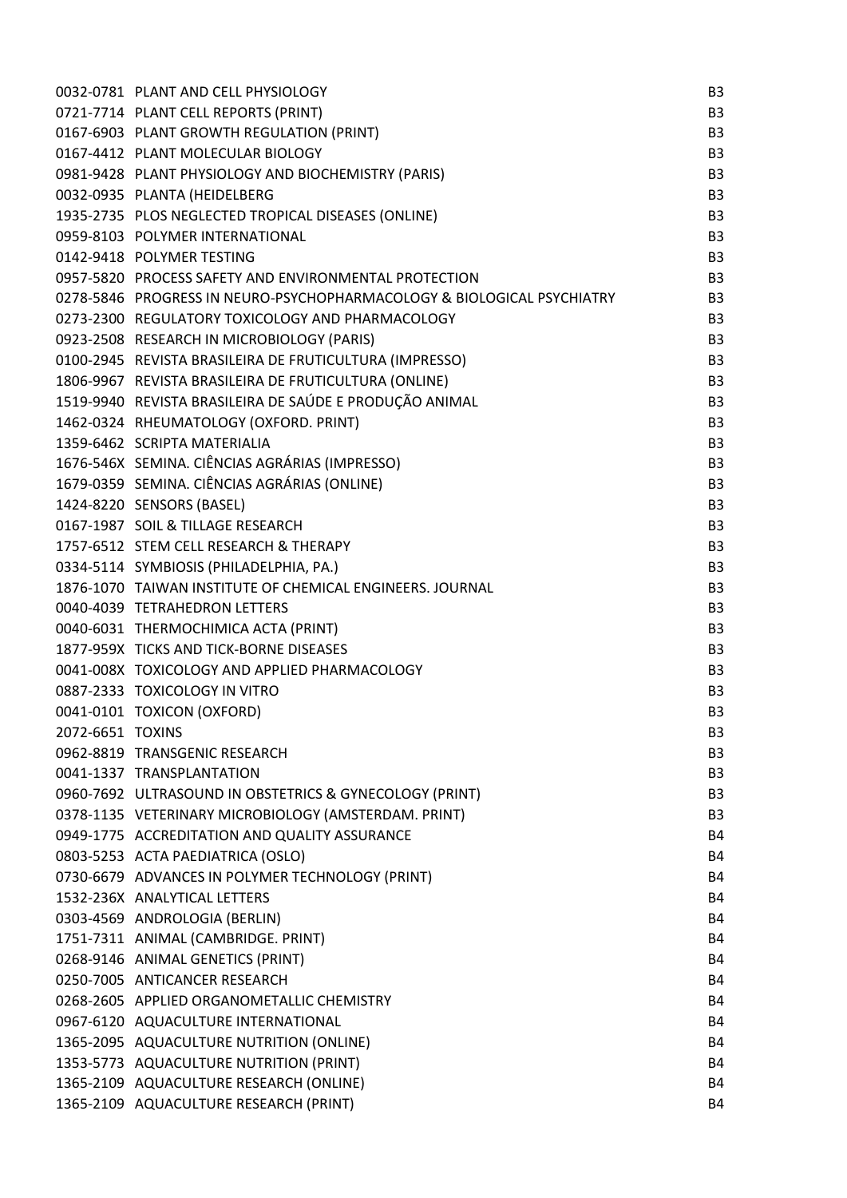| | | |
|---|---|---|
| 0032-0781 | PLANT AND CELL PHYSIOLOGY | B3 |
| 0721-7714 | PLANT CELL REPORTS (PRINT) | B3 |
| 0167-6903 | PLANT GROWTH REGULATION (PRINT) | B3 |
| 0167-4412 | PLANT MOLECULAR BIOLOGY | B3 |
| 0981-9428 | PLANT PHYSIOLOGY AND BIOCHEMISTRY (PARIS) | B3 |
| 0032-0935 | PLANTA (HEIDELBERG | B3 |
| 1935-2735 | PLOS NEGLECTED TROPICAL DISEASES (ONLINE) | B3 |
| 0959-8103 | POLYMER INTERNATIONAL | B3 |
| 0142-9418 | POLYMER TESTING | B3 |
| 0957-5820 | PROCESS SAFETY AND ENVIRONMENTAL PROTECTION | B3 |
| 0278-5846 | PROGRESS IN NEURO-PSYCHOPHARMACOLOGY & BIOLOGICAL PSYCHIATRY | B3 |
| 0273-2300 | REGULATORY TOXICOLOGY AND PHARMACOLOGY | B3 |
| 0923-2508 | RESEARCH IN MICROBIOLOGY (PARIS) | B3 |
| 0100-2945 | REVISTA BRASILEIRA DE FRUTICULTURA (IMPRESSO) | B3 |
| 1806-9967 | REVISTA BRASILEIRA DE FRUTICULTURA (ONLINE) | B3 |
| 1519-9940 | REVISTA BRASILEIRA DE SAÚDE E PRODUÇÃO ANIMAL | B3 |
| 1462-0324 | RHEUMATOLOGY (OXFORD. PRINT) | B3 |
| 1359-6462 | SCRIPTA MATERIALIA | B3 |
| 1676-546X | SEMINA. CIÊNCIAS AGRÁRIAS (IMPRESSO) | B3 |
| 1679-0359 | SEMINA. CIÊNCIAS AGRÁRIAS (ONLINE) | B3 |
| 1424-8220 | SENSORS (BASEL) | B3 |
| 0167-1987 | SOIL & TILLAGE RESEARCH | B3 |
| 1757-6512 | STEM CELL RESEARCH & THERAPY | B3 |
| 0334-5114 | SYMBIOSIS (PHILADELPHIA, PA.) | B3 |
| 1876-1070 | TAIWAN INSTITUTE OF CHEMICAL ENGINEERS. JOURNAL | B3 |
| 0040-4039 | TETRAHEDRON LETTERS | B3 |
| 0040-6031 | THERMOCHIMICA ACTA (PRINT) | B3 |
| 1877-959X | TICKS AND TICK-BORNE DISEASES | B3 |
| 0041-008X | TOXICOLOGY AND APPLIED PHARMACOLOGY | B3 |
| 0887-2333 | TOXICOLOGY IN VITRO | B3 |
| 0041-0101 | TOXICON (OXFORD) | B3 |
| 2072-6651 | TOXINS | B3 |
| 0962-8819 | TRANSGENIC RESEARCH | B3 |
| 0041-1337 | TRANSPLANTATION | B3 |
| 0960-7692 | ULTRASOUND IN OBSTETRICS & GYNECOLOGY (PRINT) | B3 |
| 0378-1135 | VETERINARY MICROBIOLOGY (AMSTERDAM. PRINT) | B3 |
| 0949-1775 | ACCREDITATION AND QUALITY ASSURANCE | B4 |
| 0803-5253 | ACTA PAEDIATRICA (OSLO) | B4 |
| 0730-6679 | ADVANCES IN POLYMER TECHNOLOGY (PRINT) | B4 |
| 1532-236X | ANALYTICAL LETTERS | B4 |
| 0303-4569 | ANDROLOGIA (BERLIN) | B4 |
| 1751-7311 | ANIMAL (CAMBRIDGE. PRINT) | B4 |
| 0268-9146 | ANIMAL GENETICS (PRINT) | B4 |
| 0250-7005 | ANTICANCER RESEARCH | B4 |
| 0268-2605 | APPLIED ORGANOMETALLIC CHEMISTRY | B4 |
| 0967-6120 | AQUACULTURE INTERNATIONAL | B4 |
| 1365-2095 | AQUACULTURE NUTRITION (ONLINE) | B4 |
| 1353-5773 | AQUACULTURE NUTRITION (PRINT) | B4 |
| 1365-2109 | AQUACULTURE RESEARCH (ONLINE) | B4 |
| 1365-2109 | AQUACULTURE RESEARCH (PRINT) | B4 |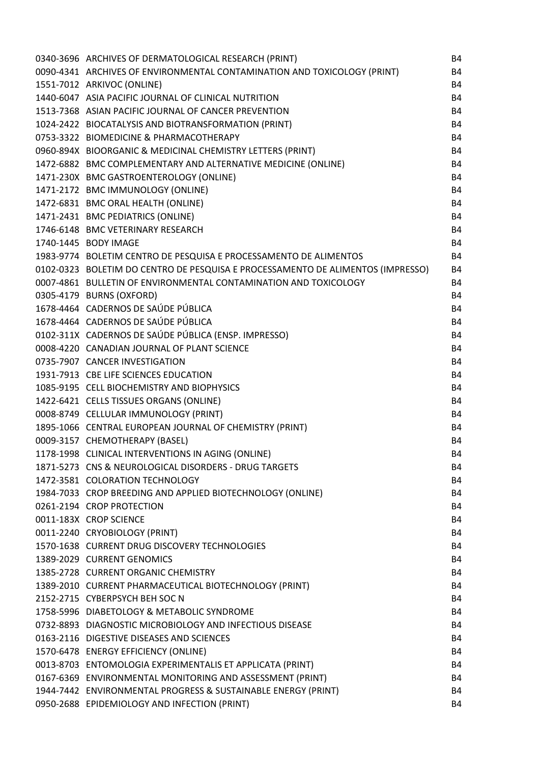| | | |
|---|---|---|
| 0340-3696 | ARCHIVES OF DERMATOLOGICAL RESEARCH (PRINT) | B4 |
| 0090-4341 | ARCHIVES OF ENVIRONMENTAL CONTAMINATION AND TOXICOLOGY (PRINT) | B4 |
| 1551-7012 | ARKIVOC (ONLINE) | B4 |
| 1440-6047 | ASIA PACIFIC JOURNAL OF CLINICAL NUTRITION | B4 |
| 1513-7368 | ASIAN PACIFIC JOURNAL OF CANCER PREVENTION | B4 |
| 1024-2422 | BIOCATALYSIS AND BIOTRANSFORMATION (PRINT) | B4 |
| 0753-3322 | BIOMEDICINE & PHARMACOTHERAPY | B4 |
| 0960-894X | BIOORGANIC & MEDICINAL CHEMISTRY LETTERS (PRINT) | B4 |
| 1472-6882 | BMC COMPLEMENTARY AND ALTERNATIVE MEDICINE (ONLINE) | B4 |
| 1471-230X | BMC GASTROENTEROLOGY (ONLINE) | B4 |
| 1471-2172 | BMC IMMUNOLOGY (ONLINE) | B4 |
| 1472-6831 | BMC ORAL HEALTH (ONLINE) | B4 |
| 1471-2431 | BMC PEDIATRICS (ONLINE) | B4 |
| 1746-6148 | BMC VETERINARY RESEARCH | B4 |
| 1740-1445 | BODY IMAGE | B4 |
| 1983-9774 | BOLETIM CENTRO DE PESQUISA E PROCESSAMENTO DE ALIMENTOS | B4 |
| 0102-0323 | BOLETIM DO CENTRO DE PESQUISA E PROCESSAMENTO DE ALIMENTOS (IMPRESSO) | B4 |
| 0007-4861 | BULLETIN OF ENVIRONMENTAL CONTAMINATION AND TOXICOLOGY | B4 |
| 0305-4179 | BURNS (OXFORD) | B4 |
| 1678-4464 | CADERNOS DE SAÚDE PÚBLICA | B4 |
| 1678-4464 | CADERNOS DE SAÚDE PÚBLICA | B4 |
| 0102-311X | CADERNOS DE SAÚDE PÚBLICA (ENSP. IMPRESSO) | B4 |
| 0008-4220 | CANADIAN JOURNAL OF PLANT SCIENCE | B4 |
| 0735-7907 | CANCER INVESTIGATION | B4 |
| 1931-7913 | CBE LIFE SCIENCES EDUCATION | B4 |
| 1085-9195 | CELL BIOCHEMISTRY AND BIOPHYSICS | B4 |
| 1422-6421 | CELLS TISSUES ORGANS (ONLINE) | B4 |
| 0008-8749 | CELLULAR IMMUNOLOGY (PRINT) | B4 |
| 1895-1066 | CENTRAL EUROPEAN JOURNAL OF CHEMISTRY (PRINT) | B4 |
| 0009-3157 | CHEMOTHERAPY (BASEL) | B4 |
| 1178-1998 | CLINICAL INTERVENTIONS IN AGING (ONLINE) | B4 |
| 1871-5273 | CNS & NEUROLOGICAL DISORDERS - DRUG TARGETS | B4 |
| 1472-3581 | COLORATION TECHNOLOGY | B4 |
| 1984-7033 | CROP BREEDING AND APPLIED BIOTECHNOLOGY (ONLINE) | B4 |
| 0261-2194 | CROP PROTECTION | B4 |
| 0011-183X | CROP SCIENCE | B4 |
| 0011-2240 | CRYOBIOLOGY (PRINT) | B4 |
| 1570-1638 | CURRENT DRUG DISCOVERY TECHNOLOGIES | B4 |
| 1389-2029 | CURRENT GENOMICS | B4 |
| 1385-2728 | CURRENT ORGANIC CHEMISTRY | B4 |
| 1389-2010 | CURRENT PHARMACEUTICAL BIOTECHNOLOGY (PRINT) | B4 |
| 2152-2715 | CYBERPSYCH BEH SOC N | B4 |
| 1758-5996 | DIABETOLOGY & METABOLIC SYNDROME | B4 |
| 0732-8893 | DIAGNOSTIC MICROBIOLOGY AND INFECTIOUS DISEASE | B4 |
| 0163-2116 | DIGESTIVE DISEASES AND SCIENCES | B4 |
| 1570-6478 | ENERGY EFFICIENCY (ONLINE) | B4 |
| 0013-8703 | ENTOMOLOGIA EXPERIMENTALIS ET APPLICATA (PRINT) | B4 |
| 0167-6369 | ENVIRONMENTAL MONITORING AND ASSESSMENT (PRINT) | B4 |
| 1944-7442 | ENVIRONMENTAL PROGRESS & SUSTAINABLE ENERGY (PRINT) | B4 |
| 0950-2688 | EPIDEMIOLOGY AND INFECTION (PRINT) | B4 |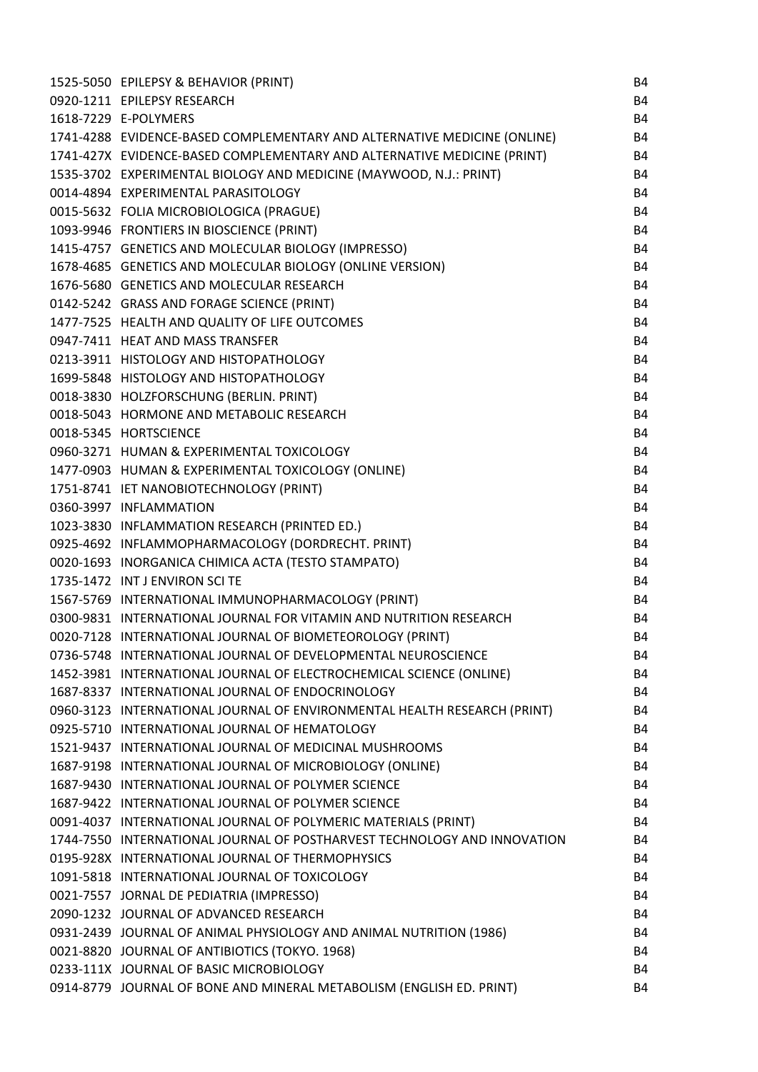| | | |
|---|---|---|
| 1525-5050 | EPILEPSY & BEHAVIOR (PRINT) | B4 |
| 0920-1211 | EPILEPSY RESEARCH | B4 |
| 1618-7229 | E-POLYMERS | B4 |
| 1741-4288 | EVIDENCE-BASED COMPLEMENTARY AND ALTERNATIVE MEDICINE (ONLINE) | B4 |
| 1741-427X | EVIDENCE-BASED COMPLEMENTARY AND ALTERNATIVE MEDICINE (PRINT) | B4 |
| 1535-3702 | EXPERIMENTAL BIOLOGY AND MEDICINE (MAYWOOD, N.J.: PRINT) | B4 |
| 0014-4894 | EXPERIMENTAL PARASITOLOGY | B4 |
| 0015-5632 | FOLIA MICROBIOLOGICA (PRAGUE) | B4 |
| 1093-9946 | FRONTIERS IN BIOSCIENCE (PRINT) | B4 |
| 1415-4757 | GENETICS AND MOLECULAR BIOLOGY (IMPRESSO) | B4 |
| 1678-4685 | GENETICS AND MOLECULAR BIOLOGY (ONLINE VERSION) | B4 |
| 1676-5680 | GENETICS AND MOLECULAR RESEARCH | B4 |
| 0142-5242 | GRASS AND FORAGE SCIENCE (PRINT) | B4 |
| 1477-7525 | HEALTH AND QUALITY OF LIFE OUTCOMES | B4 |
| 0947-7411 | HEAT AND MASS TRANSFER | B4 |
| 0213-3911 | HISTOLOGY AND HISTOPATHOLOGY | B4 |
| 1699-5848 | HISTOLOGY AND HISTOPATHOLOGY | B4 |
| 0018-3830 | HOLZFORSCHUNG (BERLIN. PRINT) | B4 |
| 0018-5043 | HORMONE AND METABOLIC RESEARCH | B4 |
| 0018-5345 | HORTSCIENCE | B4 |
| 0960-3271 | HUMAN & EXPERIMENTAL TOXICOLOGY | B4 |
| 1477-0903 | HUMAN & EXPERIMENTAL TOXICOLOGY (ONLINE) | B4 |
| 1751-8741 | IET NANOBIOTECHNOLOGY (PRINT) | B4 |
| 0360-3997 | INFLAMMATION | B4 |
| 1023-3830 | INFLAMMATION RESEARCH (PRINTED ED.) | B4 |
| 0925-4692 | INFLAMMOPHARMACOLOGY (DORDRECHT. PRINT) | B4 |
| 0020-1693 | INORGANICA CHIMICA ACTA (TESTO STAMPATO) | B4 |
| 1735-1472 | INT J ENVIRON SCI TE | B4 |
| 1567-5769 | INTERNATIONAL IMMUNOPHARMACOLOGY (PRINT) | B4 |
| 0300-9831 | INTERNATIONAL JOURNAL FOR VITAMIN AND NUTRITION RESEARCH | B4 |
| 0020-7128 | INTERNATIONAL JOURNAL OF BIOMETEOROLOGY (PRINT) | B4 |
| 0736-5748 | INTERNATIONAL JOURNAL OF DEVELOPMENTAL NEUROSCIENCE | B4 |
| 1452-3981 | INTERNATIONAL JOURNAL OF ELECTROCHEMICAL SCIENCE (ONLINE) | B4 |
| 1687-8337 | INTERNATIONAL JOURNAL OF ENDOCRINOLOGY | B4 |
| 0960-3123 | INTERNATIONAL JOURNAL OF ENVIRONMENTAL HEALTH RESEARCH (PRINT) | B4 |
| 0925-5710 | INTERNATIONAL JOURNAL OF HEMATOLOGY | B4 |
| 1521-9437 | INTERNATIONAL JOURNAL OF MEDICINAL MUSHROOMS | B4 |
| 1687-9198 | INTERNATIONAL JOURNAL OF MICROBIOLOGY (ONLINE) | B4 |
| 1687-9430 | INTERNATIONAL JOURNAL OF POLYMER SCIENCE | B4 |
| 1687-9422 | INTERNATIONAL JOURNAL OF POLYMER SCIENCE | B4 |
| 0091-4037 | INTERNATIONAL JOURNAL OF POLYMERIC MATERIALS (PRINT) | B4 |
| 1744-7550 | INTERNATIONAL JOURNAL OF POSTHARVEST TECHNOLOGY AND INNOVATION | B4 |
| 0195-928X | INTERNATIONAL JOURNAL OF THERMOPHYSICS | B4 |
| 1091-5818 | INTERNATIONAL JOURNAL OF TOXICOLOGY | B4 |
| 0021-7557 | JORNAL DE PEDIATRIA (IMPRESSO) | B4 |
| 2090-1232 | JOURNAL OF ADVANCED RESEARCH | B4 |
| 0931-2439 | JOURNAL OF ANIMAL PHYSIOLOGY AND ANIMAL NUTRITION (1986) | B4 |
| 0021-8820 | JOURNAL OF ANTIBIOTICS (TOKYO. 1968) | B4 |
| 0233-111X | JOURNAL OF BASIC MICROBIOLOGY | B4 |
| 0914-8779 | JOURNAL OF BONE AND MINERAL METABOLISM (ENGLISH ED. PRINT) | B4 |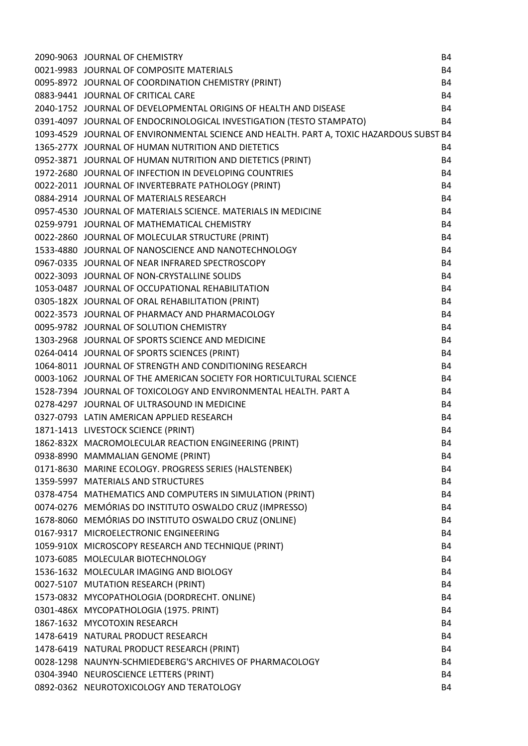| | | |
|---|---|---|
| 2090-9063 | JOURNAL OF CHEMISTRY | B4 |
| 0021-9983 | JOURNAL OF COMPOSITE MATERIALS | B4 |
| 0095-8972 | JOURNAL OF COORDINATION CHEMISTRY (PRINT) | B4 |
| 0883-9441 | JOURNAL OF CRITICAL CARE | B4 |
| 2040-1752 | JOURNAL OF DEVELOPMENTAL ORIGINS OF HEALTH AND DISEASE | B4 |
| 0391-4097 | JOURNAL OF ENDOCRINOLOGICAL INVESTIGATION (TESTO STAMPATO) | B4 |
| 1093-4529 | JOURNAL OF ENVIRONMENTAL SCIENCE AND HEALTH. PART A, TOXIC HAZARDOUS SUBST | B4 |
| 1365-277X | JOURNAL OF HUMAN NUTRITION AND DIETETICS | B4 |
| 0952-3871 | JOURNAL OF HUMAN NUTRITION AND DIETETICS (PRINT) | B4 |
| 1972-2680 | JOURNAL OF INFECTION IN DEVELOPING COUNTRIES | B4 |
| 0022-2011 | JOURNAL OF INVERTEBRATE PATHOLOGY (PRINT) | B4 |
| 0884-2914 | JOURNAL OF MATERIALS RESEARCH | B4 |
| 0957-4530 | JOURNAL OF MATERIALS SCIENCE. MATERIALS IN MEDICINE | B4 |
| 0259-9791 | JOURNAL OF MATHEMATICAL CHEMISTRY | B4 |
| 0022-2860 | JOURNAL OF MOLECULAR STRUCTURE (PRINT) | B4 |
| 1533-4880 | JOURNAL OF NANOSCIENCE AND NANOTECHNOLOGY | B4 |
| 0967-0335 | JOURNAL OF NEAR INFRARED SPECTROSCOPY | B4 |
| 0022-3093 | JOURNAL OF NON-CRYSTALLINE SOLIDS | B4 |
| 1053-0487 | JOURNAL OF OCCUPATIONAL REHABILITATION | B4 |
| 0305-182X | JOURNAL OF ORAL REHABILITATION (PRINT) | B4 |
| 0022-3573 | JOURNAL OF PHARMACY AND PHARMACOLOGY | B4 |
| 0095-9782 | JOURNAL OF SOLUTION CHEMISTRY | B4 |
| 1303-2968 | JOURNAL OF SPORTS SCIENCE AND MEDICINE | B4 |
| 0264-0414 | JOURNAL OF SPORTS SCIENCES (PRINT) | B4 |
| 1064-8011 | JOURNAL OF STRENGTH AND CONDITIONING RESEARCH | B4 |
| 0003-1062 | JOURNAL OF THE AMERICAN SOCIETY FOR HORTICULTURAL SCIENCE | B4 |
| 1528-7394 | JOURNAL OF TOXICOLOGY AND ENVIRONMENTAL HEALTH. PART A | B4 |
| 0278-4297 | JOURNAL OF ULTRASOUND IN MEDICINE | B4 |
| 0327-0793 | LATIN AMERICAN APPLIED RESEARCH | B4 |
| 1871-1413 | LIVESTOCK SCIENCE (PRINT) | B4 |
| 1862-832X | MACROMOLECULAR REACTION ENGINEERING (PRINT) | B4 |
| 0938-8990 | MAMMALIAN GENOME (PRINT) | B4 |
| 0171-8630 | MARINE ECOLOGY. PROGRESS SERIES (HALSTENBEK) | B4 |
| 1359-5997 | MATERIALS AND STRUCTURES | B4 |
| 0378-4754 | MATHEMATICS AND COMPUTERS IN SIMULATION (PRINT) | B4 |
| 0074-0276 | MEMÓRIAS DO INSTITUTO OSWALDO CRUZ (IMPRESSO) | B4 |
| 1678-8060 | MEMÓRIAS DO INSTITUTO OSWALDO CRUZ (ONLINE) | B4 |
| 0167-9317 | MICROELECTRONIC ENGINEERING | B4 |
| 1059-910X | MICROSCOPY RESEARCH AND TECHNIQUE (PRINT) | B4 |
| 1073-6085 | MOLECULAR BIOTECHNOLOGY | B4 |
| 1536-1632 | MOLECULAR IMAGING AND BIOLOGY | B4 |
| 0027-5107 | MUTATION RESEARCH (PRINT) | B4 |
| 1573-0832 | MYCOPATHOLOGIA (DORDRECHT. ONLINE) | B4 |
| 0301-486X | MYCOPATHOLOGIA (1975. PRINT) | B4 |
| 1867-1632 | MYCOTOXIN RESEARCH | B4 |
| 1478-6419 | NATURAL PRODUCT RESEARCH | B4 |
| 1478-6419 | NATURAL PRODUCT RESEARCH (PRINT) | B4 |
| 0028-1298 | NAUNYN-SCHMIEDEBERG'S ARCHIVES OF PHARMACOLOGY | B4 |
| 0304-3940 | NEUROSCIENCE LETTERS (PRINT) | B4 |
| 0892-0362 | NEUROTOXICOLOGY AND TERATOLOGY | B4 |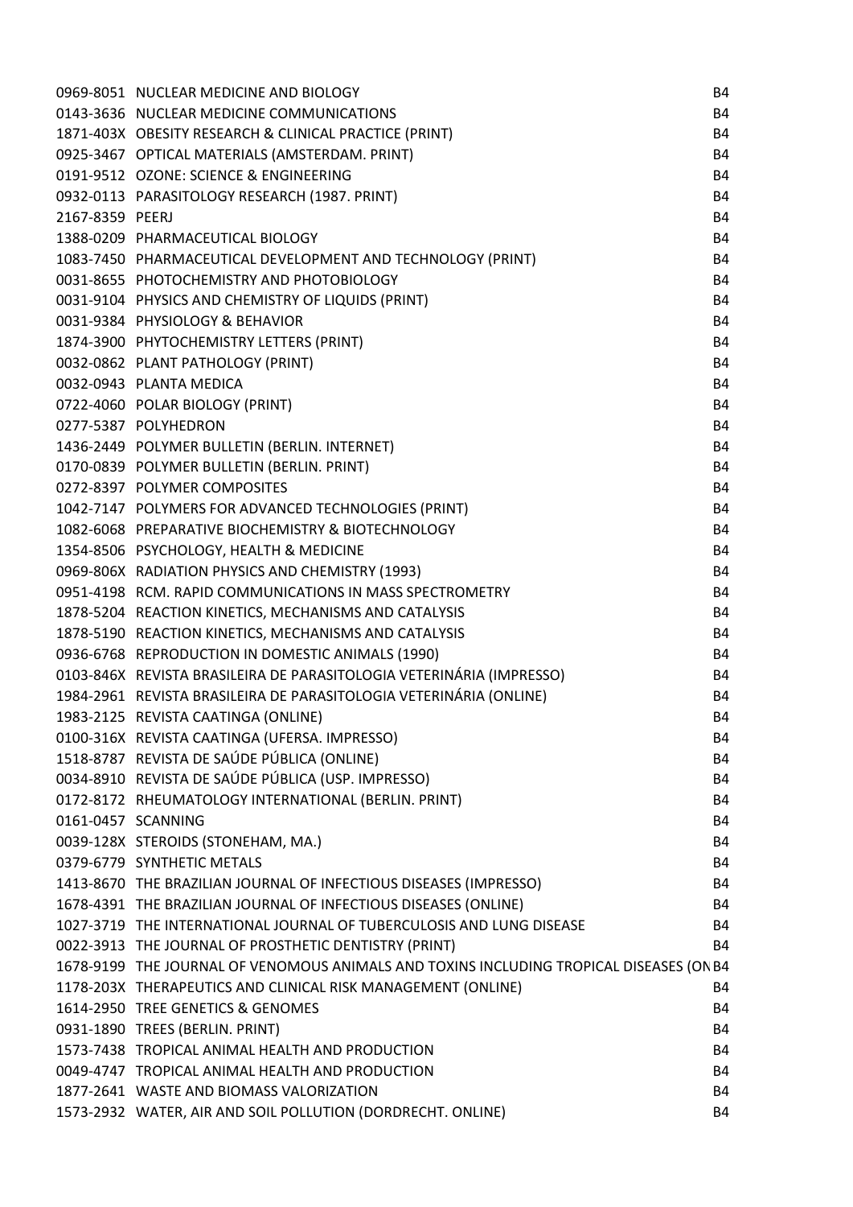| | | |
|---|---|---|
| 0969-8051 | NUCLEAR MEDICINE AND BIOLOGY | B4 |
| 0143-3636 | NUCLEAR MEDICINE COMMUNICATIONS | B4 |
| 1871-403X | OBESITY RESEARCH & CLINICAL PRACTICE (PRINT) | B4 |
| 0925-3467 | OPTICAL MATERIALS (AMSTERDAM. PRINT) | B4 |
| 0191-9512 | OZONE: SCIENCE & ENGINEERING | B4 |
| 0932-0113 | PARASITOLOGY RESEARCH (1987. PRINT) | B4 |
| 2167-8359 | PEERJ | B4 |
| 1388-0209 | PHARMACEUTICAL BIOLOGY | B4 |
| 1083-7450 | PHARMACEUTICAL DEVELOPMENT AND TECHNOLOGY (PRINT) | B4 |
| 0031-8655 | PHOTOCHEMISTRY AND PHOTOBIOLOGY | B4 |
| 0031-9104 | PHYSICS AND CHEMISTRY OF LIQUIDS (PRINT) | B4 |
| 0031-9384 | PHYSIOLOGY & BEHAVIOR | B4 |
| 1874-3900 | PHYTOCHEMISTRY LETTERS (PRINT) | B4 |
| 0032-0862 | PLANT PATHOLOGY (PRINT) | B4 |
| 0032-0943 | PLANTA MEDICA | B4 |
| 0722-4060 | POLAR BIOLOGY (PRINT) | B4 |
| 0277-5387 | POLYHEDRON | B4 |
| 1436-2449 | POLYMER BULLETIN (BERLIN. INTERNET) | B4 |
| 0170-0839 | POLYMER BULLETIN (BERLIN. PRINT) | B4 |
| 0272-8397 | POLYMER COMPOSITES | B4 |
| 1042-7147 | POLYMERS FOR ADVANCED TECHNOLOGIES (PRINT) | B4 |
| 1082-6068 | PREPARATIVE BIOCHEMISTRY & BIOTECHNOLOGY | B4 |
| 1354-8506 | PSYCHOLOGY, HEALTH & MEDICINE | B4 |
| 0969-806X | RADIATION PHYSICS AND CHEMISTRY (1993) | B4 |
| 0951-4198 | RCM. RAPID COMMUNICATIONS IN MASS SPECTROMETRY | B4 |
| 1878-5204 | REACTION KINETICS, MECHANISMS AND CATALYSIS | B4 |
| 1878-5190 | REACTION KINETICS, MECHANISMS AND CATALYSIS | B4 |
| 0936-6768 | REPRODUCTION IN DOMESTIC ANIMALS (1990) | B4 |
| 0103-846X | REVISTA BRASILEIRA DE PARASITOLOGIA VETERINÁRIA (IMPRESSO) | B4 |
| 1984-2961 | REVISTA BRASILEIRA DE PARASITOLOGIA VETERINÁRIA (ONLINE) | B4 |
| 1983-2125 | REVISTA CAATINGA (ONLINE) | B4 |
| 0100-316X | REVISTA CAATINGA (UFERSA. IMPRESSO) | B4 |
| 1518-8787 | REVISTA DE SAÚDE PÚBLICA (ONLINE) | B4 |
| 0034-8910 | REVISTA DE SAÚDE PÚBLICA (USP. IMPRESSO) | B4 |
| 0172-8172 | RHEUMATOLOGY INTERNATIONAL (BERLIN. PRINT) | B4 |
| 0161-0457 | SCANNING | B4 |
| 0039-128X | STEROIDS (STONEHAM, MA.) | B4 |
| 0379-6779 | SYNTHETIC METALS | B4 |
| 1413-8670 | THE BRAZILIAN JOURNAL OF INFECTIOUS DISEASES (IMPRESSO) | B4 |
| 1678-4391 | THE BRAZILIAN JOURNAL OF INFECTIOUS DISEASES (ONLINE) | B4 |
| 1027-3719 | THE INTERNATIONAL JOURNAL OF TUBERCULOSIS AND LUNG DISEASE | B4 |
| 0022-3913 | THE JOURNAL OF PROSTHETIC DENTISTRY (PRINT) | B4 |
| 1678-9199 | THE JOURNAL OF VENOMOUS ANIMALS AND TOXINS INCLUDING TROPICAL DISEASES (ON | B4 |
| 1178-203X | THERAPEUTICS AND CLINICAL RISK MANAGEMENT (ONLINE) | B4 |
| 1614-2950 | TREE GENETICS & GENOMES | B4 |
| 0931-1890 | TREES (BERLIN. PRINT) | B4 |
| 1573-7438 | TROPICAL ANIMAL HEALTH AND PRODUCTION | B4 |
| 0049-4747 | TROPICAL ANIMAL HEALTH AND PRODUCTION | B4 |
| 1877-2641 | WASTE AND BIOMASS VALORIZATION | B4 |
| 1573-2932 | WATER, AIR AND SOIL POLLUTION (DORDRECHT. ONLINE) | B4 |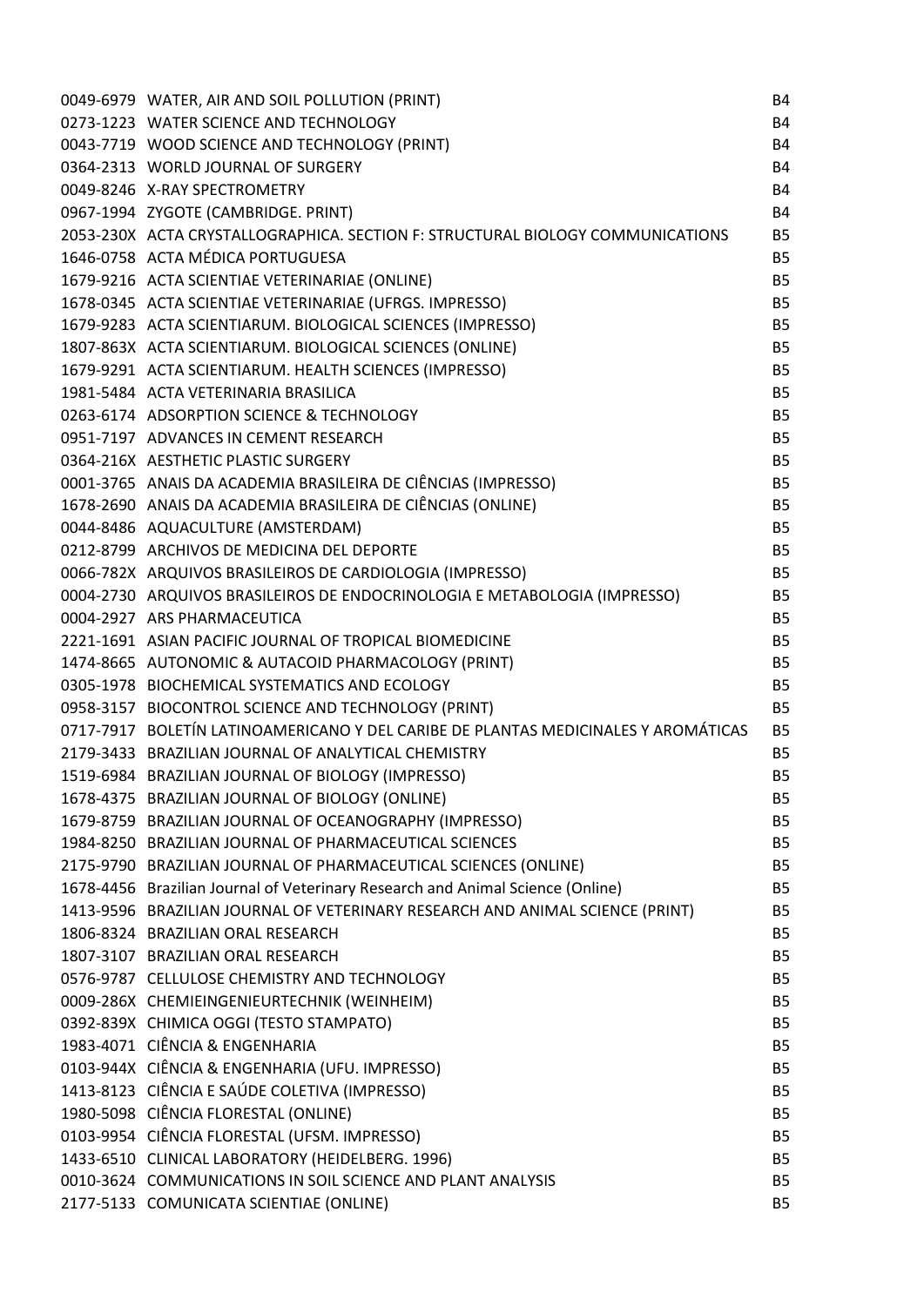| | | |
|---|---|---|
| 0049-6979 | WATER, AIR AND SOIL POLLUTION (PRINT) | B4 |
| 0273-1223 | WATER SCIENCE AND TECHNOLOGY | B4 |
| 0043-7719 | WOOD SCIENCE AND TECHNOLOGY (PRINT) | B4 |
| 0364-2313 | WORLD JOURNAL OF SURGERY | B4 |
| 0049-8246 | X-RAY SPECTROMETRY | B4 |
| 0967-1994 | ZYGOTE (CAMBRIDGE. PRINT) | B4 |
| 2053-230X | ACTA CRYSTALLOGRAPHICA. SECTION F: STRUCTURAL BIOLOGY COMMUNICATIONS | B5 |
| 1646-0758 | ACTA MÉDICA PORTUGUESA | B5 |
| 1679-9216 | ACTA SCIENTIAE VETERINARIAE (ONLINE) | B5 |
| 1678-0345 | ACTA SCIENTIAE VETERINARIAE (UFRGS. IMPRESSO) | B5 |
| 1679-9283 | ACTA SCIENTIARUM. BIOLOGICAL SCIENCES (IMPRESSO) | B5 |
| 1807-863X | ACTA SCIENTIARUM. BIOLOGICAL SCIENCES (ONLINE) | B5 |
| 1679-9291 | ACTA SCIENTIARUM. HEALTH SCIENCES (IMPRESSO) | B5 |
| 1981-5484 | ACTA VETERINARIA BRASILICA | B5 |
| 0263-6174 | ADSORPTION SCIENCE & TECHNOLOGY | B5 |
| 0951-7197 | ADVANCES IN CEMENT RESEARCH | B5 |
| 0364-216X | AESTHETIC PLASTIC SURGERY | B5 |
| 0001-3765 | ANAIS DA ACADEMIA BRASILEIRA DE CIÊNCIAS (IMPRESSO) | B5 |
| 1678-2690 | ANAIS DA ACADEMIA BRASILEIRA DE CIÊNCIAS (ONLINE) | B5 |
| 0044-8486 | AQUACULTURE (AMSTERDAM) | B5 |
| 0212-8799 | ARCHIVOS DE MEDICINA DEL DEPORTE | B5 |
| 0066-782X | ARQUIVOS BRASILEIROS DE CARDIOLOGIA (IMPRESSO) | B5 |
| 0004-2730 | ARQUIVOS BRASILEIROS DE ENDOCRINOLOGIA E METABOLOGIA (IMPRESSO) | B5 |
| 0004-2927 | ARS PHARMACEUTICA | B5 |
| 2221-1691 | ASIAN PACIFIC JOURNAL OF TROPICAL BIOMEDICINE | B5 |
| 1474-8665 | AUTONOMIC & AUTACOID PHARMACOLOGY (PRINT) | B5 |
| 0305-1978 | BIOCHEMICAL SYSTEMATICS AND ECOLOGY | B5 |
| 0958-3157 | BIOCONTROL SCIENCE AND TECHNOLOGY (PRINT) | B5 |
| 0717-7917 | BOLETÍN LATINOAMERICANO Y DEL CARIBE DE PLANTAS MEDICINALES Y AROMÁTICAS | B5 |
| 2179-3433 | BRAZILIAN JOURNAL OF ANALYTICAL CHEMISTRY | B5 |
| 1519-6984 | BRAZILIAN JOURNAL OF BIOLOGY (IMPRESSO) | B5 |
| 1678-4375 | BRAZILIAN JOURNAL OF BIOLOGY (ONLINE) | B5 |
| 1679-8759 | BRAZILIAN JOURNAL OF OCEANOGRAPHY (IMPRESSO) | B5 |
| 1984-8250 | BRAZILIAN JOURNAL OF PHARMACEUTICAL SCIENCES | B5 |
| 2175-9790 | BRAZILIAN JOURNAL OF PHARMACEUTICAL SCIENCES (ONLINE) | B5 |
| 1678-4456 | Brazilian Journal of Veterinary Research and Animal Science (Online) | B5 |
| 1413-9596 | BRAZILIAN JOURNAL OF VETERINARY RESEARCH AND ANIMAL SCIENCE (PRINT) | B5 |
| 1806-8324 | BRAZILIAN ORAL RESEARCH | B5 |
| 1807-3107 | BRAZILIAN ORAL RESEARCH | B5 |
| 0576-9787 | CELLULOSE CHEMISTRY AND TECHNOLOGY | B5 |
| 0009-286X | CHEMIEINGENIEURTECHNIK (WEINHEIM) | B5 |
| 0392-839X | CHIMICA OGGI (TESTO STAMPATO) | B5 |
| 1983-4071 | CIÊNCIA & ENGENHARIA | B5 |
| 0103-944X | CIÊNCIA & ENGENHARIA (UFU. IMPRESSO) | B5 |
| 1413-8123 | CIÊNCIA E SAÚDE COLETIVA (IMPRESSO) | B5 |
| 1980-5098 | CIÊNCIA FLORESTAL (ONLINE) | B5 |
| 0103-9954 | CIÊNCIA FLORESTAL (UFSM. IMPRESSO) | B5 |
| 1433-6510 | CLINICAL LABORATORY (HEIDELBERG. 1996) | B5 |
| 0010-3624 | COMMUNICATIONS IN SOIL SCIENCE AND PLANT ANALYSIS | B5 |
| 2177-5133 | COMUNICATA SCIENTIAE (ONLINE) | B5 |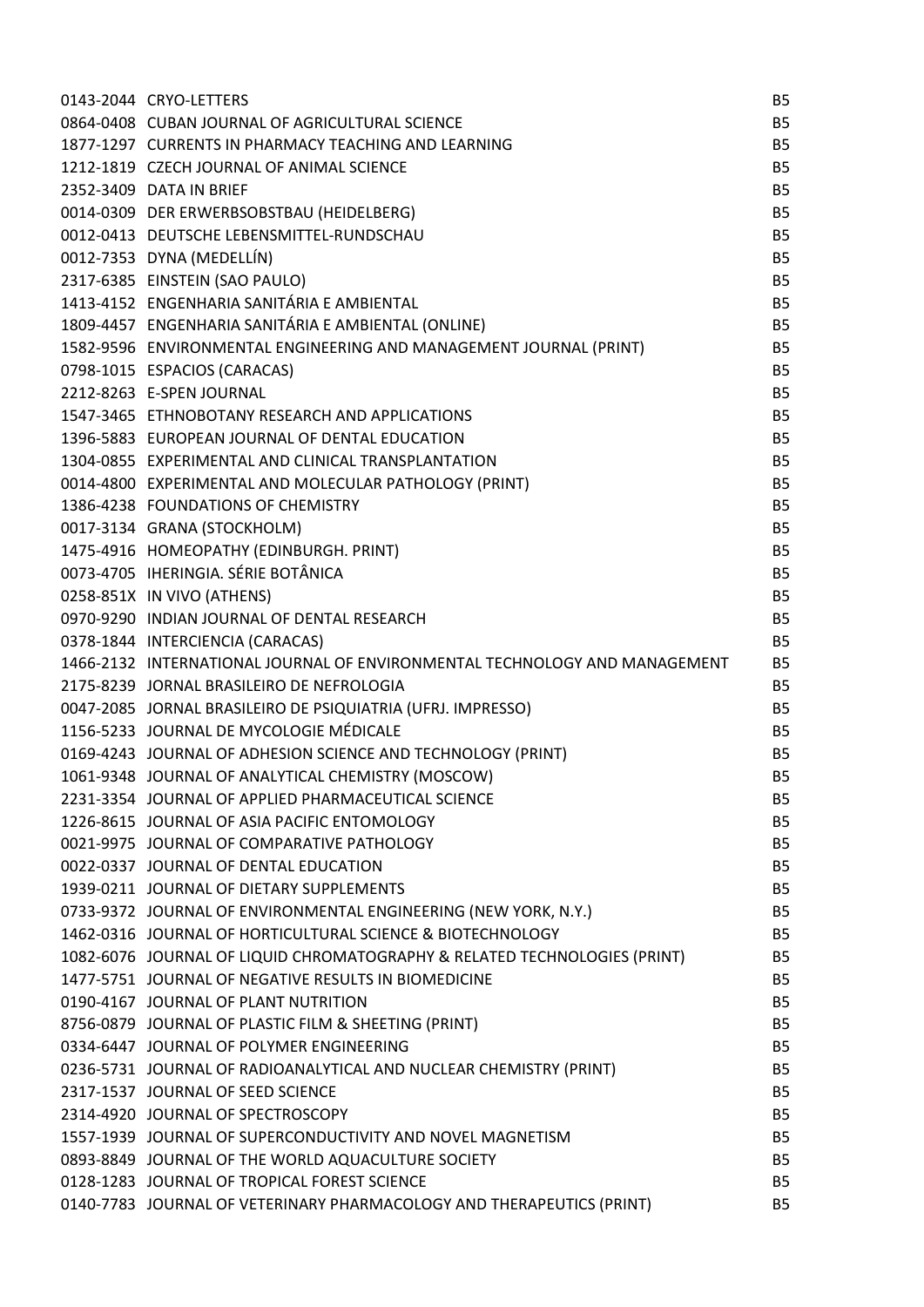| | | |
|---|---|---|
| 0143-2044 | CRYO-LETTERS | B5 |
| 0864-0408 | CUBAN JOURNAL OF AGRICULTURAL SCIENCE | B5 |
| 1877-1297 | CURRENTS IN PHARMACY TEACHING AND LEARNING | B5 |
| 1212-1819 | CZECH JOURNAL OF ANIMAL SCIENCE | B5 |
| 2352-3409 | DATA IN BRIEF | B5 |
| 0014-0309 | DER ERWERBSOBSTBAU (HEIDELBERG) | B5 |
| 0012-0413 | DEUTSCHE LEBENSMITTEL-RUNDSCHAU | B5 |
| 0012-7353 | DYNA (MEDELLÍN) | B5 |
| 2317-6385 | EINSTEIN (SAO PAULO) | B5 |
| 1413-4152 | ENGENHARIA SANITÁRIA E AMBIENTAL | B5 |
| 1809-4457 | ENGENHARIA SANITÁRIA E AMBIENTAL (ONLINE) | B5 |
| 1582-9596 | ENVIRONMENTAL ENGINEERING AND MANAGEMENT JOURNAL (PRINT) | B5 |
| 0798-1015 | ESPACIOS (CARACAS) | B5 |
| 2212-8263 | E-SPEN JOURNAL | B5 |
| 1547-3465 | ETHNOBOTANY RESEARCH AND APPLICATIONS | B5 |
| 1396-5883 | EUROPEAN JOURNAL OF DENTAL EDUCATION | B5 |
| 1304-0855 | EXPERIMENTAL AND CLINICAL TRANSPLANTATION | B5 |
| 0014-4800 | EXPERIMENTAL AND MOLECULAR PATHOLOGY (PRINT) | B5 |
| 1386-4238 | FOUNDATIONS OF CHEMISTRY | B5 |
| 0017-3134 | GRANA (STOCKHOLM) | B5 |
| 1475-4916 | HOMEOPATHY (EDINBURGH. PRINT) | B5 |
| 0073-4705 | IHERINGIA. SÉRIE BOTÂNICA | B5 |
| 0258-851X | IN VIVO (ATHENS) | B5 |
| 0970-9290 | INDIAN JOURNAL OF DENTAL RESEARCH | B5 |
| 0378-1844 | INTERCIENCIA (CARACAS) | B5 |
| 1466-2132 | INTERNATIONAL JOURNAL OF ENVIRONMENTAL TECHNOLOGY AND MANAGEMENT | B5 |
| 2175-8239 | JORNAL BRASILEIRO DE NEFROLOGIA | B5 |
| 0047-2085 | JORNAL BRASILEIRO DE PSIQUIATRIA (UFRJ. IMPRESSO) | B5 |
| 1156-5233 | JOURNAL DE MYCOLOGIE MÉDICALE | B5 |
| 0169-4243 | JOURNAL OF ADHESION SCIENCE AND TECHNOLOGY (PRINT) | B5 |
| 1061-9348 | JOURNAL OF ANALYTICAL CHEMISTRY (MOSCOW) | B5 |
| 2231-3354 | JOURNAL OF APPLIED PHARMACEUTICAL SCIENCE | B5 |
| 1226-8615 | JOURNAL OF ASIA PACIFIC ENTOMOLOGY | B5 |
| 0021-9975 | JOURNAL OF COMPARATIVE PATHOLOGY | B5 |
| 0022-0337 | JOURNAL OF DENTAL EDUCATION | B5 |
| 1939-0211 | JOURNAL OF DIETARY SUPPLEMENTS | B5 |
| 0733-9372 | JOURNAL OF ENVIRONMENTAL ENGINEERING (NEW YORK, N.Y.) | B5 |
| 1462-0316 | JOURNAL OF HORTICULTURAL SCIENCE & BIOTECHNOLOGY | B5 |
| 1082-6076 | JOURNAL OF LIQUID CHROMATOGRAPHY & RELATED TECHNOLOGIES (PRINT) | B5 |
| 1477-5751 | JOURNAL OF NEGATIVE RESULTS IN BIOMEDICINE | B5 |
| 0190-4167 | JOURNAL OF PLANT NUTRITION | B5 |
| 8756-0879 | JOURNAL OF PLASTIC FILM & SHEETING (PRINT) | B5 |
| 0334-6447 | JOURNAL OF POLYMER ENGINEERING | B5 |
| 0236-5731 | JOURNAL OF RADIOANALYTICAL AND NUCLEAR CHEMISTRY (PRINT) | B5 |
| 2317-1537 | JOURNAL OF SEED SCIENCE | B5 |
| 2314-4920 | JOURNAL OF SPECTROSCOPY | B5 |
| 1557-1939 | JOURNAL OF SUPERCONDUCTIVITY AND NOVEL MAGNETISM | B5 |
| 0893-8849 | JOURNAL OF THE WORLD AQUACULTURE SOCIETY | B5 |
| 0128-1283 | JOURNAL OF TROPICAL FOREST SCIENCE | B5 |
| 0140-7783 | JOURNAL OF VETERINARY PHARMACOLOGY AND THERAPEUTICS (PRINT) | B5 |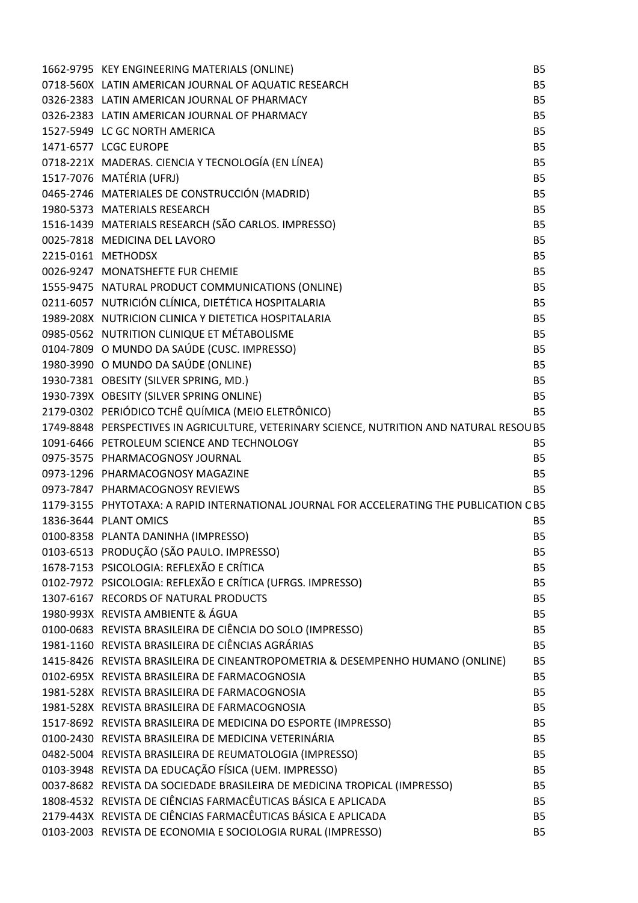| | | |
|---|---|---|
| 1662-9795 | KEY ENGINEERING MATERIALS (ONLINE) | B5 |
| 0718-560X | LATIN AMERICAN JOURNAL OF AQUATIC RESEARCH | B5 |
| 0326-2383 | LATIN AMERICAN JOURNAL OF PHARMACY | B5 |
| 0326-2383 | LATIN AMERICAN JOURNAL OF PHARMACY | B5 |
| 1527-5949 | LC GC NORTH AMERICA | B5 |
| 1471-6577 | LCGC EUROPE | B5 |
| 0718-221X | MADERAS. CIENCIA Y TECNOLOGÍA (EN LÍNEA) | B5 |
| 1517-7076 | MATÉRIA (UFRJ) | B5 |
| 0465-2746 | MATERIALES DE CONSTRUCCIÓN (MADRID) | B5 |
| 1980-5373 | MATERIALS RESEARCH | B5 |
| 1516-1439 | MATERIALS RESEARCH (SÃO CARLOS. IMPRESSO) | B5 |
| 0025-7818 | MEDICINA DEL LAVORO | B5 |
| 2215-0161 | METHODSX | B5 |
| 0026-9247 | MONATSHEFTE FUR CHEMIE | B5 |
| 1555-9475 | NATURAL PRODUCT COMMUNICATIONS (ONLINE) | B5 |
| 0211-6057 | NUTRICIÓN CLÍNICA, DIETÉTICA HOSPITALARIA | B5 |
| 1989-208X | NUTRICION CLINICA Y DIETETICA HOSPITALARIA | B5 |
| 0985-0562 | NUTRITION CLINIQUE ET MÉTABOLISME | B5 |
| 0104-7809 | O MUNDO DA SAÚDE (CUSC. IMPRESSO) | B5 |
| 1980-3990 | O MUNDO DA SAÚDE (ONLINE) | B5 |
| 1930-7381 | OBESITY (SILVER SPRING, MD.) | B5 |
| 1930-739X | OBESITY (SILVER SPRING ONLINE) | B5 |
| 2179-0302 | PERIÓDICO TCHÊ QUÍMICA (MEIO ELETRÔNICO) | B5 |
| 1749-8848 | PERSPECTIVES IN AGRICULTURE, VETERINARY SCIENCE, NUTRITION AND NATURAL RESOU | B5 |
| 1091-6466 | PETROLEUM SCIENCE AND TECHNOLOGY | B5 |
| 0975-3575 | PHARMACOGNOSY JOURNAL | B5 |
| 0973-1296 | PHARMACOGNOSY MAGAZINE | B5 |
| 0973-7847 | PHARMACOGNOSY REVIEWS | B5 |
| 1179-3155 | PHYTOTAXA: A RAPID INTERNATIONAL JOURNAL FOR ACCELERATING THE PUBLICATION C | B5 |
| 1836-3644 | PLANT OMICS | B5 |
| 0100-8358 | PLANTA DANINHA (IMPRESSO) | B5 |
| 0103-6513 | PRODUÇÃO (SÃO PAULO. IMPRESSO) | B5 |
| 1678-7153 | PSICOLOGIA: REFLEXÃO E CRÍTICA | B5 |
| 0102-7972 | PSICOLOGIA: REFLEXÃO E CRÍTICA (UFRGS. IMPRESSO) | B5 |
| 1307-6167 | RECORDS OF NATURAL PRODUCTS | B5 |
| 1980-993X | REVISTA AMBIENTE & ÁGUA | B5 |
| 0100-0683 | REVISTA BRASILEIRA DE CIÊNCIA DO SOLO (IMPRESSO) | B5 |
| 1981-1160 | REVISTA BRASILEIRA DE CIÊNCIAS AGRÁRIAS | B5 |
| 1415-8426 | REVISTA BRASILEIRA DE CINEANTROPOMETRIA & DESEMPENHO HUMANO (ONLINE) | B5 |
| 0102-695X | REVISTA BRASILEIRA DE FARMACOGNOSIA | B5 |
| 1981-528X | REVISTA BRASILEIRA DE FARMACOGNOSIA | B5 |
| 1981-528X | REVISTA BRASILEIRA DE FARMACOGNOSIA | B5 |
| 1517-8692 | REVISTA BRASILEIRA DE MEDICINA DO ESPORTE (IMPRESSO) | B5 |
| 0100-2430 | REVISTA BRASILEIRA DE MEDICINA VETERINÁRIA | B5 |
| 0482-5004 | REVISTA BRASILEIRA DE REUMATOLOGIA (IMPRESSO) | B5 |
| 0103-3948 | REVISTA DA EDUCAÇÃO FÍSICA (UEM. IMPRESSO) | B5 |
| 0037-8682 | REVISTA DA SOCIEDADE BRASILEIRA DE MEDICINA TROPICAL (IMPRESSO) | B5 |
| 1808-4532 | REVISTA DE CIÊNCIAS FARMACÊUTICAS BÁSICA E APLICADA | B5 |
| 2179-443X | REVISTA DE CIÊNCIAS FARMACÊUTICAS BÁSICA E APLICADA | B5 |
| 0103-2003 | REVISTA DE ECONOMIA E SOCIOLOGIA RURAL (IMPRESSO) | B5 |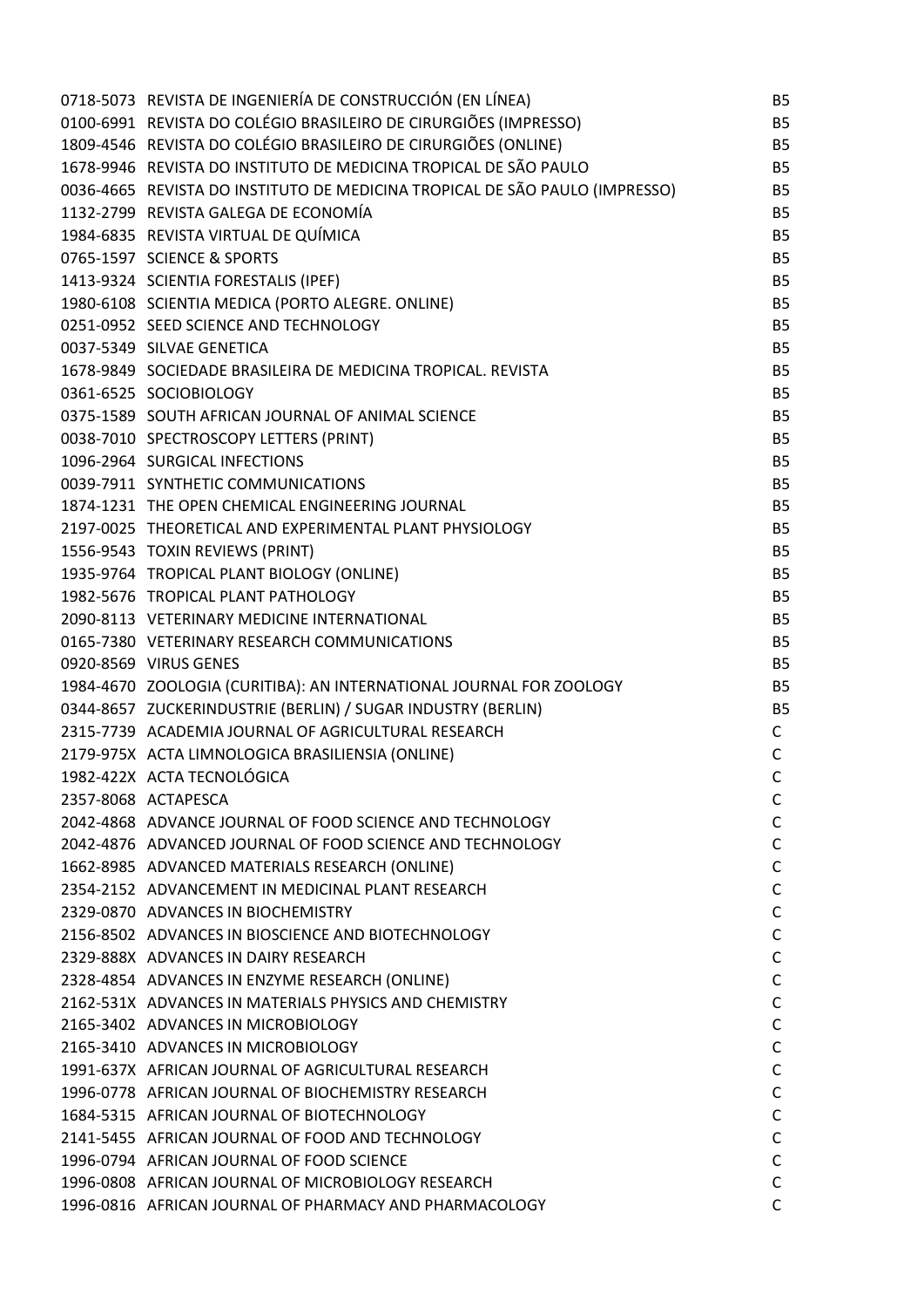| | | |
|---|---|---|
| 0718-5073 | REVISTA DE INGENIERÍA DE CONSTRUCCIÓN (EN LÍNEA) | B5 |
| 0100-6991 | REVISTA DO COLÉGIO BRASILEIRO DE CIRURGIÕES (IMPRESSO) | B5 |
| 1809-4546 | REVISTA DO COLÉGIO BRASILEIRO DE CIRURGIÕES (ONLINE) | B5 |
| 1678-9946 | REVISTA DO INSTITUTO DE MEDICINA TROPICAL DE SÃO PAULO | B5 |
| 0036-4665 | REVISTA DO INSTITUTO DE MEDICINA TROPICAL DE SÃO PAULO (IMPRESSO) | B5 |
| 1132-2799 | REVISTA GALEGA DE ECONOMÍA | B5 |
| 1984-6835 | REVISTA VIRTUAL DE QUÍMICA | B5 |
| 0765-1597 | SCIENCE & SPORTS | B5 |
| 1413-9324 | SCIENTIA FORESTALIS (IPEF) | B5 |
| 1980-6108 | SCIENTIA MEDICA (PORTO ALEGRE. ONLINE) | B5 |
| 0251-0952 | SEED SCIENCE AND TECHNOLOGY | B5 |
| 0037-5349 | SILVAE GENETICA | B5 |
| 1678-9849 | SOCIEDADE BRASILEIRA DE MEDICINA TROPICAL. REVISTA | B5 |
| 0361-6525 | SOCIOBIOLOGY | B5 |
| 0375-1589 | SOUTH AFRICAN JOURNAL OF ANIMAL SCIENCE | B5 |
| 0038-7010 | SPECTROSCOPY LETTERS (PRINT) | B5 |
| 1096-2964 | SURGICAL INFECTIONS | B5 |
| 0039-7911 | SYNTHETIC COMMUNICATIONS | B5 |
| 1874-1231 | THE OPEN CHEMICAL ENGINEERING JOURNAL | B5 |
| 2197-0025 | THEORETICAL AND EXPERIMENTAL PLANT PHYSIOLOGY | B5 |
| 1556-9543 | TOXIN REVIEWS (PRINT) | B5 |
| 1935-9764 | TROPICAL PLANT BIOLOGY (ONLINE) | B5 |
| 1982-5676 | TROPICAL PLANT PATHOLOGY | B5 |
| 2090-8113 | VETERINARY MEDICINE INTERNATIONAL | B5 |
| 0165-7380 | VETERINARY RESEARCH COMMUNICATIONS | B5 |
| 0920-8569 | VIRUS GENES | B5 |
| 1984-4670 | ZOOLOGIA (CURITIBA): AN INTERNATIONAL JOURNAL FOR ZOOLOGY | B5 |
| 0344-8657 | ZUCKERINDUSTRIE (BERLIN) / SUGAR INDUSTRY (BERLIN) | B5 |
| 2315-7739 | ACADEMIA JOURNAL OF AGRICULTURAL RESEARCH | C |
| 2179-975X | ACTA LIMNOLOGICA BRASILIENSIA (ONLINE) | C |
| 1982-422X | ACTA TECNOLÓGICA | C |
| 2357-8068 | ACTAPESCA | C |
| 2042-4868 | ADVANCE JOURNAL OF FOOD SCIENCE AND TECHNOLOGY | C |
| 2042-4876 | ADVANCED JOURNAL OF FOOD SCIENCE AND TECHNOLOGY | C |
| 1662-8985 | ADVANCED MATERIALS RESEARCH (ONLINE) | C |
| 2354-2152 | ADVANCEMENT IN MEDICINAL PLANT RESEARCH | C |
| 2329-0870 | ADVANCES IN BIOCHEMISTRY | C |
| 2156-8502 | ADVANCES IN BIOSCIENCE AND BIOTECHNOLOGY | C |
| 2329-888X | ADVANCES IN DAIRY RESEARCH | C |
| 2328-4854 | ADVANCES IN ENZYME RESEARCH (ONLINE) | C |
| 2162-531X | ADVANCES IN MATERIALS PHYSICS AND CHEMISTRY | C |
| 2165-3402 | ADVANCES IN MICROBIOLOGY | C |
| 2165-3410 | ADVANCES IN MICROBIOLOGY | C |
| 1991-637X | AFRICAN JOURNAL OF AGRICULTURAL RESEARCH | C |
| 1996-0778 | AFRICAN JOURNAL OF BIOCHEMISTRY RESEARCH | C |
| 1684-5315 | AFRICAN JOURNAL OF BIOTECHNOLOGY | C |
| 2141-5455 | AFRICAN JOURNAL OF FOOD AND TECHNOLOGY | C |
| 1996-0794 | AFRICAN JOURNAL OF FOOD SCIENCE | C |
| 1996-0808 | AFRICAN JOURNAL OF MICROBIOLOGY RESEARCH | C |
| 1996-0816 | AFRICAN JOURNAL OF PHARMACY AND PHARMACOLOGY | C |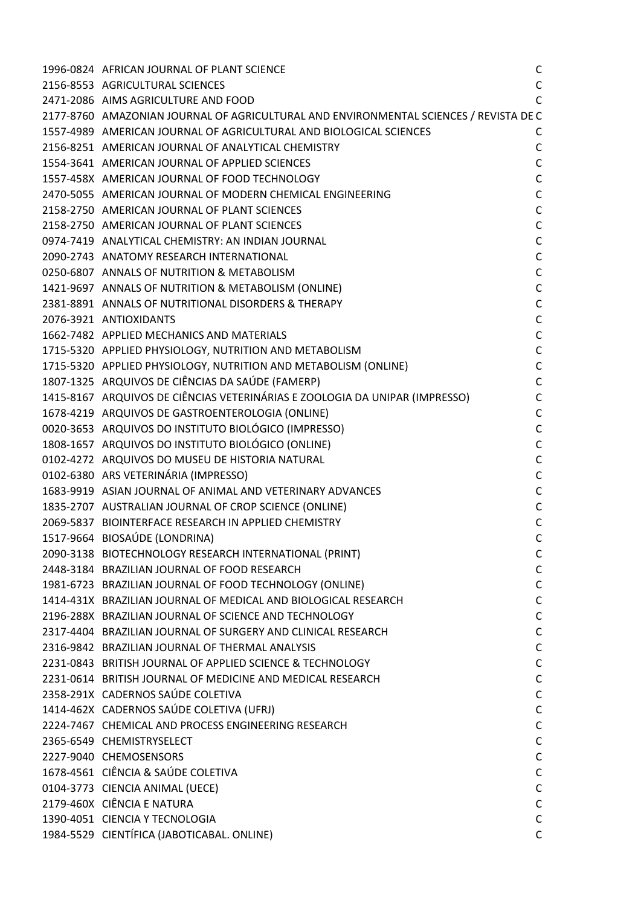| | | |
|---|---|---|
| 1996-0824 | AFRICAN JOURNAL OF PLANT SCIENCE | C |
| 2156-8553 | AGRICULTURAL SCIENCES | C |
| 2471-2086 | AIMS AGRICULTURE AND FOOD | C |
| 2177-8760 | AMAZONIAN JOURNAL OF AGRICULTURAL AND ENVIRONMENTAL SCIENCES / REVISTA DE | C |
| 1557-4989 | AMERICAN JOURNAL OF AGRICULTURAL AND BIOLOGICAL SCIENCES | C |
| 2156-8251 | AMERICAN JOURNAL OF ANALYTICAL CHEMISTRY | C |
| 1554-3641 | AMERICAN JOURNAL OF APPLIED SCIENCES | C |
| 1557-458X | AMERICAN JOURNAL OF FOOD TECHNOLOGY | C |
| 2470-5055 | AMERICAN JOURNAL OF MODERN CHEMICAL ENGINEERING | C |
| 2158-2750 | AMERICAN JOURNAL OF PLANT SCIENCES | C |
| 2158-2750 | AMERICAN JOURNAL OF PLANT SCIENCES | C |
| 0974-7419 | ANALYTICAL CHEMISTRY: AN INDIAN JOURNAL | C |
| 2090-2743 | ANATOMY RESEARCH INTERNATIONAL | C |
| 0250-6807 | ANNALS OF NUTRITION & METABOLISM | C |
| 1421-9697 | ANNALS OF NUTRITION & METABOLISM (ONLINE) | C |
| 2381-8891 | ANNALS OF NUTRITIONAL DISORDERS & THERAPY | C |
| 2076-3921 | ANTIOXIDANTS | C |
| 1662-7482 | APPLIED MECHANICS AND MATERIALS | C |
| 1715-5320 | APPLIED PHYSIOLOGY, NUTRITION AND METABOLISM | C |
| 1715-5320 | APPLIED PHYSIOLOGY, NUTRITION AND METABOLISM (ONLINE) | C |
| 1807-1325 | ARQUIVOS DE CIÊNCIAS DA SAÚDE (FAMERP) | C |
| 1415-8167 | ARQUIVOS DE CIÊNCIAS VETERINÁRIAS E ZOOLOGIA DA UNIPAR (IMPRESSO) | C |
| 1678-4219 | ARQUIVOS DE GASTROENTEROLOGIA (ONLINE) | C |
| 0020-3653 | ARQUIVOS DO INSTITUTO BIOLÓGICO (IMPRESSO) | C |
| 1808-1657 | ARQUIVOS DO INSTITUTO BIOLÓGICO (ONLINE) | C |
| 0102-4272 | ARQUIVOS DO MUSEU DE HISTORIA NATURAL | C |
| 0102-6380 | ARS VETERINÁRIA (IMPRESSO) | C |
| 1683-9919 | ASIAN JOURNAL OF ANIMAL AND VETERINARY ADVANCES | C |
| 1835-2707 | AUSTRALIAN JOURNAL OF CROP SCIENCE (ONLINE) | C |
| 2069-5837 | BIOINTERFACE RESEARCH IN APPLIED CHEMISTRY | C |
| 1517-9664 | BIOSAÚDE (LONDRINA) | C |
| 2090-3138 | BIOTECHNOLOGY RESEARCH INTERNATIONAL (PRINT) | C |
| 2448-3184 | BRAZILIAN JOURNAL OF FOOD RESEARCH | C |
| 1981-6723 | BRAZILIAN JOURNAL OF FOOD TECHNOLOGY (ONLINE) | C |
| 1414-431X | BRAZILIAN JOURNAL OF MEDICAL AND BIOLOGICAL RESEARCH | C |
| 2196-288X | BRAZILIAN JOURNAL OF SCIENCE AND TECHNOLOGY | C |
| 2317-4404 | BRAZILIAN JOURNAL OF SURGERY AND CLINICAL RESEARCH | C |
| 2316-9842 | BRAZILIAN JOURNAL OF THERMAL ANALYSIS | C |
| 2231-0843 | BRITISH JOURNAL OF APPLIED SCIENCE & TECHNOLOGY | C |
| 2231-0614 | BRITISH JOURNAL OF MEDICINE AND MEDICAL RESEARCH | C |
| 2358-291X | CADERNOS SAÚDE COLETIVA | C |
| 1414-462X | CADERNOS SAÚDE COLETIVA (UFRJ) | C |
| 2224-7467 | CHEMICAL AND PROCESS ENGINEERING RESEARCH | C |
| 2365-6549 | CHEMISTRYSELECT | C |
| 2227-9040 | CHEMOSENSORS | C |
| 1678-4561 | CIÊNCIA & SAÚDE COLETIVA | C |
| 0104-3773 | CIENCIA ANIMAL (UECE) | C |
| 2179-460X | CIÊNCIA E NATURA | C |
| 1390-4051 | CIENCIA Y TECNOLOGIA | C |
| 1984-5529 | CIENTÍFICA (JABOTICABAL. ONLINE) | C |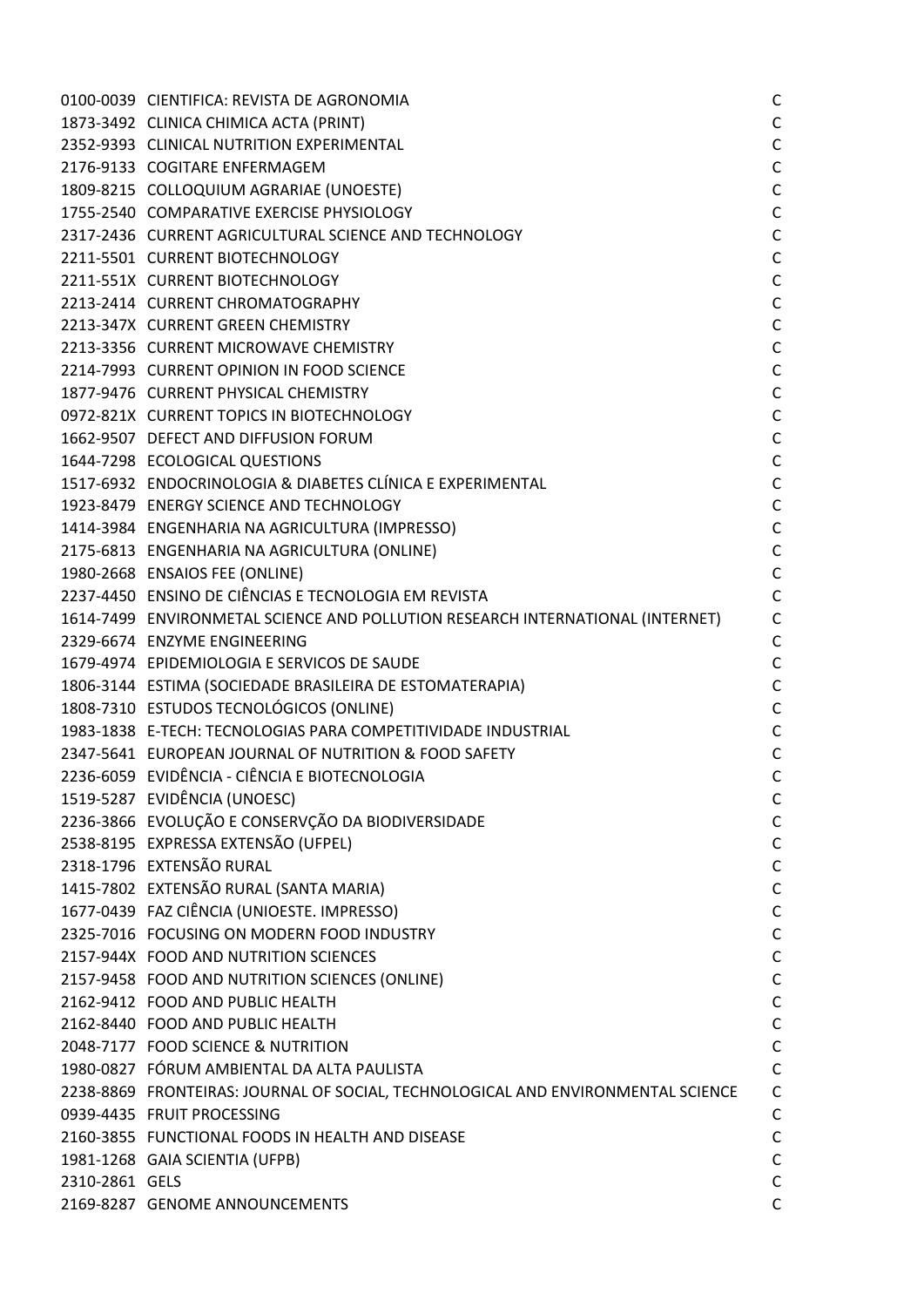| | | |
|---|---|---|
| 0100-0039 | CIENTIFICA: REVISTA DE AGRONOMIA | C |
| 1873-3492 | CLINICA CHIMICA ACTA (PRINT) | C |
| 2352-9393 | CLINICAL NUTRITION EXPERIMENTAL | C |
| 2176-9133 | COGITARE ENFERMAGEM | C |
| 1809-8215 | COLLOQUIUM AGRARIAE (UNOESTE) | C |
| 1755-2540 | COMPARATIVE EXERCISE PHYSIOLOGY | C |
| 2317-2436 | CURRENT AGRICULTURAL SCIENCE AND TECHNOLOGY | C |
| 2211-5501 | CURRENT BIOTECHNOLOGY | C |
| 2211-551X | CURRENT BIOTECHNOLOGY | C |
| 2213-2414 | CURRENT CHROMATOGRAPHY | C |
| 2213-347X | CURRENT GREEN CHEMISTRY | C |
| 2213-3356 | CURRENT MICROWAVE CHEMISTRY | C |
| 2214-7993 | CURRENT OPINION IN FOOD SCIENCE | C |
| 1877-9476 | CURRENT PHYSICAL CHEMISTRY | C |
| 0972-821X | CURRENT TOPICS IN BIOTECHNOLOGY | C |
| 1662-9507 | DEFECT AND DIFFUSION FORUM | C |
| 1644-7298 | ECOLOGICAL QUESTIONS | C |
| 1517-6932 | ENDOCRINOLOGIA & DIABETES CLÍNICA E EXPERIMENTAL | C |
| 1923-8479 | ENERGY SCIENCE AND TECHNOLOGY | C |
| 1414-3984 | ENGENHARIA NA AGRICULTURA (IMPRESSO) | C |
| 2175-6813 | ENGENHARIA NA AGRICULTURA (ONLINE) | C |
| 1980-2668 | ENSAIOS FEE (ONLINE) | C |
| 2237-4450 | ENSINO DE CIÊNCIAS E TECNOLOGIA EM REVISTA | C |
| 1614-7499 | ENVIRONMETAL SCIENCE AND POLLUTION RESEARCH INTERNATIONAL (INTERNET) | C |
| 2329-6674 | ENZYME ENGINEERING | C |
| 1679-4974 | EPIDEMIOLOGIA E SERVICOS DE SAUDE | C |
| 1806-3144 | ESTIMA (SOCIEDADE BRASILEIRA DE ESTOMATERAPIA) | C |
| 1808-7310 | ESTUDOS TECNOLÓGICOS (ONLINE) | C |
| 1983-1838 | E-TECH: TECNOLOGIAS PARA COMPETITIVIDADE INDUSTRIAL | C |
| 2347-5641 | EUROPEAN JOURNAL OF NUTRITION & FOOD SAFETY | C |
| 2236-6059 | EVIDÊNCIA - CIÊNCIA E BIOTECNOLOGIA | C |
| 1519-5287 | EVIDÊNCIA (UNOESC) | C |
| 2236-3866 | EVOLUÇÃO E CONSERVÇÃO DA BIODIVERSIDADE | C |
| 2538-8195 | EXPRESSA EXTENSÃO (UFPEL) | C |
| 2318-1796 | EXTENSÃO RURAL | C |
| 1415-7802 | EXTENSÃO RURAL (SANTA MARIA) | C |
| 1677-0439 | FAZ CIÊNCIA (UNIOESTE. IMPRESSO) | C |
| 2325-7016 | FOCUSING ON MODERN FOOD INDUSTRY | C |
| 2157-944X | FOOD AND NUTRITION SCIENCES | C |
| 2157-9458 | FOOD AND NUTRITION SCIENCES (ONLINE) | C |
| 2162-9412 | FOOD AND PUBLIC HEALTH | C |
| 2162-8440 | FOOD AND PUBLIC HEALTH | C |
| 2048-7177 | FOOD SCIENCE & NUTRITION | C |
| 1980-0827 | FÓRUM AMBIENTAL DA ALTA PAULISTA | C |
| 2238-8869 | FRONTEIRAS: JOURNAL OF SOCIAL, TECHNOLOGICAL AND ENVIRONMENTAL SCIENCE | C |
| 0939-4435 | FRUIT PROCESSING | C |
| 2160-3855 | FUNCTIONAL FOODS IN HEALTH AND DISEASE | C |
| 1981-1268 | GAIA SCIENTIA (UFPB) | C |
| 2310-2861 | GELS | C |
| 2169-8287 | GENOME ANNOUNCEMENTS | C |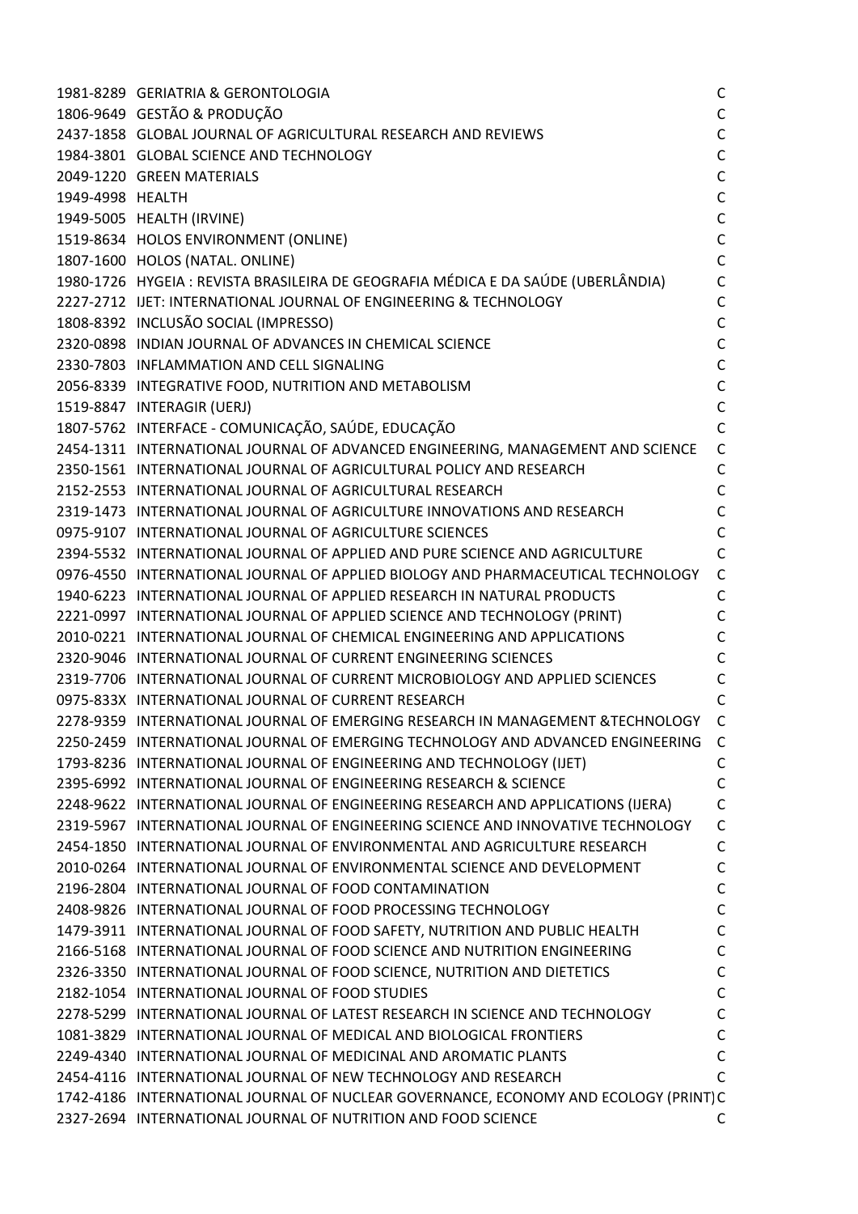| | | |
|---|---|---|
| 1981-8289 | GERIATRIA & GERONTOLOGIA | C |
| 1806-9649 | GESTÃO & PRODUÇÃO | C |
| 2437-1858 | GLOBAL JOURNAL OF AGRICULTURAL RESEARCH AND REVIEWS | C |
| 1984-3801 | GLOBAL SCIENCE AND TECHNOLOGY | C |
| 2049-1220 | GREEN MATERIALS | C |
| 1949-4998 | HEALTH | C |
| 1949-5005 | HEALTH (IRVINE) | C |
| 1519-8634 | HOLOS ENVIRONMENT (ONLINE) | C |
| 1807-1600 | HOLOS (NATAL. ONLINE) | C |
| 1980-1726 | HYGEIA : REVISTA BRASILEIRA DE GEOGRAFIA MÉDICA E DA SAÚDE (UBERLÂNDIA) | C |
| 2227-2712 | IJET: INTERNATIONAL JOURNAL OF ENGINEERING & TECHNOLOGY | C |
| 1808-8392 | INCLUSÃO SOCIAL (IMPRESSO) | C |
| 2320-0898 | INDIAN JOURNAL OF ADVANCES IN CHEMICAL SCIENCE | C |
| 2330-7803 | INFLAMMATION AND CELL SIGNALING | C |
| 2056-8339 | INTEGRATIVE FOOD, NUTRITION AND METABOLISM | C |
| 1519-8847 | INTERAGIR (UERJ) | C |
| 1807-5762 | INTERFACE - COMUNICAÇÃO, SAÚDE, EDUCAÇÃO | C |
| 2454-1311 | INTERNATIONAL JOURNAL OF ADVANCED ENGINEERING, MANAGEMENT AND SCIENCE | C |
| 2350-1561 | INTERNATIONAL JOURNAL OF AGRICULTURAL POLICY AND RESEARCH | C |
| 2152-2553 | INTERNATIONAL JOURNAL OF AGRICULTURAL RESEARCH | C |
| 2319-1473 | INTERNATIONAL JOURNAL OF AGRICULTURE INNOVATIONS AND RESEARCH | C |
| 0975-9107 | INTERNATIONAL JOURNAL OF AGRICULTURE SCIENCES | C |
| 2394-5532 | INTERNATIONAL JOURNAL OF APPLIED AND PURE SCIENCE AND AGRICULTURE | C |
| 0976-4550 | INTERNATIONAL JOURNAL OF APPLIED BIOLOGY AND PHARMACEUTICAL TECHNOLOGY | C |
| 1940-6223 | INTERNATIONAL JOURNAL OF APPLIED RESEARCH IN NATURAL PRODUCTS | C |
| 2221-0997 | INTERNATIONAL JOURNAL OF APPLIED SCIENCE AND TECHNOLOGY (PRINT) | C |
| 2010-0221 | INTERNATIONAL JOURNAL OF CHEMICAL ENGINEERING AND APPLICATIONS | C |
| 2320-9046 | INTERNATIONAL JOURNAL OF CURRENT ENGINEERING SCIENCES | C |
| 2319-7706 | INTERNATIONAL JOURNAL OF CURRENT MICROBIOLOGY AND APPLIED SCIENCES | C |
| 0975-833X | INTERNATIONAL JOURNAL OF CURRENT RESEARCH | C |
| 2278-9359 | INTERNATIONAL JOURNAL OF EMERGING RESEARCH IN MANAGEMENT &TECHNOLOGY | C |
| 2250-2459 | INTERNATIONAL JOURNAL OF EMERGING TECHNOLOGY AND ADVANCED ENGINEERING | C |
| 1793-8236 | INTERNATIONAL JOURNAL OF ENGINEERING AND TECHNOLOGY (IJET) | C |
| 2395-6992 | INTERNATIONAL JOURNAL OF ENGINEERING RESEARCH & SCIENCE | C |
| 2248-9622 | INTERNATIONAL JOURNAL OF ENGINEERING RESEARCH AND APPLICATIONS (IJERA) | C |
| 2319-5967 | INTERNATIONAL JOURNAL OF ENGINEERING SCIENCE AND INNOVATIVE TECHNOLOGY | C |
| 2454-1850 | INTERNATIONAL JOURNAL OF ENVIRONMENTAL AND AGRICULTURE RESEARCH | C |
| 2010-0264 | INTERNATIONAL JOURNAL OF ENVIRONMENTAL SCIENCE AND DEVELOPMENT | C |
| 2196-2804 | INTERNATIONAL JOURNAL OF FOOD CONTAMINATION | C |
| 2408-9826 | INTERNATIONAL JOURNAL OF FOOD PROCESSING TECHNOLOGY | C |
| 1479-3911 | INTERNATIONAL JOURNAL OF FOOD SAFETY, NUTRITION AND PUBLIC HEALTH | C |
| 2166-5168 | INTERNATIONAL JOURNAL OF FOOD SCIENCE AND NUTRITION ENGINEERING | C |
| 2326-3350 | INTERNATIONAL JOURNAL OF FOOD SCIENCE, NUTRITION AND DIETETICS | C |
| 2182-1054 | INTERNATIONAL JOURNAL OF FOOD STUDIES | C |
| 2278-5299 | INTERNATIONAL JOURNAL OF LATEST RESEARCH IN SCIENCE AND TECHNOLOGY | C |
| 1081-3829 | INTERNATIONAL JOURNAL OF MEDICAL AND BIOLOGICAL FRONTIERS | C |
| 2249-4340 | INTERNATIONAL JOURNAL OF MEDICINAL AND AROMATIC PLANTS | C |
| 2454-4116 | INTERNATIONAL JOURNAL OF NEW TECHNOLOGY AND RESEARCH | C |
| 1742-4186 | INTERNATIONAL JOURNAL OF NUCLEAR GOVERNANCE, ECONOMY AND ECOLOGY (PRINT) | C |
| 2327-2694 | INTERNATIONAL JOURNAL OF NUTRITION AND FOOD SCIENCE | C |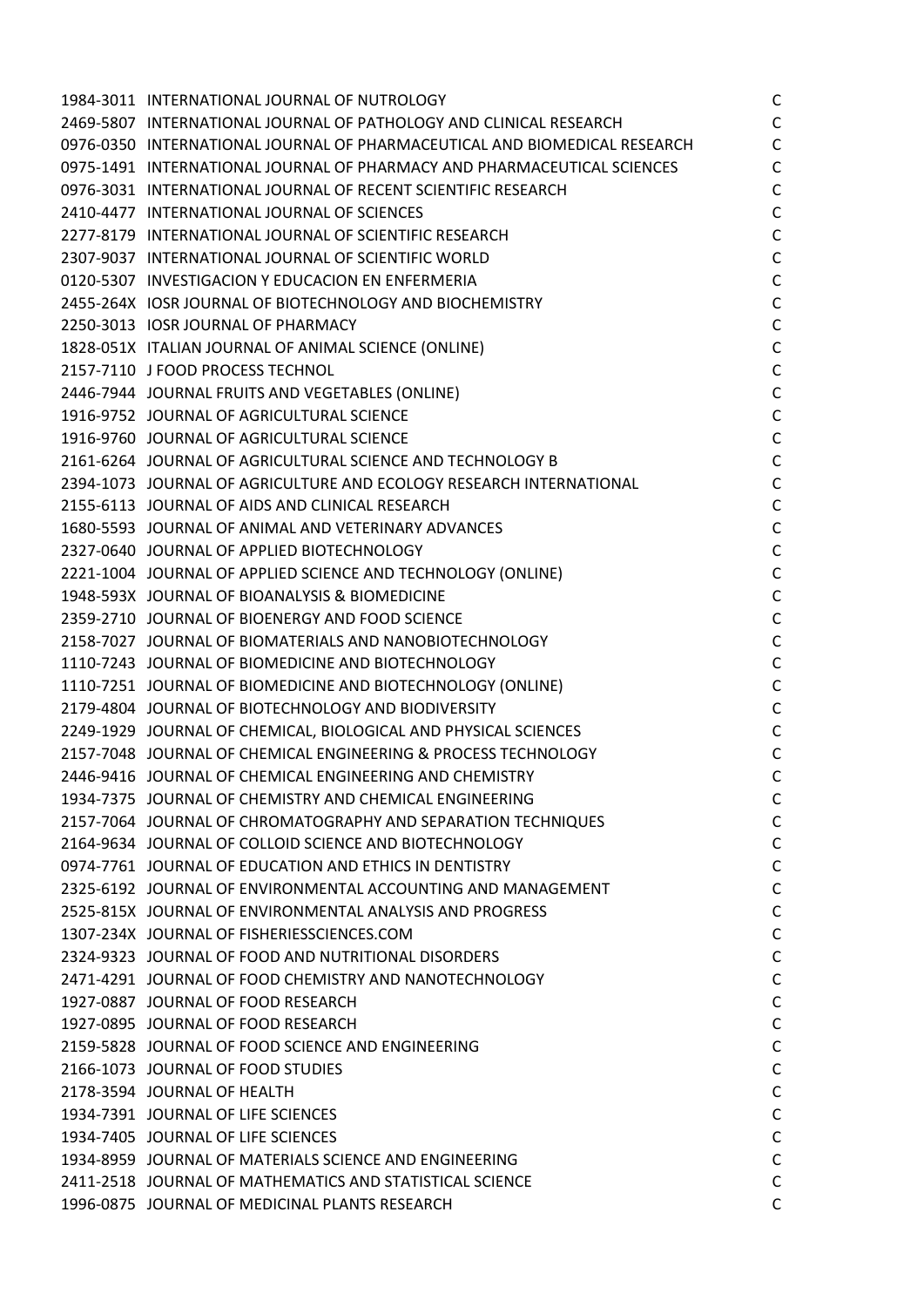| | | |
|---|---|---|
| 1984-3011 | INTERNATIONAL JOURNAL OF NUTROLOGY | C |
| 2469-5807 | INTERNATIONAL JOURNAL OF PATHOLOGY AND CLINICAL RESEARCH | C |
| 0976-0350 | INTERNATIONAL JOURNAL OF PHARMACEUTICAL AND BIOMEDICAL RESEARCH | C |
| 0975-1491 | INTERNATIONAL JOURNAL OF PHARMACY AND PHARMACEUTICAL SCIENCES | C |
| 0976-3031 | INTERNATIONAL JOURNAL OF RECENT SCIENTIFIC RESEARCH | C |
| 2410-4477 | INTERNATIONAL JOURNAL OF SCIENCES | C |
| 2277-8179 | INTERNATIONAL JOURNAL OF SCIENTIFIC RESEARCH | C |
| 2307-9037 | INTERNATIONAL JOURNAL OF SCIENTIFIC WORLD | C |
| 0120-5307 | INVESTIGACION Y EDUCACION EN ENFERMERIA | C |
| 2455-264X | IOSR JOURNAL OF BIOTECHNOLOGY AND BIOCHEMISTRY | C |
| 2250-3013 | IOSR JOURNAL OF PHARMACY | C |
| 1828-051X | ITALIAN JOURNAL OF ANIMAL SCIENCE (ONLINE) | C |
| 2157-7110 | J FOOD PROCESS TECHNOL | C |
| 2446-7944 | JOURNAL FRUITS AND VEGETABLES (ONLINE) | C |
| 1916-9752 | JOURNAL OF AGRICULTURAL SCIENCE | C |
| 1916-9760 | JOURNAL OF AGRICULTURAL SCIENCE | C |
| 2161-6264 | JOURNAL OF AGRICULTURAL SCIENCE AND TECHNOLOGY B | C |
| 2394-1073 | JOURNAL OF AGRICULTURE AND ECOLOGY RESEARCH INTERNATIONAL | C |
| 2155-6113 | JOURNAL OF AIDS AND CLINICAL RESEARCH | C |
| 1680-5593 | JOURNAL OF ANIMAL AND VETERINARY ADVANCES | C |
| 2327-0640 | JOURNAL OF APPLIED BIOTECHNOLOGY | C |
| 2221-1004 | JOURNAL OF APPLIED SCIENCE AND TECHNOLOGY (ONLINE) | C |
| 1948-593X | JOURNAL OF BIOANALYSIS & BIOMEDICINE | C |
| 2359-2710 | JOURNAL OF BIOENERGY AND FOOD SCIENCE | C |
| 2158-7027 | JOURNAL OF BIOMATERIALS AND NANOBIOTECHNOLOGY | C |
| 1110-7243 | JOURNAL OF BIOMEDICINE AND BIOTECHNOLOGY | C |
| 1110-7251 | JOURNAL OF BIOMEDICINE AND BIOTECHNOLOGY (ONLINE) | C |
| 2179-4804 | JOURNAL OF BIOTECHNOLOGY AND BIODIVERSITY | C |
| 2249-1929 | JOURNAL OF CHEMICAL, BIOLOGICAL AND PHYSICAL SCIENCES | C |
| 2157-7048 | JOURNAL OF CHEMICAL ENGINEERING & PROCESS TECHNOLOGY | C |
| 2446-9416 | JOURNAL OF CHEMICAL ENGINEERING AND CHEMISTRY | C |
| 1934-7375 | JOURNAL OF CHEMISTRY AND CHEMICAL ENGINEERING | C |
| 2157-7064 | JOURNAL OF CHROMATOGRAPHY AND SEPARATION TECHNIQUES | C |
| 2164-9634 | JOURNAL OF COLLOID SCIENCE AND BIOTECHNOLOGY | C |
| 0974-7761 | JOURNAL OF EDUCATION AND ETHICS IN DENTISTRY | C |
| 2325-6192 | JOURNAL OF ENVIRONMENTAL ACCOUNTING AND MANAGEMENT | C |
| 2525-815X | JOURNAL OF ENVIRONMENTAL ANALYSIS AND PROGRESS | C |
| 1307-234X | JOURNAL OF FISHERIESSCIENCES.COM | C |
| 2324-9323 | JOURNAL OF FOOD AND NUTRITIONAL DISORDERS | C |
| 2471-4291 | JOURNAL OF FOOD CHEMISTRY AND NANOTECHNOLOGY | C |
| 1927-0887 | JOURNAL OF FOOD RESEARCH | C |
| 1927-0895 | JOURNAL OF FOOD RESEARCH | C |
| 2159-5828 | JOURNAL OF FOOD SCIENCE AND ENGINEERING | C |
| 2166-1073 | JOURNAL OF FOOD STUDIES | C |
| 2178-3594 | JOURNAL OF HEALTH | C |
| 1934-7391 | JOURNAL OF LIFE SCIENCES | C |
| 1934-7405 | JOURNAL OF LIFE SCIENCES | C |
| 1934-8959 | JOURNAL OF MATERIALS SCIENCE AND ENGINEERING | C |
| 2411-2518 | JOURNAL OF MATHEMATICS AND STATISTICAL SCIENCE | C |
| 1996-0875 | JOURNAL OF MEDICINAL PLANTS RESEARCH | C |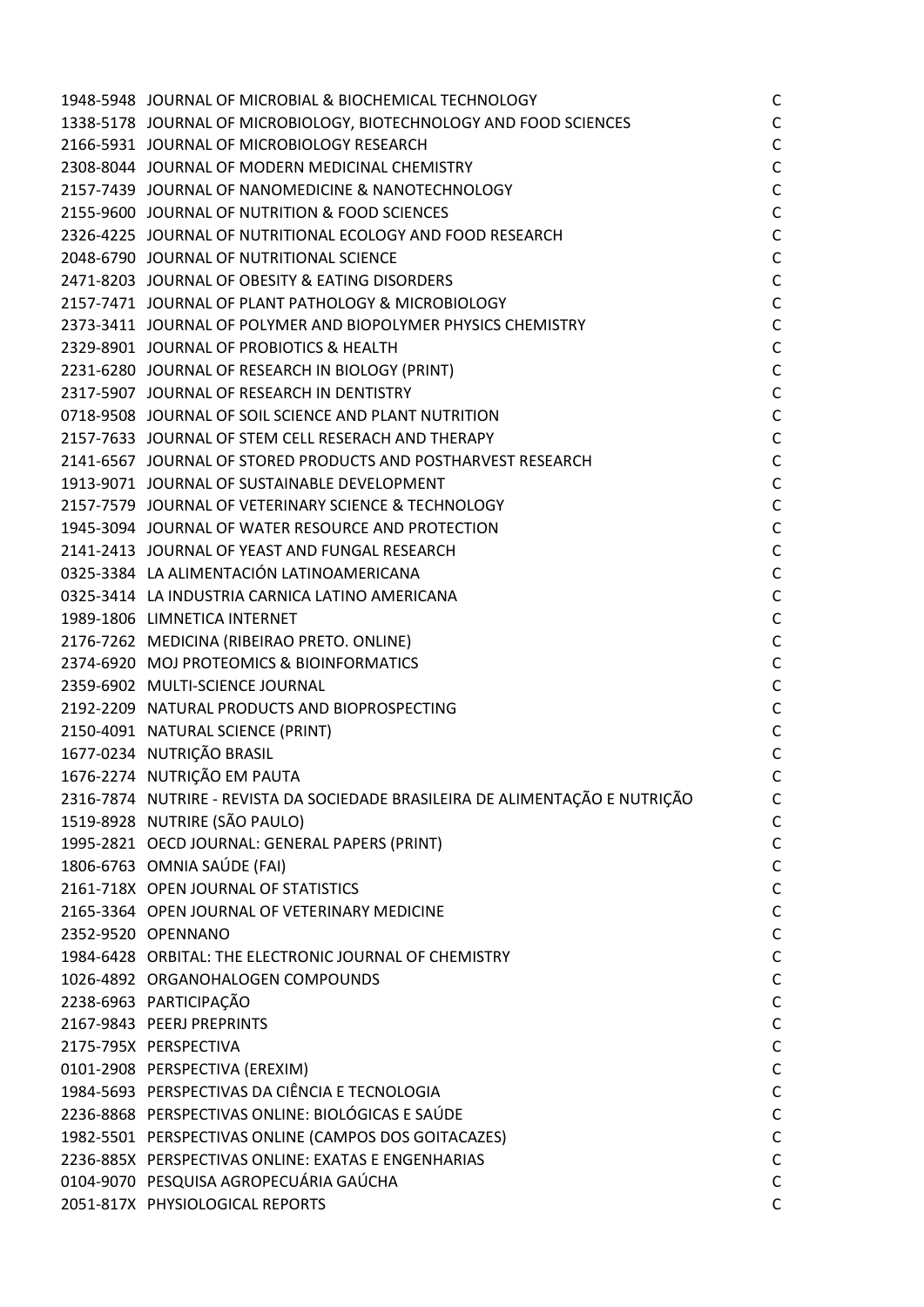| | | |
|---|---|---|
| 1948-5948 | JOURNAL OF MICROBIAL & BIOCHEMICAL TECHNOLOGY | C |
| 1338-5178 | JOURNAL OF MICROBIOLOGY, BIOTECHNOLOGY AND FOOD SCIENCES | C |
| 2166-5931 | JOURNAL OF MICROBIOLOGY RESEARCH | C |
| 2308-8044 | JOURNAL OF MODERN MEDICINAL CHEMISTRY | C |
| 2157-7439 | JOURNAL OF NANOMEDICINE & NANOTECHNOLOGY | C |
| 2155-9600 | JOURNAL OF NUTRITION & FOOD SCIENCES | C |
| 2326-4225 | JOURNAL OF NUTRITIONAL ECOLOGY AND FOOD RESEARCH | C |
| 2048-6790 | JOURNAL OF NUTRITIONAL SCIENCE | C |
| 2471-8203 | JOURNAL OF OBESITY & EATING DISORDERS | C |
| 2157-7471 | JOURNAL OF PLANT PATHOLOGY & MICROBIOLOGY | C |
| 2373-3411 | JOURNAL OF POLYMER AND BIOPOLYMER PHYSICS CHEMISTRY | C |
| 2329-8901 | JOURNAL OF PROBIOTICS & HEALTH | C |
| 2231-6280 | JOURNAL OF RESEARCH IN BIOLOGY (PRINT) | C |
| 2317-5907 | JOURNAL OF RESEARCH IN DENTISTRY | C |
| 0718-9508 | JOURNAL OF SOIL SCIENCE AND PLANT NUTRITION | C |
| 2157-7633 | JOURNAL OF STEM CELL RESERACH AND THERAPY | C |
| 2141-6567 | JOURNAL OF STORED PRODUCTS AND POSTHARVEST RESEARCH | C |
| 1913-9071 | JOURNAL OF SUSTAINABLE DEVELOPMENT | C |
| 2157-7579 | JOURNAL OF VETERINARY SCIENCE & TECHNOLOGY | C |
| 1945-3094 | JOURNAL OF WATER RESOURCE AND PROTECTION | C |
| 2141-2413 | JOURNAL OF YEAST AND FUNGAL RESEARCH | C |
| 0325-3384 | LA ALIMENTACIÓN LATINOAMERICANA | C |
| 0325-3414 | LA INDUSTRIA CARNICA LATINO AMERICANA | C |
| 1989-1806 | LIMNETICA INTERNET | C |
| 2176-7262 | MEDICINA (RIBEIRAO PRETO. ONLINE) | C |
| 2374-6920 | MOJ PROTEOMICS & BIOINFORMATICS | C |
| 2359-6902 | MULTI-SCIENCE JOURNAL | C |
| 2192-2209 | NATURAL PRODUCTS AND BIOPROSPECTING | C |
| 2150-4091 | NATURAL SCIENCE (PRINT) | C |
| 1677-0234 | NUTRIÇÃO BRASIL | C |
| 1676-2274 | NUTRIÇÃO EM PAUTA | C |
| 2316-7874 | NUTRIRE - REVISTA DA SOCIEDADE BRASILEIRA DE ALIMENTAÇÃO E NUTRIÇÃO | C |
| 1519-8928 | NUTRIRE (SÃO PAULO) | C |
| 1995-2821 | OECD JOURNAL: GENERAL PAPERS (PRINT) | C |
| 1806-6763 | OMNIA SAÚDE (FAI) | C |
| 2161-718X | OPEN JOURNAL OF STATISTICS | C |
| 2165-3364 | OPEN JOURNAL OF VETERINARY MEDICINE | C |
| 2352-9520 | OPENNANO | C |
| 1984-6428 | ORBITAL: THE ELECTRONIC JOURNAL OF CHEMISTRY | C |
| 1026-4892 | ORGANOHALOGEN COMPOUNDS | C |
| 2238-6963 | PARTICIPAÇÃO | C |
| 2167-9843 | PEERJ PREPRINTS | C |
| 2175-795X | PERSPECTIVA | C |
| 0101-2908 | PERSPECTIVA (EREXIM) | C |
| 1984-5693 | PERSPECTIVAS DA CIÊNCIA E TECNOLOGIA | C |
| 2236-8868 | PERSPECTIVAS ONLINE: BIOLÓGICAS E SAÚDE | C |
| 1982-5501 | PERSPECTIVAS ONLINE (CAMPOS DOS GOITACAZES) | C |
| 2236-885X | PERSPECTIVAS ONLINE: EXATAS E ENGENHARIAS | C |
| 0104-9070 | PESQUISA AGROPECUÁRIA GAÚCHA | C |
| 2051-817X | PHYSIOLOGICAL REPORTS | C |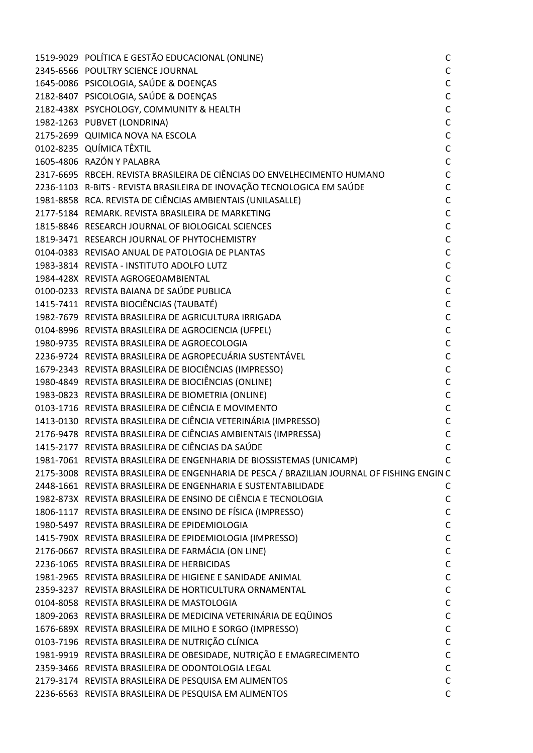| | | |
|---|---|---|
| 1519-9029 | POLÍTICA E GESTÃO EDUCACIONAL (ONLINE) | C |
| 2345-6566 | POULTRY SCIENCE JOURNAL | C |
| 1645-0086 | PSICOLOGIA, SAÚDE & DOENÇAS | C |
| 2182-8407 | PSICOLOGIA, SAÚDE & DOENÇAS | C |
| 2182-438X | PSYCHOLOGY, COMMUNITY & HEALTH | C |
| 1982-1263 | PUBVET (LONDRINA) | C |
| 2175-2699 | QUIMICA NOVA NA ESCOLA | C |
| 0102-8235 | QUÍMICA TÊXTIL | C |
| 1605-4806 | RAZÓN Y PALABRA | C |
| 2317-6695 | RBCEH. REVISTA BRASILEIRA DE CIÊNCIAS DO ENVELHECIMENTO HUMANO | C |
| 2236-1103 | R-BITS - REVISTA BRASILEIRA DE INOVAÇÃO TECNOLOGICA EM SAÚDE | C |
| 1981-8858 | RCA. REVISTA DE CIÊNCIAS AMBIENTAIS (UNILASALLE) | C |
| 2177-5184 | REMARK. REVISTA BRASILEIRA DE MARKETING | C |
| 1815-8846 | RESEARCH JOURNAL OF BIOLOGICAL SCIENCES | C |
| 1819-3471 | RESEARCH JOURNAL OF PHYTOCHEMISTRY | C |
| 0104-0383 | REVISAO ANUAL DE PATOLOGIA DE PLANTAS | C |
| 1983-3814 | REVISTA - INSTITUTO ADOLFO LUTZ | C |
| 1984-428X | REVISTA AGROGEOAMBIENTAL | C |
| 0100-0233 | REVISTA BAIANA DE SAÚDE PUBLICA | C |
| 1415-7411 | REVISTA BIOCIÊNCIAS (TAUBATÉ) | C |
| 1982-7679 | REVISTA BRASILEIRA DE AGRICULTURA IRRIGADA | C |
| 0104-8996 | REVISTA BRASILEIRA DE AGROCIENCIA (UFPEL) | C |
| 1980-9735 | REVISTA BRASILEIRA DE AGROECOLOGIA | C |
| 2236-9724 | REVISTA BRASILEIRA DE AGROPECUÁRIA SUSTENTÁVEL | C |
| 1679-2343 | REVISTA BRASILEIRA DE BIOCIÊNCIAS (IMPRESSO) | C |
| 1980-4849 | REVISTA BRASILEIRA DE BIOCIÊNCIAS (ONLINE) | C |
| 1983-0823 | REVISTA BRASILEIRA DE BIOMETRIA (ONLINE) | C |
| 0103-1716 | REVISTA BRASILEIRA DE CIÊNCIA E MOVIMENTO | C |
| 1413-0130 | REVISTA BRASILEIRA DE CIÊNCIA VETERINÁRIA (IMPRESSO) | C |
| 2176-9478 | REVISTA BRASILEIRA DE CIÊNCIAS AMBIENTAIS (IMPRESSA) | C |
| 1415-2177 | REVISTA BRASILEIRA DE CIÊNCIAS DA SAÚDE | C |
| 1981-7061 | REVISTA BRASILEIRA DE ENGENHARIA DE BIOSSISTEMAS (UNICAMP) | C |
| 2175-3008 | REVISTA BRASILEIRA DE ENGENHARIA DE PESCA / BRAZILIAN JOURNAL OF FISHING ENGIN | C |
| 2448-1661 | REVISTA BRASILEIRA DE ENGENHARIA E SUSTENTABILIDADE | C |
| 1982-873X | REVISTA BRASILEIRA DE ENSINO DE CIÊNCIA E TECNOLOGIA | C |
| 1806-1117 | REVISTA BRASILEIRA DE ENSINO DE FÍSICA (IMPRESSO) | C |
| 1980-5497 | REVISTA BRASILEIRA DE EPIDEMIOLOGIA | C |
| 1415-790X | REVISTA BRASILEIRA DE EPIDEMIOLOGIA (IMPRESSO) | C |
| 2176-0667 | REVISTA BRASILEIRA DE FARMÁCIA (ON LINE) | C |
| 2236-1065 | REVISTA BRASILEIRA DE HERBICIDAS | C |
| 1981-2965 | REVISTA BRASILEIRA DE HIGIENE E SANIDADE ANIMAL | C |
| 2359-3237 | REVISTA BRASILEIRA DE HORTICULTURA ORNAMENTAL | C |
| 0104-8058 | REVISTA BRASILEIRA DE MASTOLOGIA | C |
| 1809-2063 | REVISTA BRASILEIRA DE MEDICINA VETERINÁRIA DE EQÜINOS | C |
| 1676-689X | REVISTA BRASILEIRA DE MILHO E SORGO (IMPRESSO) | C |
| 0103-7196 | REVISTA BRASILEIRA DE NUTRIÇÃO CLÍNICA | C |
| 1981-9919 | REVISTA BRASILEIRA DE OBESIDADE, NUTRIÇÃO E EMAGRECIMENTO | C |
| 2359-3466 | REVISTA BRASILEIRA DE ODONTOLOGIA LEGAL | C |
| 2179-3174 | REVISTA BRASILEIRA DE PESQUISA EM ALIMENTOS | C |
| 2236-6563 | REVISTA BRASILEIRA DE PESQUISA EM ALIMENTOS | C |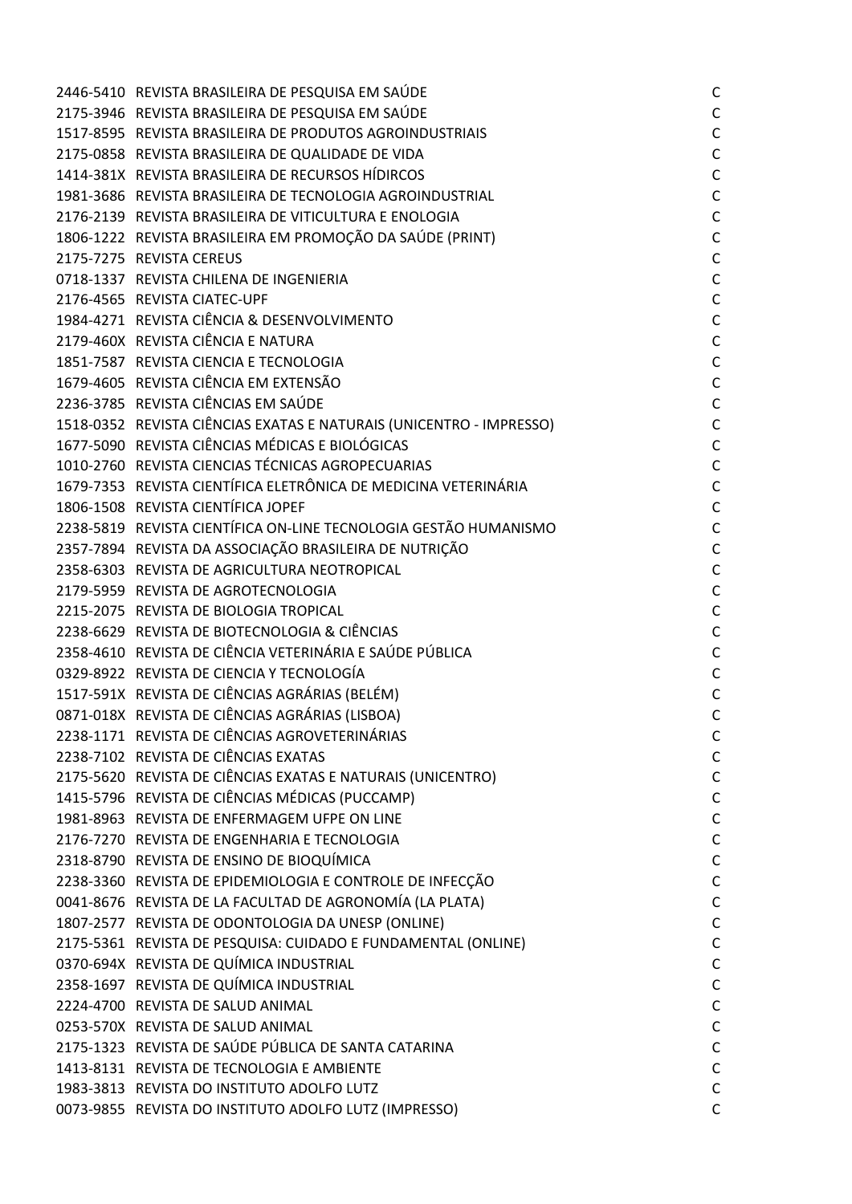| | | |
|---|---|---|
| 2446-5410 | REVISTA BRASILEIRA DE PESQUISA EM SAÚDE | C |
| 2175-3946 | REVISTA BRASILEIRA DE PESQUISA EM SAÚDE | C |
| 1517-8595 | REVISTA BRASILEIRA DE PRODUTOS AGROINDUSTRIAIS | C |
| 2175-0858 | REVISTA BRASILEIRA DE QUALIDADE DE VIDA | C |
| 1414-381X | REVISTA BRASILEIRA DE RECURSOS HÍDIRCOS | C |
| 1981-3686 | REVISTA BRASILEIRA DE TECNOLOGIA AGROINDUSTRIAL | C |
| 2176-2139 | REVISTA BRASILEIRA DE VITICULTURA E ENOLOGIA | C |
| 1806-1222 | REVISTA BRASILEIRA EM PROMOÇÃO DA SAÚDE (PRINT) | C |
| 2175-7275 | REVISTA CEREUS | C |
| 0718-1337 | REVISTA CHILENA DE INGENIERIA | C |
| 2176-4565 | REVISTA CIATEC-UPF | C |
| 1984-4271 | REVISTA CIÊNCIA & DESENVOLVIMENTO | C |
| 2179-460X | REVISTA CIÊNCIA E NATURA | C |
| 1851-7587 | REVISTA CIENCIA E TECNOLOGIA | C |
| 1679-4605 | REVISTA CIÊNCIA EM EXTENSÃO | C |
| 2236-3785 | REVISTA CIÊNCIAS EM SAÚDE | C |
| 1518-0352 | REVISTA CIÊNCIAS EXATAS E NATURAIS (UNICENTRO - IMPRESSO) | C |
| 1677-5090 | REVISTA CIÊNCIAS MÉDICAS E BIOLÓGICAS | C |
| 1010-2760 | REVISTA CIENCIAS TÉCNICAS AGROPECUARIAS | C |
| 1679-7353 | REVISTA CIENTÍFICA ELETRÔNICA DE MEDICINA VETERINÁRIA | C |
| 1806-1508 | REVISTA CIENTÍFICA JOPEF | C |
| 2238-5819 | REVISTA CIENTÍFICA ON-LINE TECNOLOGIA GESTÃO HUMANISMO | C |
| 2357-7894 | REVISTA DA ASSOCIAÇÃO BRASILEIRA DE NUTRIÇÃO | C |
| 2358-6303 | REVISTA DE AGRICULTURA NEOTROPICAL | C |
| 2179-5959 | REVISTA DE AGROTECNOLOGIA | C |
| 2215-2075 | REVISTA DE BIOLOGIA TROPICAL | C |
| 2238-6629 | REVISTA DE BIOTECNOLOGIA & CIÊNCIAS | C |
| 2358-4610 | REVISTA DE CIÊNCIA VETERINÁRIA E SAÚDE PÚBLICA | C |
| 0329-8922 | REVISTA DE CIENCIA Y TECNOLOGÍA | C |
| 1517-591X | REVISTA DE CIÊNCIAS AGRÁRIAS (BELÉM) | C |
| 0871-018X | REVISTA DE CIÊNCIAS AGRÁRIAS (LISBOA) | C |
| 2238-1171 | REVISTA DE CIÊNCIAS AGROVETERINÁRIAS | C |
| 2238-7102 | REVISTA DE CIÊNCIAS EXATAS | C |
| 2175-5620 | REVISTA DE CIÊNCIAS EXATAS E NATURAIS (UNICENTRO) | C |
| 1415-5796 | REVISTA DE CIÊNCIAS MÉDICAS (PUCCAMP) | C |
| 1981-8963 | REVISTA DE ENFERMAGEM UFPE ON LINE | C |
| 2176-7270 | REVISTA DE ENGENHARIA E TECNOLOGIA | C |
| 2318-8790 | REVISTA DE ENSINO DE BIOQUÍMICA | C |
| 2238-3360 | REVISTA DE EPIDEMIOLOGIA E CONTROLE DE INFECÇÃO | C |
| 0041-8676 | REVISTA DE LA FACULTAD DE AGRONOMÍA (LA PLATA) | C |
| 1807-2577 | REVISTA DE ODONTOLOGIA DA UNESP (ONLINE) | C |
| 2175-5361 | REVISTA DE PESQUISA: CUIDADO E FUNDAMENTAL (ONLINE) | C |
| 0370-694X | REVISTA DE QUÍMICA INDUSTRIAL | C |
| 2358-1697 | REVISTA DE QUÍMICA INDUSTRIAL | C |
| 2224-4700 | REVISTA DE SALUD ANIMAL | C |
| 0253-570X | REVISTA DE SALUD ANIMAL | C |
| 2175-1323 | REVISTA DE SAÚDE PÚBLICA DE SANTA CATARINA | C |
| 1413-8131 | REVISTA DE TECNOLOGIA E AMBIENTE | C |
| 1983-3813 | REVISTA DO INSTITUTO ADOLFO LUTZ | C |
| 0073-9855 | REVISTA DO INSTITUTO ADOLFO LUTZ (IMPRESSO) | C |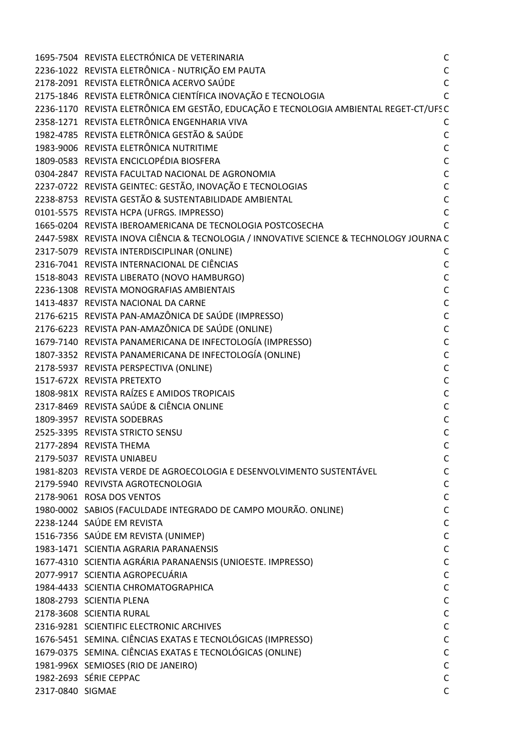| | | |
|---|---|---|
| 1695-7504 | REVISTA ELECTRÓNICA DE VETERINARIA | C |
| 2236-1022 | REVISTA ELETRÔNICA - NUTRIÇÃO EM PAUTA | C |
| 2178-2091 | REVISTA ELETRÔNICA ACERVO SAÚDE | C |
| 2175-1846 | REVISTA ELETRÔNICA CIENTÍFICA INOVAÇÃO E TECNOLOGIA | C |
| 2236-1170 | REVISTA ELETRÔNICA EM GESTÃO, EDUCAÇÃO E TECNOLOGIA AMBIENTAL REGET-CT/UFS | C |
| 2358-1271 | REVISTA ELETRÔNICA ENGENHARIA VIVA | C |
| 1982-4785 | REVISTA ELETRÔNICA GESTÃO & SAÚDE | C |
| 1983-9006 | REVISTA ELETRÔNICA NUTRITIME | C |
| 1809-0583 | REVISTA ENCICLOPÉDIA BIOSFERA | C |
| 0304-2847 | REVISTA FACULTAD NACIONAL DE AGRONOMIA | C |
| 2237-0722 | REVISTA GEINTEC: GESTÃO, INOVAÇÃO E TECNOLOGIAS | C |
| 2238-8753 | REVISTA GESTÃO & SUSTENTABILIDADE AMBIENTAL | C |
| 0101-5575 | REVISTA HCPA (UFRGS. IMPRESSO) | C |
| 1665-0204 | REVISTA IBEROAMERICANA DE TECNOLOGIA POSTCOSECHA | C |
| 2447-598X | REVISTA INOVA CIÊNCIA & TECNOLOGIA / INNOVATIVE SCIENCE & TECHNOLOGY JOURNA | C |
| 2317-5079 | REVISTA INTERDISCIPLINAR (ONLINE) | C |
| 2316-7041 | REVISTA INTERNACIONAL DE CIÊNCIAS | C |
| 1518-8043 | REVISTA LIBERATO (NOVO HAMBURGO) | C |
| 2236-1308 | REVISTA MONOGRAFIAS AMBIENTAIS | C |
| 1413-4837 | REVISTA NACIONAL DA CARNE | C |
| 2176-6215 | REVISTA PAN-AMAZÔNICA DE SAÚDE (IMPRESSO) | C |
| 2176-6223 | REVISTA PAN-AMAZÔNICA DE SAÚDE (ONLINE) | C |
| 1679-7140 | REVISTA PANAMERICANA DE INFECTOLOGÍA (IMPRESSO) | C |
| 1807-3352 | REVISTA PANAMERICANA DE INFECTOLOGÍA (ONLINE) | C |
| 2178-5937 | REVISTA PERSPECTIVA (ONLINE) | C |
| 1517-672X | REVISTA PRETEXTO | C |
| 1808-981X | REVISTA RAÍZES E AMIDOS TROPICAIS | C |
| 2317-8469 | REVISTA SAÚDE & CIÊNCIA ONLINE | C |
| 1809-3957 | REVISTA SODEBRAS | C |
| 2525-3395 | REVISTA STRICTO SENSU | C |
| 2177-2894 | REVISTA THEMA | C |
| 2179-5037 | REVISTA UNIABEU | C |
| 1981-8203 | REVISTA VERDE DE AGROECOLOGIA E DESENVOLVIMENTO SUSTENTÁVEL | C |
| 2179-5940 | REVIVSTA AGROTECNOLOGIA | C |
| 2178-9061 | ROSA DOS VENTOS | C |
| 1980-0002 | SABIOS (FACULDADE INTEGRADO DE CAMPO MOURÃO. ONLINE) | C |
| 2238-1244 | SAÚDE EM REVISTA | C |
| 1516-7356 | SAÚDE EM REVISTA (UNIMEP) | C |
| 1983-1471 | SCIENTIA AGRARIA PARANAENSIS | C |
| 1677-4310 | SCIENTIA AGRÁRIA PARANAENSIS (UNIOESTE. IMPRESSO) | C |
| 2077-9917 | SCIENTIA AGROPECUÁRIA | C |
| 1984-4433 | SCIENTIA CHROMATOGRAPHICA | C |
| 1808-2793 | SCIENTIA PLENA | C |
| 2178-3608 | SCIENTIA RURAL | C |
| 2316-9281 | SCIENTIFIC ELECTRONIC ARCHIVES | C |
| 1676-5451 | SEMINA. CIÊNCIAS EXATAS E TECNOLÓGICAS (IMPRESSO) | C |
| 1679-0375 | SEMINA. CIÊNCIAS EXATAS E TECNOLÓGICAS (ONLINE) | C |
| 1981-996X | SEMIOSES (RIO DE JANEIRO) | C |
| 1982-2693 | SÉRIE CEPPAC | C |
| 2317-0840 | SIGMAE | C |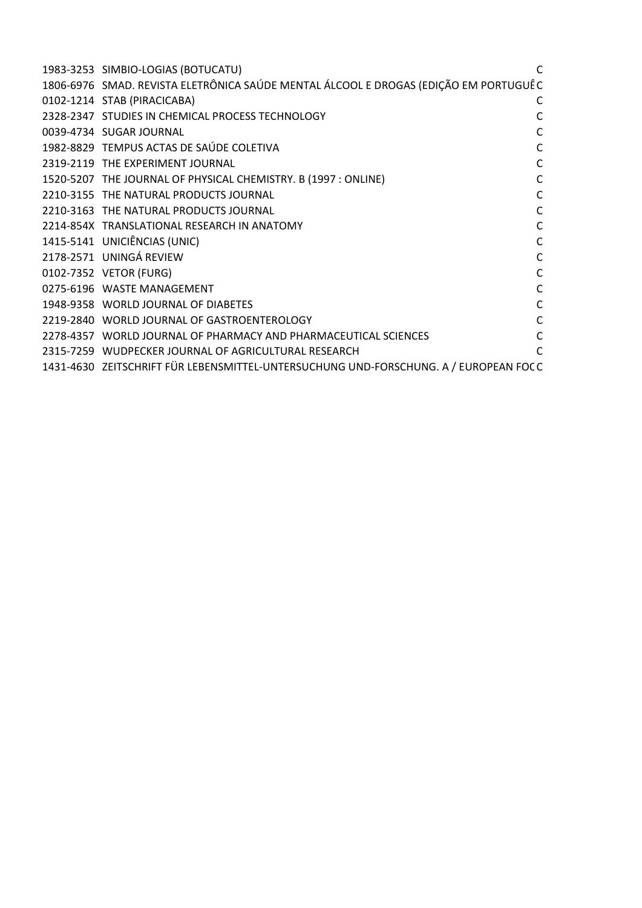| | | |
|---|---|---|
| 1983-3253 | SIMBIO-LOGIAS (BOTUCATU) | C |
| 1806-6976 | SMAD. REVISTA ELETRÔNICA SAÚDE MENTAL ÁLCOOL E DROGAS (EDIÇÃO EM PORTUGUÊ | C |
| 0102-1214 | STAB (PIRACICABA) | C |
| 2328-2347 | STUDIES IN CHEMICAL PROCESS TECHNOLOGY | C |
| 0039-4734 | SUGAR JOURNAL | C |
| 1982-8829 | TEMPUS ACTAS DE SAÚDE COLETIVA | C |
| 2319-2119 | THE EXPERIMENT JOURNAL | C |
| 1520-5207 | THE JOURNAL OF PHYSICAL CHEMISTRY. B (1997 : ONLINE) | C |
| 2210-3155 | THE NATURAL PRODUCTS JOURNAL | C |
| 2210-3163 | THE NATURAL PRODUCTS JOURNAL | C |
| 2214-854X | TRANSLATIONAL RESEARCH IN ANATOMY | C |
| 1415-5141 | UNICIÊNCIAS (UNIC) | C |
| 2178-2571 | UNINGÁ REVIEW | C |
| 0102-7352 | VETOR (FURG) | C |
| 0275-6196 | WASTE MANAGEMENT | C |
| 1948-9358 | WORLD JOURNAL OF DIABETES | C |
| 2219-2840 | WORLD JOURNAL OF GASTROENTEROLOGY | C |
| 2278-4357 | WORLD JOURNAL OF PHARMACY AND PHARMACEUTICAL SCIENCES | C |
| 2315-7259 | WUDPECKER JOURNAL OF AGRICULTURAL RESEARCH | C |
| 1431-4630 | ZEITSCHRIFT FÜR LEBENSMITTEL-UNTERSUCHUNG UND-FORSCHUNG. A / EUROPEAN FOC | C |